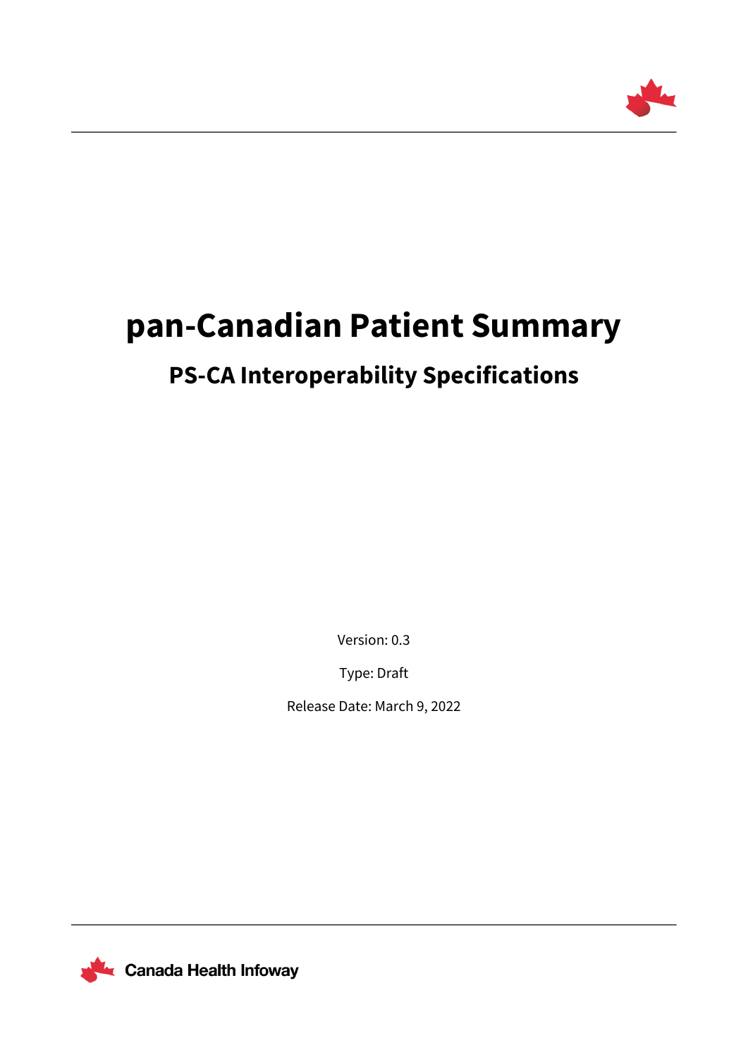# pan-Canadian Patient Summary

## PS-CA Interoperability Specifications

Version: 0.3

Type: Draft

Release Date: March 9, 2022

Canada Health Infoway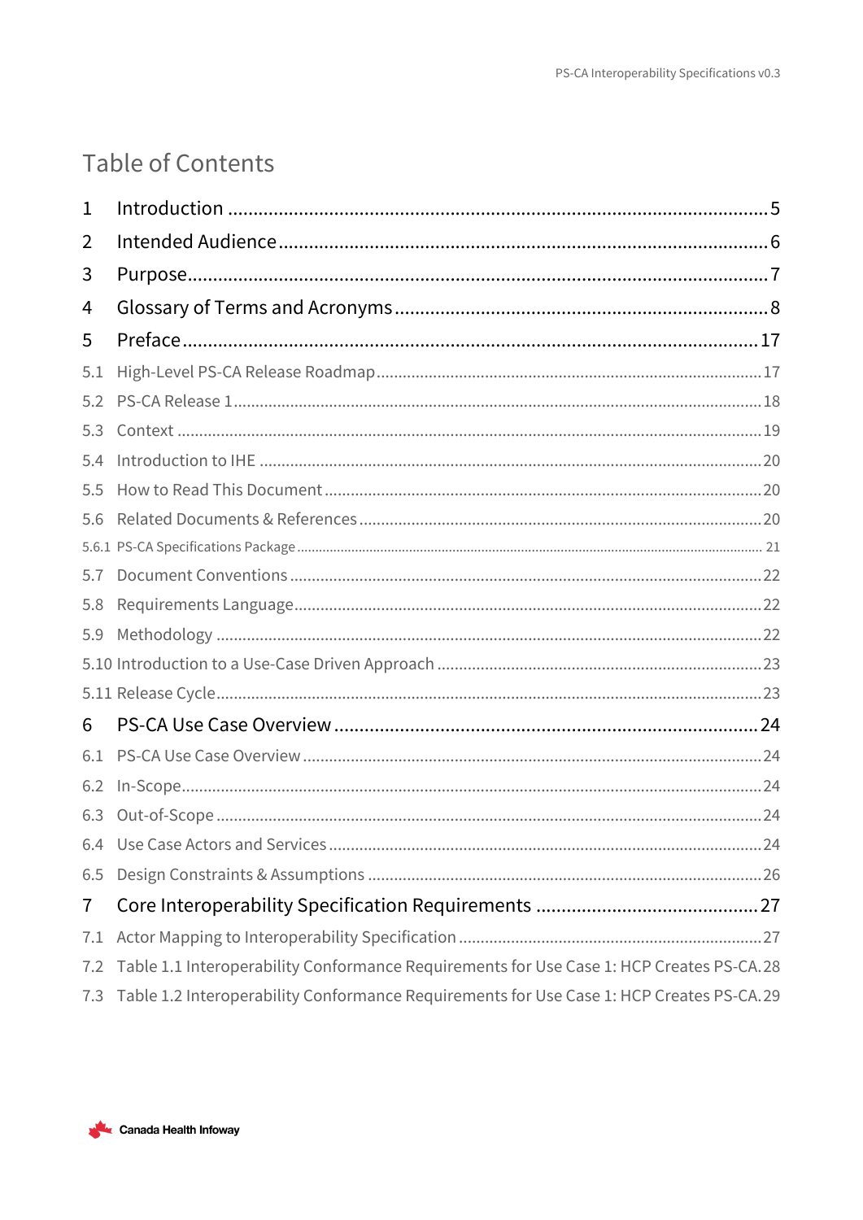# Table of Contents

1 Introduction ........................................................................................................ 5

2 Intended Audience ............................................................................................... 6

3 Purpose ................................................................................................................ 7

4 Glossary of Terms and Acronyms ........................................................................ 8

5 Preface ................................................................................................................ 17

5.1 High-Level PS-CA Release Roadmap ................................................................ 17

5.2 PS-CA Release 1 ................................................................................................ 18

5.3 Context ............................................................................................................... 19

5.4 Introduction to IHE ............................................................................................. 20

5.5 How to Read This Document .............................................................................. 20

5.6 Related Documents & References ...................................................................... 20

5.6.1 PS-CA Specifications Package .......................................................................... 21

5.7 Document Conventions ...................................................................................... 22

5.8 Requirements Language .................................................................................... 22

5.9 Methodology ....................................................................................................... 22

5.10 Introduction to a Use-Case Driven Approach .................................................... 23

5.11 Release Cycle .................................................................................................... 23

6 PS-CA Use Case Overview ................................................................................... 24

6.1 PS-CA Use Case Overview .................................................................................. 24

6.2 In-Scope .............................................................................................................. 24

6.3 Out-of-Scope ....................................................................................................... 24

6.4 Use Case Actors and Services ............................................................................. 24

6.5 Design Constraints & Assumptions .................................................................... 26

7 Core Interoperability Specification Requirements ............................................... 27

7.1 Actor Mapping to Interoperability Specification .................................................. 27

7.2 Table 1.1 Interoperability Conformance Requirements for Use Case 1: HCP Creates PS-CA. 28

7.3 Table 1.2 Interoperability Conformance Requirements for Use Case 1: HCP Creates PS-CA. 29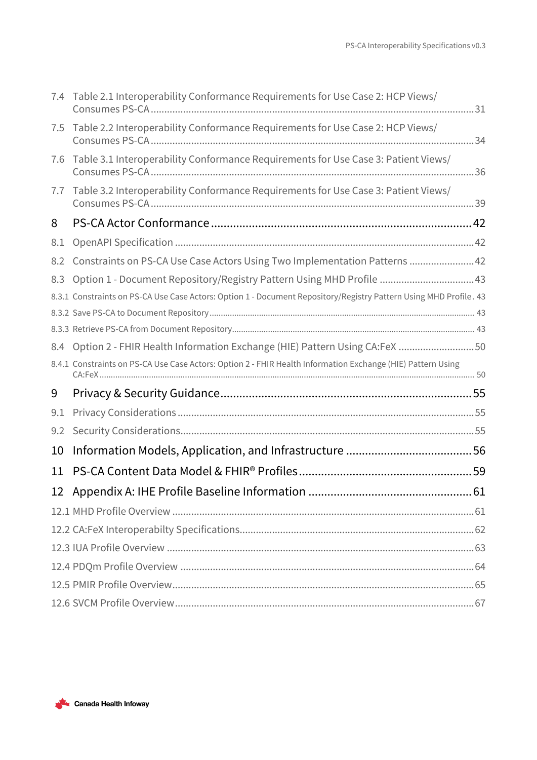7.4 Table 2.1 Interoperability Conformance Requirements for Use Case 2: HCP Views/ Consumes PS-CA ........ 31

7.5 Table 2.2 Interoperability Conformance Requirements for Use Case 2: HCP Views/ Consumes PS-CA ........ 34

7.6 Table 3.1 Interoperability Conformance Requirements for Use Case 3: Patient Views/ Consumes PS-CA ........ 36

7.7 Table 3.2 Interoperability Conformance Requirements for Use Case 3: Patient Views/ Consumes PS-CA ........ 39

8 PS-CA Actor Conformance ........ 42

8.1 OpenAPI Specification ........ 42

8.2 Constraints on PS-CA Use Case Actors Using Two Implementation Patterns ........ 42

8.3 Option 1 - Document Repository/Registry Pattern Using MHD Profile ........ 43

8.3.1 Constraints on PS-CA Use Case Actors: Option 1 - Document Repository/Registry Pattern Using MHD Profile. 43

8.3.2 Save PS-CA to Document Repository ........ 43

8.3.3 Retrieve PS-CA from Document Repository ........ 43

8.4 Option 2 - FHIR Health Information Exchange (HIE) Pattern Using CA:FeX ........ 50

8.4.1 Constraints on PS-CA Use Case Actors: Option 2 - FHIR Health Information Exchange (HIE) Pattern Using CA:FeX ........ 50

9 Privacy & Security Guidance ........ 55

9.1 Privacy Considerations ........ 55

9.2 Security Considerations ........ 55

10 Information Models, Application, and Infrastructure ........ 56

11 PS-CA Content Data Model & FHIR® Profiles ........ 59

12 Appendix A: IHE Profile Baseline Information ........ 61

12.1 MHD Profile Overview ........ 61

12.2 CA:FeX Interoperabilty Specifications ........ 62

12.3 IUA Profile Overview ........ 63

12.4 PDQm Profile Overview ........ 64

12.5 PMIR Profile Overview ........ 65

12.6 SVCM Profile Overview ........ 67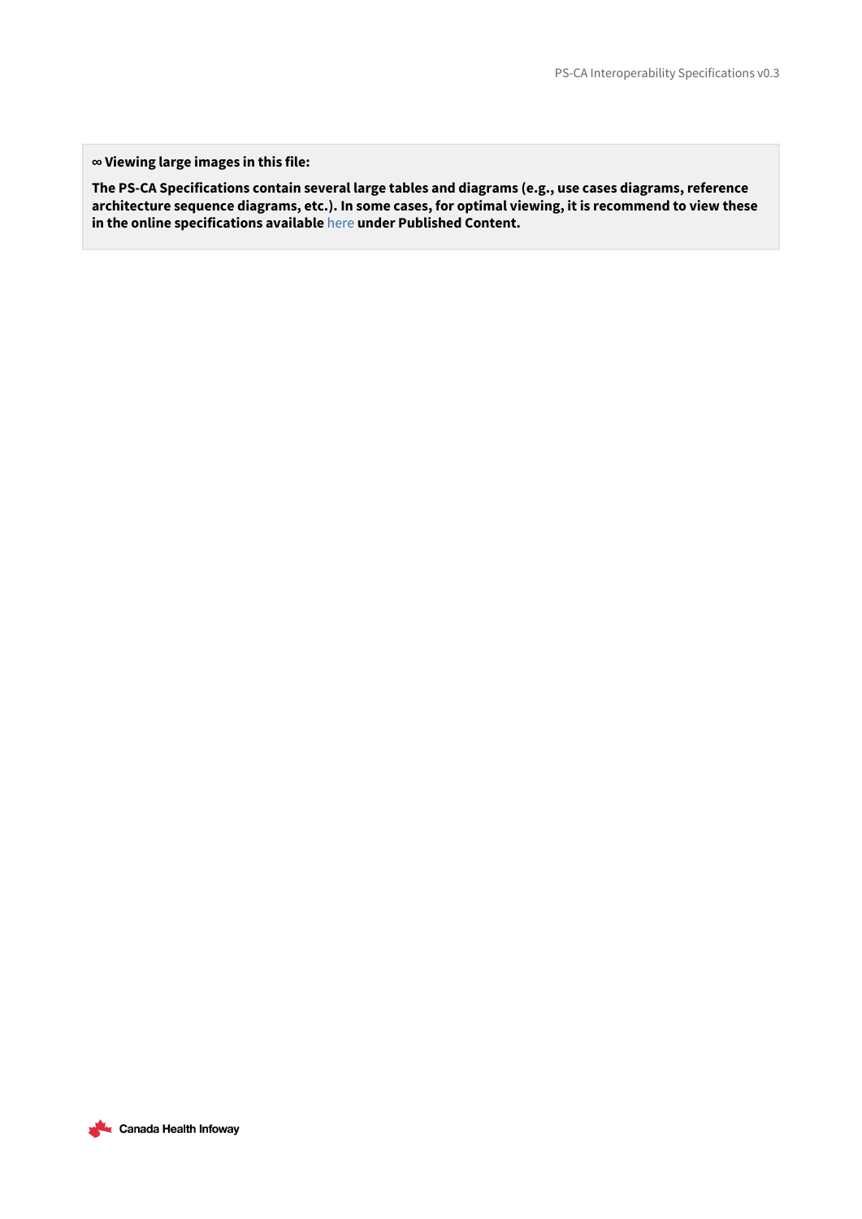**∞ Viewing large images in this file:**

**The PS-CA Specifications contain several large tables and diagrams (e.g., use cases diagrams, reference architecture sequence diagrams, etc.). In some cases, for optimal viewing, it is recommend to view these in the online specifications available here under Published Content.**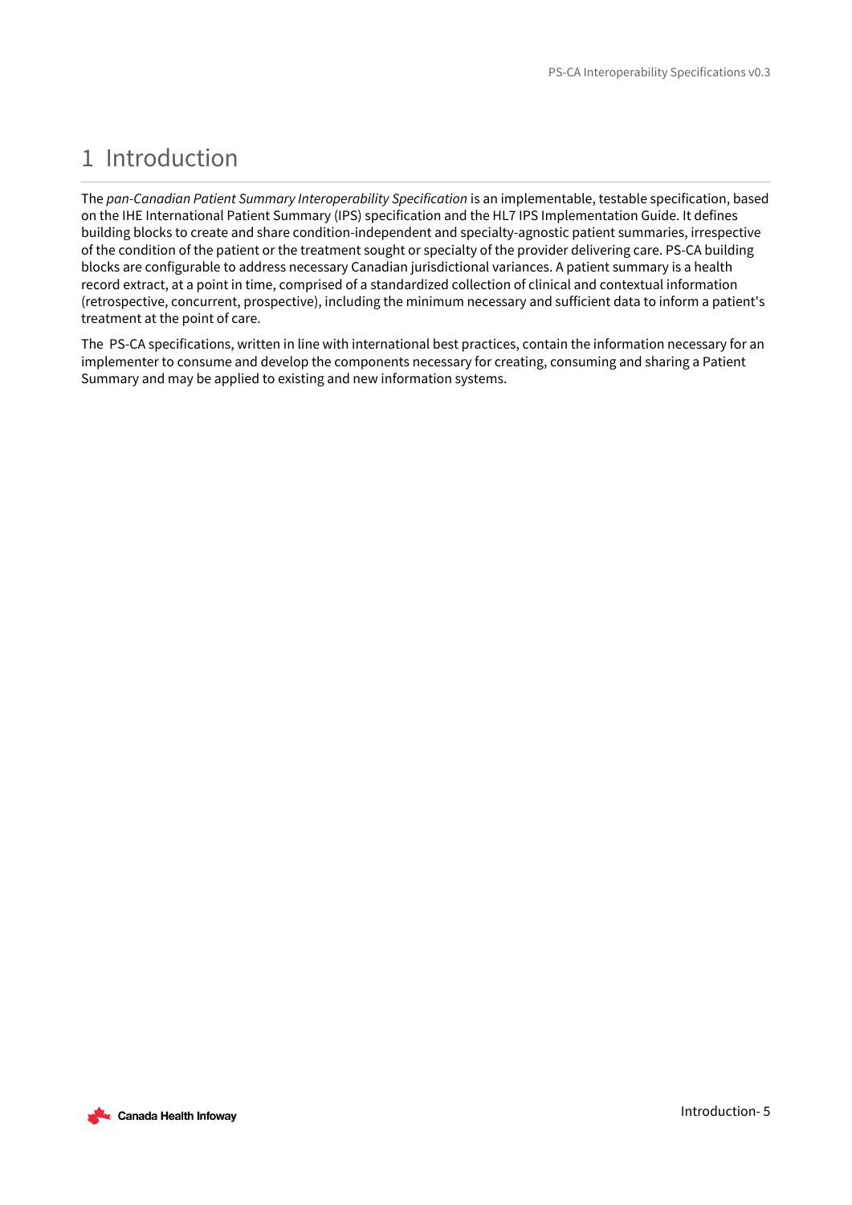# 1 Introduction

The *pan-Canadian Patient Summary Interoperability Specification* is an implementable, testable specification, based on the IHE International Patient Summary (IPS) specification and the HL7 IPS Implementation Guide. It defines building blocks to create and share condition-independent and specialty-agnostic patient summaries, irrespective of the condition of the patient or the treatment sought or specialty of the provider delivering care. PS-CA building blocks are configurable to address necessary Canadian jurisdictional variances. A patient summary is a health record extract, at a point in time, comprised of a standardized collection of clinical and contextual information (retrospective, concurrent, prospective), including the minimum necessary and sufficient data to inform a patient's treatment at the point of care.

The PS-CA specifications, written in line with international best practices, contain the information necessary for an implementer to consume and develop the components necessary for creating, consuming and sharing a Patient Summary and may be applied to existing and new information systems.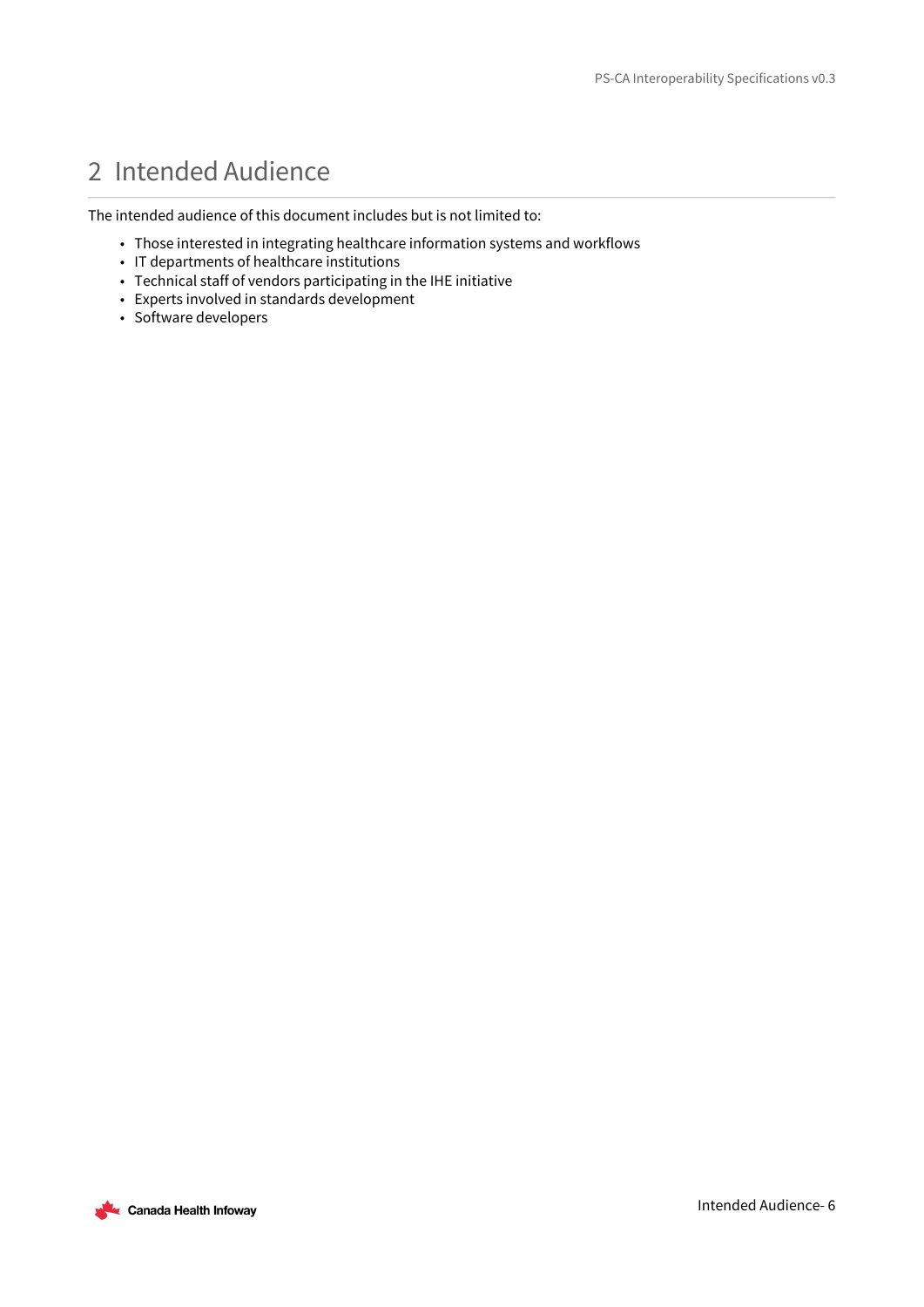# 2 Intended Audience

The intended audience of this document includes but is not limited to:

- Those interested in integrating healthcare information systems and workflows
- IT departments of healthcare institutions
- Technical staff of vendors participating in the IHE initiative
- Experts involved in standards development
- Software developers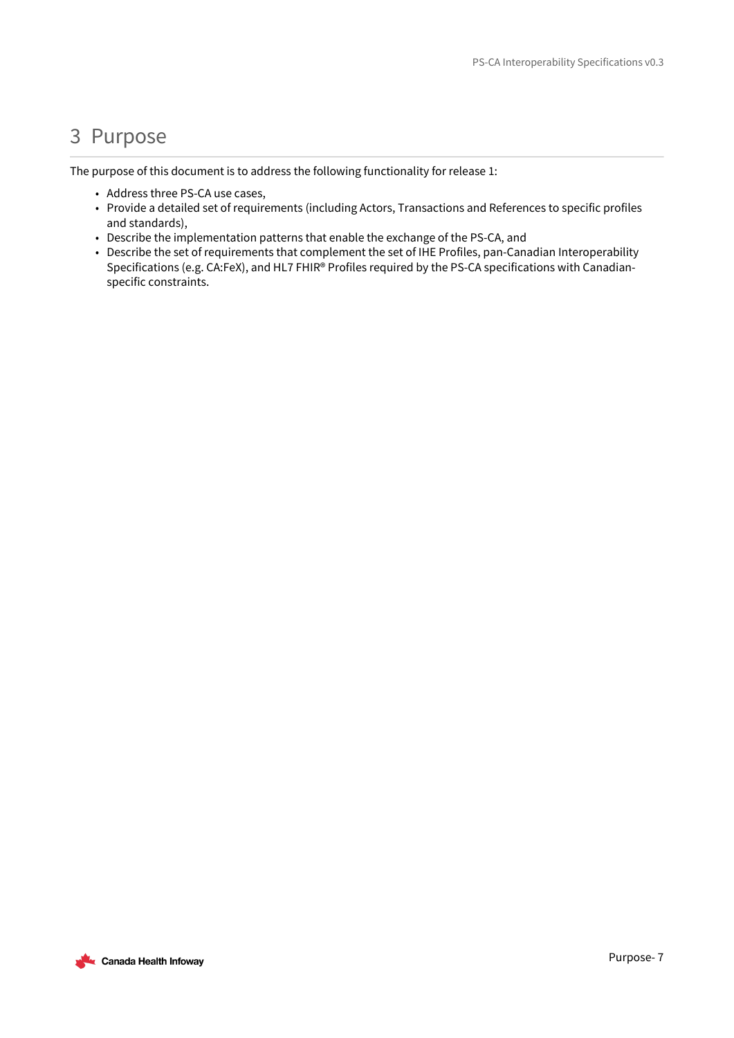# 3 Purpose

The purpose of this document is to address the following functionality for release 1:

- Address three PS-CA use cases,
- Provide a detailed set of requirements (including Actors, Transactions and References to specific profiles and standards),
- Describe the implementation patterns that enable the exchange of the PS-CA, and
- Describe the set of requirements that complement the set of IHE Profiles, pan-Canadian Interoperability Specifications (e.g. CA:FeX), and HL7 FHIR® Profiles required by the PS-CA specifications with Canadian-specific constraints.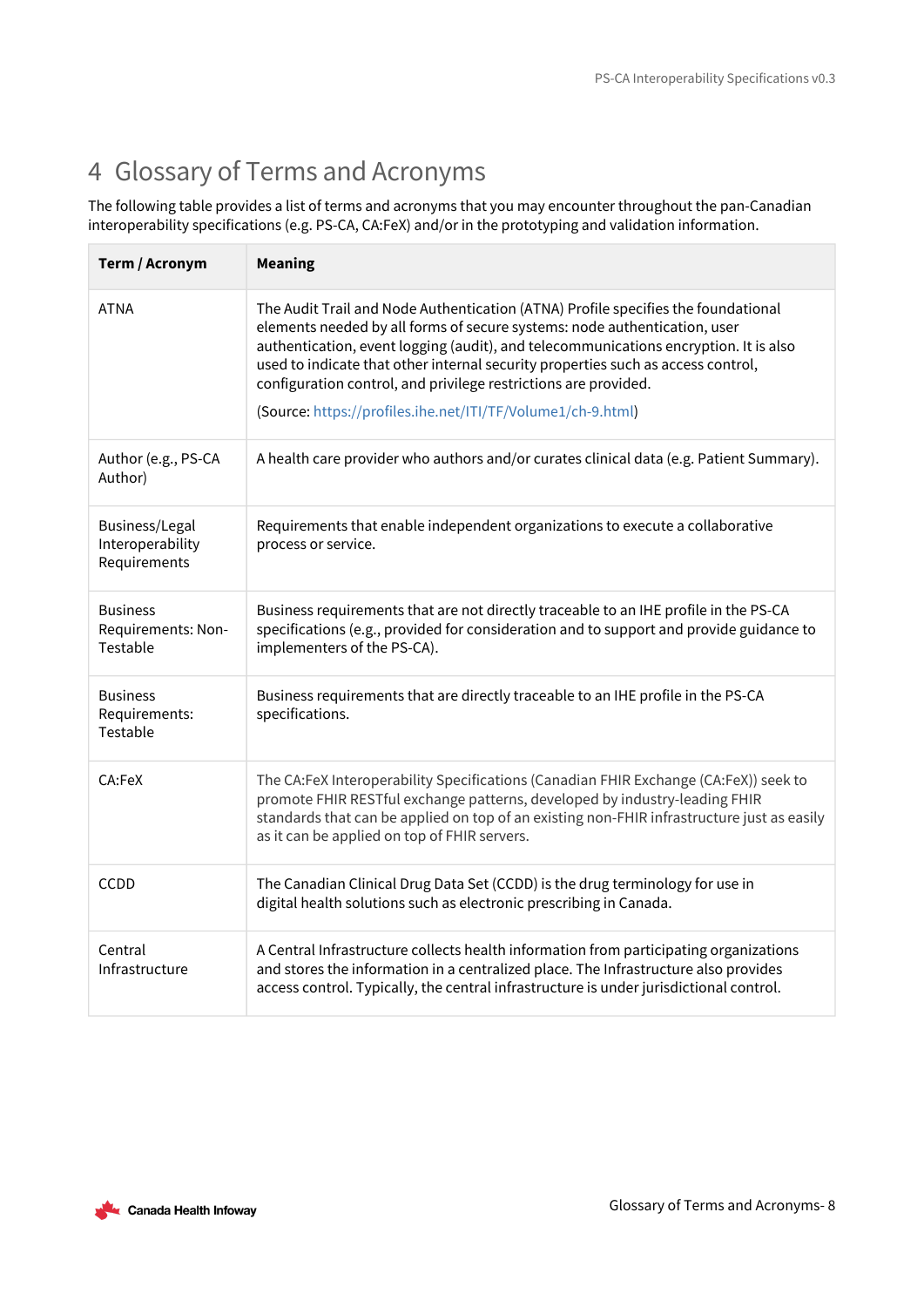# 4 Glossary of Terms and Acronyms

The following table provides a list of terms and acronyms that you may encounter throughout the pan-Canadian interoperability specifications (e.g. PS-CA, CA:FeX) and/or in the prototyping and validation information.

| Term / Acronym | Meaning |
|---|---|
| ATNA | The Audit Trail and Node Authentication (ATNA) Profile specifies the foundational elements needed by all forms of secure systems: node authentication, user authentication, event logging (audit), and telecommunications encryption. It is also used to indicate that other internal security properties such as access control, configuration control, and privilege restrictions are provided.<br><br>(Source: https://profiles.ihe.net/ITI/TF/Volume1/ch-9.html) |
| Author (e.g., PS-CA Author) | A health care provider who authors and/or curates clinical data (e.g. Patient Summary). |
| Business/Legal Interoperability Requirements | Requirements that enable independent organizations to execute a collaborative process or service. |
| Business Requirements: Non-Testable | Business requirements that are not directly traceable to an IHE profile in the PS-CA specifications (e.g., provided for consideration and to support and provide guidance to implementers of the PS-CA). |
| Business Requirements: Testable | Business requirements that are directly traceable to an IHE profile in the PS-CA specifications. |
| CA:FeX | The CA:FeX Interoperability Specifications (Canadian FHIR Exchange (CA:FeX)) seek to promote FHIR RESTful exchange patterns, developed by industry-leading FHIR standards that can be applied on top of an existing non-FHIR infrastructure just as easily as it can be applied on top of FHIR servers. |
| CCDD | The Canadian Clinical Drug Data Set (CCDD) is the drug terminology for use in digital health solutions such as electronic prescribing in Canada. |
| Central Infrastructure | A Central Infrastructure collects health information from participating organizations and stores the information in a centralized place. The Infrastructure also provides access control. Typically, the central infrastructure is under jurisdictional control. |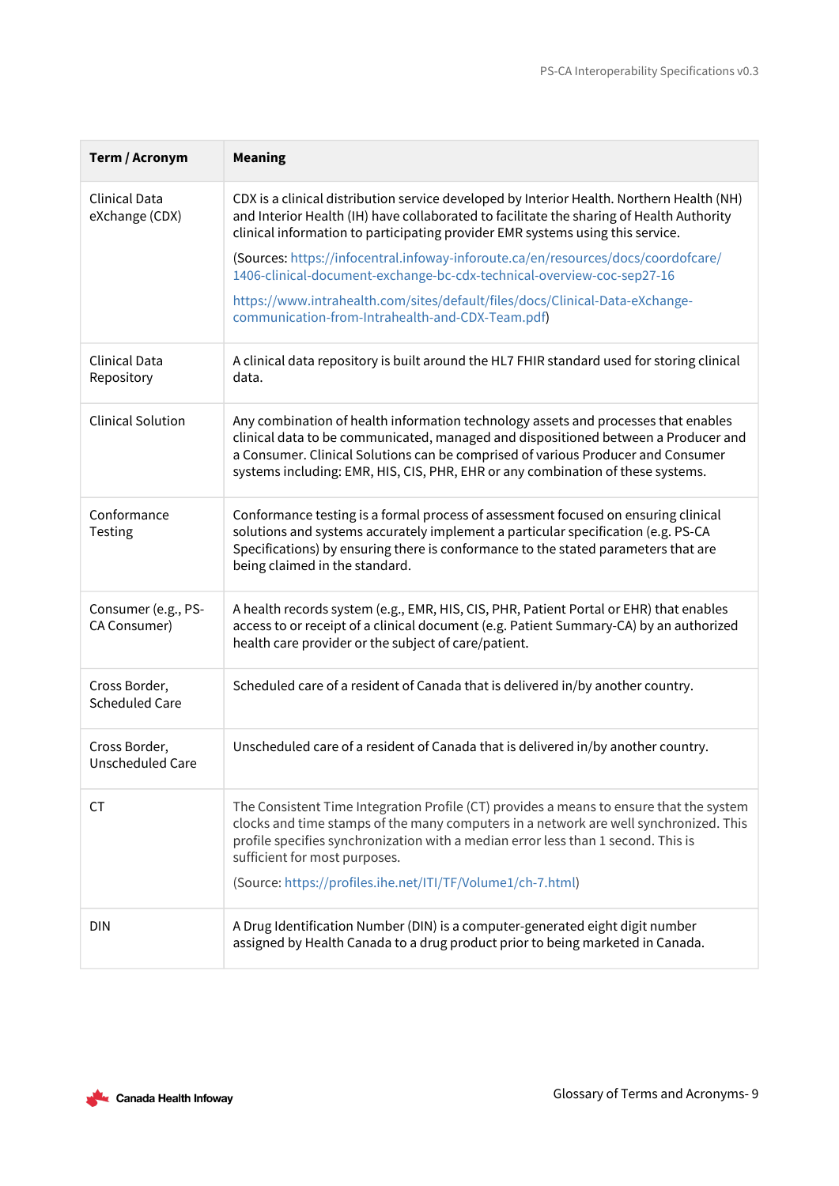| Term / Acronym | Meaning |
|---|---|
| Clinical Data eXchange (CDX) | CDX is a clinical distribution service developed by Interior Health. Northern Health (NH) and Interior Health (IH) have collaborated to facilitate the sharing of Health Authority clinical information to participating provider EMR systems using this service.<br><br>(Sources: https://infocentral.infoway-inforoute.ca/en/resources/docs/coordofcare/1406-clinical-document-exchange-bc-cdx-technical-overview-coc-sep27-16<br><br>https://www.intrahealth.com/sites/default/files/docs/Clinical-Data-eXchange-communication-from-Intrahealth-and-CDX-Team.pdf) |
| Clinical Data Repository | A clinical data repository is built around the HL7 FHIR standard used for storing clinical data. |
| Clinical Solution | Any combination of health information technology assets and processes that enables clinical data to be communicated, managed and dispositioned between a Producer and a Consumer. Clinical Solutions can be comprised of various Producer and Consumer systems including: EMR, HIS, CIS, PHR, EHR or any combination of these systems. |
| Conformance Testing | Conformance testing is a formal process of assessment focused on ensuring clinical solutions and systems accurately implement a particular specification (e.g. PS-CA Specifications) by ensuring there is conformance to the stated parameters that are being claimed in the standard. |
| Consumer (e.g., PS-CA Consumer) | A health records system (e.g., EMR, HIS, CIS, PHR, Patient Portal or EHR) that enables access to or receipt of a clinical document (e.g. Patient Summary-CA) by an authorized health care provider or the subject of care/patient. |
| Cross Border, Scheduled Care | Scheduled care of a resident of Canada that is delivered in/by another country. |
| Cross Border, Unscheduled Care | Unscheduled care of a resident of Canada that is delivered in/by another country. |
| CT | The Consistent Time Integration Profile (CT) provides a means to ensure that the system clocks and time stamps of the many computers in a network are well synchronized. This profile specifies synchronization with a median error less than 1 second. This is sufficient for most purposes.<br><br>(Source: https://profiles.ihe.net/ITI/TF/Volume1/ch-7.html) |
| DIN | A Drug Identification Number (DIN) is a computer-generated eight digit number assigned by Health Canada to a drug product prior to being marketed in Canada. |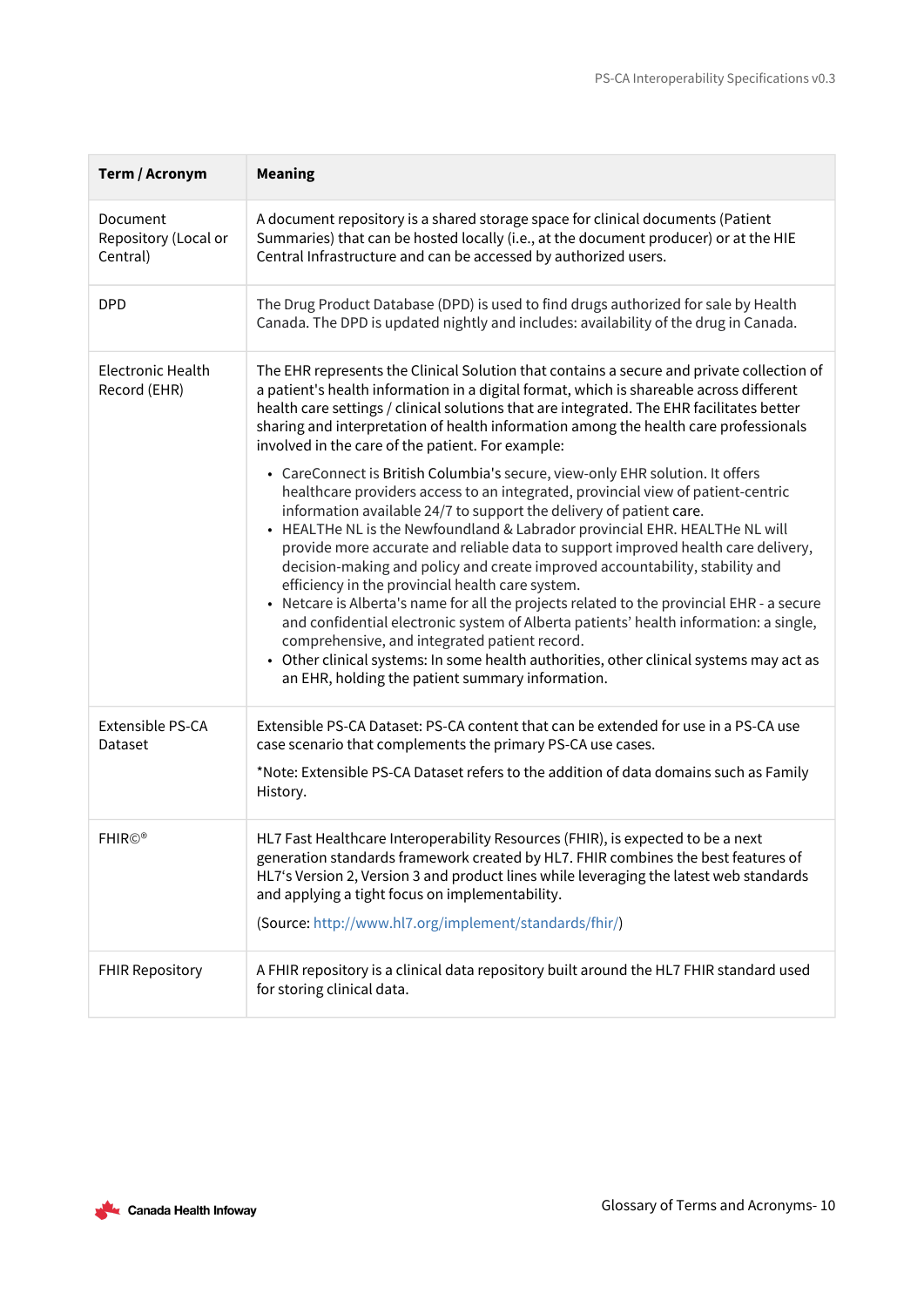| Term / Acronym | Meaning |
|---|---|
| Document Repository (Local or Central) | A document repository is a shared storage space for clinical documents (Patient Summaries) that can be hosted locally (i.e., at the document producer) or at the HIE Central Infrastructure and can be accessed by authorized users. |
| DPD | The Drug Product Database (DPD) is used to find drugs authorized for sale by Health Canada. The DPD is updated nightly and includes: availability of the drug in Canada. |
| Electronic Health Record (EHR) | The EHR represents the Clinical Solution that contains a secure and private collection of a patient's health information in a digital format, which is shareable across different health care settings / clinical solutions that are integrated. The EHR facilitates better sharing and interpretation of health information among the health care professionals involved in the care of the patient. For example:<br>• CareConnect is British Columbia's secure, view-only EHR solution. It offers healthcare providers access to an integrated, provincial view of patient-centric information available 24/7 to support the delivery of patient care.<br>• HEALTHe NL is the Newfoundland & Labrador provincial EHR. HEALTHe NL will provide more accurate and reliable data to support improved health care delivery, decision-making and policy and create improved accountability, stability and efficiency in the provincial health care system.<br>• Netcare is Alberta's name for all the projects related to the provincial EHR - a secure and confidential electronic system of Alberta patients' health information: a single, comprehensive, and integrated patient record.<br>• Other clinical systems: In some health authorities, other clinical systems may act as an EHR, holding the patient summary information. |
| Extensible PS-CA Dataset | Extensible PS-CA Dataset: PS-CA content that can be extended for use in a PS-CA use case scenario that complements the primary PS-CA use cases.<br>*Note: Extensible PS-CA Dataset refers to the addition of data domains such as Family History. |
| FHIR©® | HL7 Fast Healthcare Interoperability Resources (FHIR), is expected to be a next generation standards framework created by HL7. FHIR combines the best features of HL7's Version 2, Version 3 and product lines while leveraging the latest web standards and applying a tight focus on implementability.<br>(Source: http://www.hl7.org/implement/standards/fhir/) |
| FHIR Repository | A FHIR repository is a clinical data repository built around the HL7 FHIR standard used for storing clinical data. |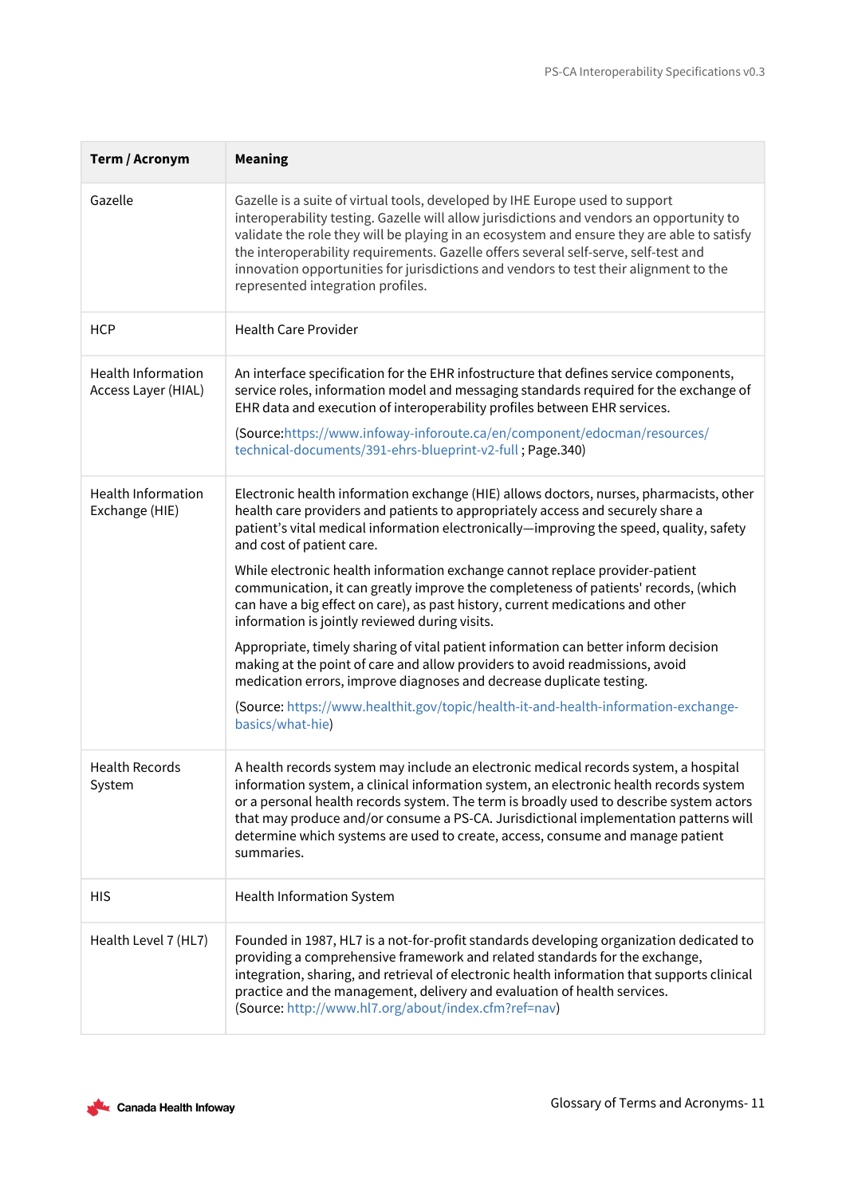| Term / Acronym | Meaning |
| --- | --- |
| Gazelle | Gazelle is a suite of virtual tools, developed by IHE Europe used to support interoperability testing. Gazelle will allow jurisdictions and vendors an opportunity to validate the role they will be playing in an ecosystem and ensure they are able to satisfy the interoperability requirements. Gazelle offers several self-serve, self-test and innovation opportunities for jurisdictions and vendors to test their alignment to the represented integration profiles. |
| HCP | Health Care Provider |
| Health Information Access Layer (HIAL) | An interface specification for the EHR infostructure that defines service components, service roles, information model and messaging standards required for the exchange of EHR data and execution of interoperability profiles between EHR services.<br><br>(Source:https://www.infoway-inforoute.ca/en/component/edocman/resources/technical-documents/391-ehrs-blueprint-v2-full ; Page.340) |
| Health Information Exchange (HIE) | Electronic health information exchange (HIE) allows doctors, nurses, pharmacists, other health care providers and patients to appropriately access and securely share a patient's vital medical information electronically—improving the speed, quality, safety and cost of patient care.<br><br>While electronic health information exchange cannot replace provider-patient communication, it can greatly improve the completeness of patients' records, (which can have a big effect on care), as past history, current medications and other information is jointly reviewed during visits.<br><br>Appropriate, timely sharing of vital patient information can better inform decision making at the point of care and allow providers to avoid readmissions, avoid medication errors, improve diagnoses and decrease duplicate testing.<br><br>(Source: https://www.healthit.gov/topic/health-it-and-health-information-exchange-basics/what-hie) |
| Health Records System | A health records system may include an electronic medical records system, a hospital information system, a clinical information system, an electronic health records system or a personal health records system. The term is broadly used to describe system actors that may produce and/or consume a PS-CA. Jurisdictional implementation patterns will determine which systems are used to create, access, consume and manage patient summaries. |
| HIS | Health Information System |
| Health Level 7 (HL7) | Founded in 1987, HL7 is a not-for-profit standards developing organization dedicated to providing a comprehensive framework and related standards for the exchange, integration, sharing, and retrieval of electronic health information that supports clinical practice and the management, delivery and evaluation of health services. (Source: http://www.hl7.org/about/index.cfm?ref=nav) |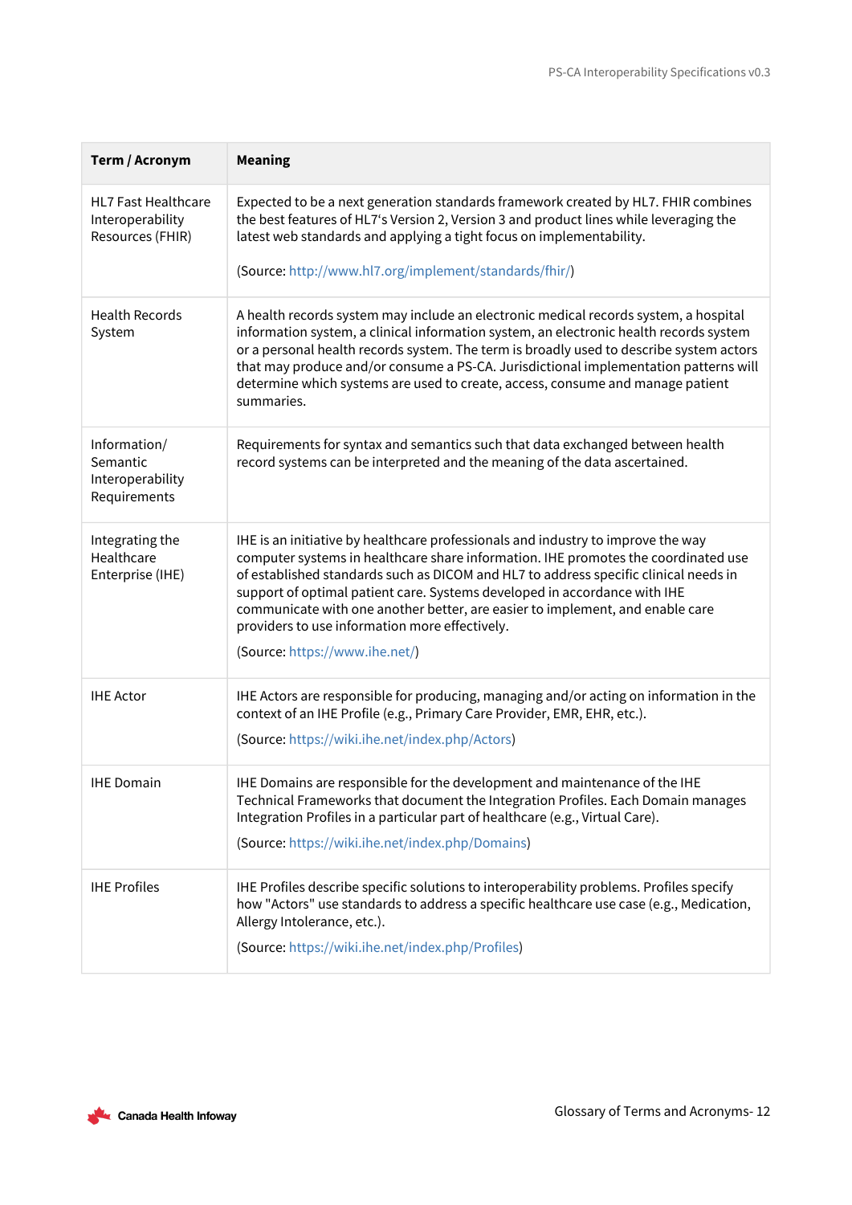| Term / Acronym | Meaning |
| --- | --- |
| HL7 Fast Healthcare Interoperability Resources (FHIR) | Expected to be a next generation standards framework created by HL7. FHIR combines the best features of HL7's Version 2, Version 3 and product lines while leveraging the latest web standards and applying a tight focus on implementability.<br><br>(Source: http://www.hl7.org/implement/standards/fhir/) |
| Health Records System | A health records system may include an electronic medical records system, a hospital information system, a clinical information system, an electronic health records system or a personal health records system. The term is broadly used to describe system actors that may produce and/or consume a PS-CA. Jurisdictional implementation patterns will determine which systems are used to create, access, consume and manage patient summaries. |
| Information/ Semantic Interoperability Requirements | Requirements for syntax and semantics such that data exchanged between health record systems can be interpreted and the meaning of the data ascertained. |
| Integrating the Healthcare Enterprise (IHE) | IHE is an initiative by healthcare professionals and industry to improve the way computer systems in healthcare share information. IHE promotes the coordinated use of established standards such as DICOM and HL7 to address specific clinical needs in support of optimal patient care. Systems developed in accordance with IHE communicate with one another better, are easier to implement, and enable care providers to use information more effectively.<br><br>(Source: https://www.ihe.net/) |
| IHE Actor | IHE Actors are responsible for producing, managing and/or acting on information in the context of an IHE Profile (e.g., Primary Care Provider, EMR, EHR, etc.).<br><br>(Source: https://wiki.ihe.net/index.php/Actors) |
| IHE Domain | IHE Domains are responsible for the development and maintenance of the IHE Technical Frameworks that document the Integration Profiles. Each Domain manages Integration Profiles in a particular part of healthcare (e.g., Virtual Care).<br><br>(Source: https://wiki.ihe.net/index.php/Domains) |
| IHE Profiles | IHE Profiles describe specific solutions to interoperability problems. Profiles specify how "Actors" use standards to address a specific healthcare use case (e.g., Medication, Allergy Intolerance, etc.).<br><br>(Source: https://wiki.ihe.net/index.php/Profiles) |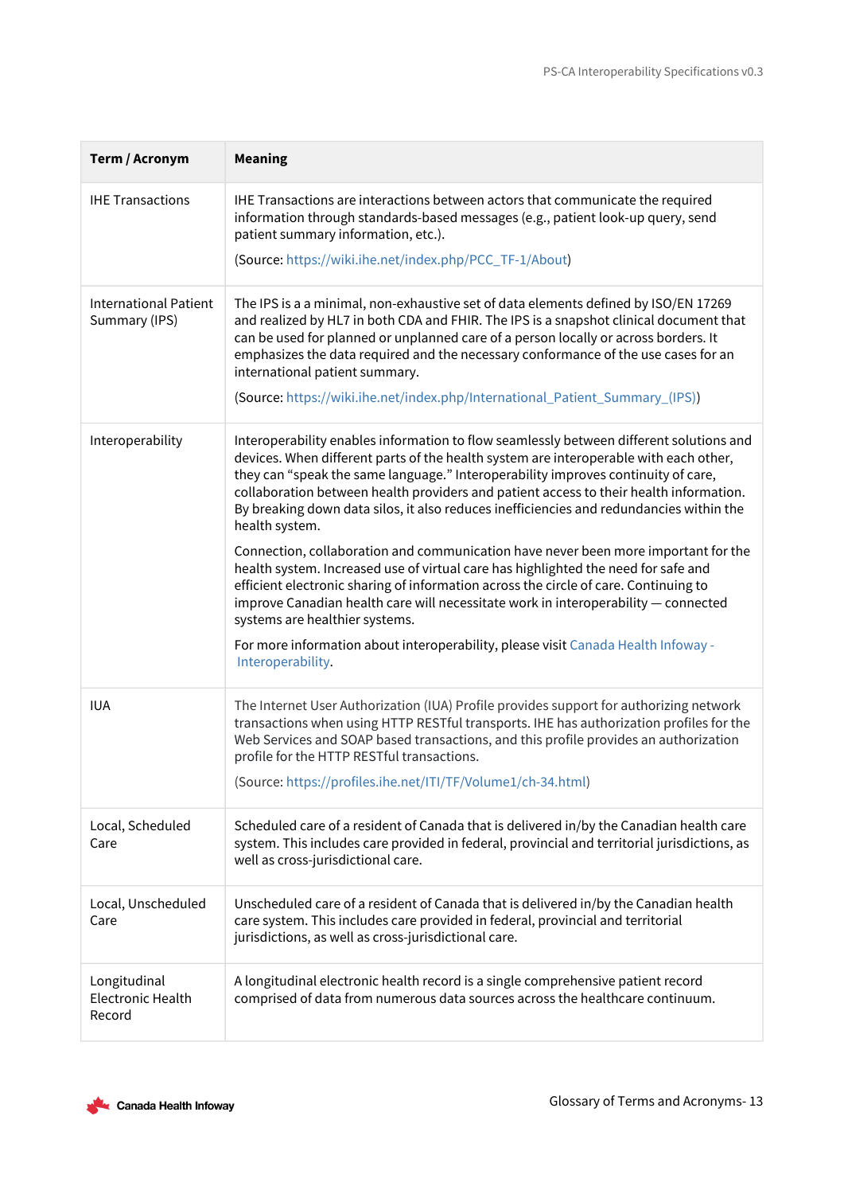| Term / Acronym | Meaning |
|---|---|
| IHE Transactions | IHE Transactions are interactions between actors that communicate the required information through standards-based messages (e.g., patient look-up query, send patient summary information, etc.).<br><br>(Source: https://wiki.ihe.net/index.php/PCC_TF-1/About) |
| International Patient Summary (IPS) | The IPS is a a minimal, non-exhaustive set of data elements defined by ISO/EN 17269 and realized by HL7 in both CDA and FHIR. The IPS is a snapshot clinical document that can be used for planned or unplanned care of a person locally or across borders. It emphasizes the data required and the necessary conformance of the use cases for an international patient summary.<br><br>(Source: https://wiki.ihe.net/index.php/International_Patient_Summary_(IPS)) |
| Interoperability | Interoperability enables information to flow seamlessly between different solutions and devices. When different parts of the health system are interoperable with each other, they can “speak the same language.” Interoperability improves continuity of care, collaboration between health providers and patient access to their health information. By breaking down data silos, it also reduces inefficiencies and redundancies within the health system.<br><br>Connection, collaboration and communication have never been more important for the health system. Increased use of virtual care has highlighted the need for safe and efficient electronic sharing of information across the circle of care. Continuing to improve Canadian health care will necessitate work in interoperability — connected systems are healthier systems.<br><br>For more information about interoperability, please visit Canada Health Infoway - Interoperability. |
| IUA | The Internet User Authorization (IUA) Profile provides support for authorizing network transactions when using HTTP RESTful transports. IHE has authorization profiles for the Web Services and SOAP based transactions, and this profile provides an authorization profile for the HTTP RESTful transactions.<br><br>(Source: https://profiles.ihe.net/ITI/TF/Volume1/ch-34.html) |
| Local, Scheduled Care | Scheduled care of a resident of Canada that is delivered in/by the Canadian health care system. This includes care provided in federal, provincial and territorial jurisdictions, as well as cross-jurisdictional care. |
| Local, Unscheduled Care | Unscheduled care of a resident of Canada that is delivered in/by the Canadian health care system. This includes care provided in federal, provincial and territorial jurisdictions, as well as cross-jurisdictional care. |
| Longitudinal Electronic Health Record | A longitudinal electronic health record is a single comprehensive patient record comprised of data from numerous data sources across the healthcare continuum. |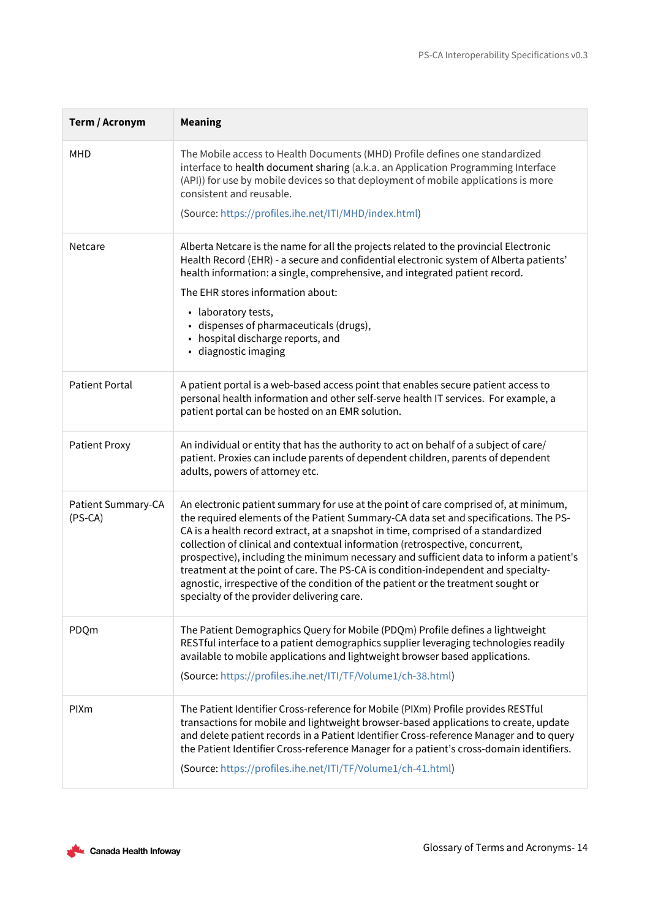| Term / Acronym | Meaning |
|---|---|
| MHD | The Mobile access to Health Documents (MHD) Profile defines one standardized interface to health document sharing (a.k.a. an Application Programming Interface (API)) for use by mobile devices so that deployment of mobile applications is more consistent and reusable.<br><br>(Source: https://profiles.ihe.net/ITI/MHD/index.html) |
| Netcare | Alberta Netcare is the name for all the projects related to the provincial Electronic Health Record (EHR) - a secure and confidential electronic system of Alberta patients' health information: a single, comprehensive, and integrated patient record.<br><br>The EHR stores information about:<br>• laboratory tests,<br>• dispenses of pharmaceuticals (drugs),<br>• hospital discharge reports, and<br>• diagnostic imaging |
| Patient Portal | A patient portal is a web-based access point that enables secure patient access to personal health information and other self-serve health IT services. For example, a patient portal can be hosted on an EMR solution. |
| Patient Proxy | An individual or entity that has the authority to act on behalf of a subject of care/ patient. Proxies can include parents of dependent children, parents of dependent adults, powers of attorney etc. |
| Patient Summary-CA (PS-CA) | An electronic patient summary for use at the point of care comprised of, at minimum, the required elements of the Patient Summary-CA data set and specifications. The PS-CA is a health record extract, at a snapshot in time, comprised of a standardized collection of clinical and contextual information (retrospective, concurrent, prospective), including the minimum necessary and sufficient data to inform a patient's treatment at the point of care. The PS-CA is condition-independent and specialty-agnostic, irrespective of the condition of the patient or the treatment sought or specialty of the provider delivering care. |
| PDQm | The Patient Demographics Query for Mobile (PDQm) Profile defines a lightweight RESTful interface to a patient demographics supplier leveraging technologies readily available to mobile applications and lightweight browser based applications.<br><br>(Source: https://profiles.ihe.net/ITI/TF/Volume1/ch-38.html) |
| PIXm | The Patient Identifier Cross-reference for Mobile (PIXm) Profile provides RESTful transactions for mobile and lightweight browser-based applications to create, update and delete patient records in a Patient Identifier Cross-reference Manager and to query the Patient Identifier Cross-reference Manager for a patient's cross-domain identifiers.<br><br>(Source: https://profiles.ihe.net/ITI/TF/Volume1/ch-41.html) |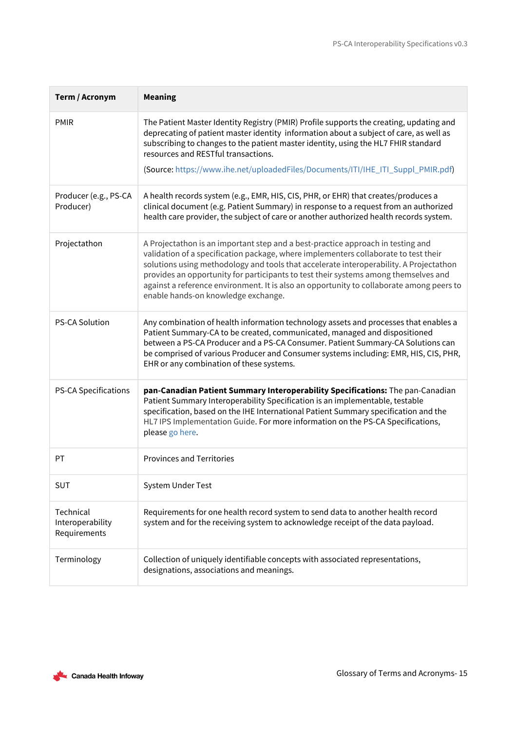| Term / Acronym | Meaning |
|---|---|
| PMIR | The Patient Master Identity Registry (PMIR) Profile supports the creating, updating and deprecating of patient master identity information about a subject of care, as well as subscribing to changes to the patient master identity, using the HL7 FHIR standard resources and RESTful transactions.<br><br>(Source: https://www.ihe.net/uploadedFiles/Documents/ITI/IHE_ITI_Suppl_PMIR.pdf) |
| Producer (e.g., PS-CA Producer) | A health records system (e.g., EMR, HIS, CIS, PHR, or EHR) that creates/produces a clinical document (e.g. Patient Summary) in response to a request from an authorized health care provider, the subject of care or another authorized health records system. |
| Projectathon | A Projectathon is an important step and a best-practice approach in testing and validation of a specification package, where implementers collaborate to test their solutions using methodology and tools that accelerate interoperability. A Projectathon provides an opportunity for participants to test their systems among themselves and against a reference environment. It is also an opportunity to collaborate among peers to enable hands-on knowledge exchange. |
| PS-CA Solution | Any combination of health information technology assets and processes that enables a Patient Summary-CA to be created, communicated, managed and dispositioned between a PS-CA Producer and a PS-CA Consumer. Patient Summary-CA Solutions can be comprised of various Producer and Consumer systems including: EMR, HIS, CIS, PHR, EHR or any combination of these systems. |
| PS-CA Specifications | **pan-Canadian Patient Summary Interoperability Specifications:** The pan-Canadian Patient Summary Interoperability Specification is an implementable, testable specification, based on the IHE International Patient Summary specification and the HL7 IPS Implementation Guide. For more information on the PS-CA Specifications, please go here. |
| PT | Provinces and Territories |
| SUT | System Under Test |
| Technical Interoperability Requirements | Requirements for one health record system to send data to another health record system and for the receiving system to acknowledge receipt of the data payload. |
| Terminology | Collection of uniquely identifiable concepts with associated representations, designations, associations and meanings. |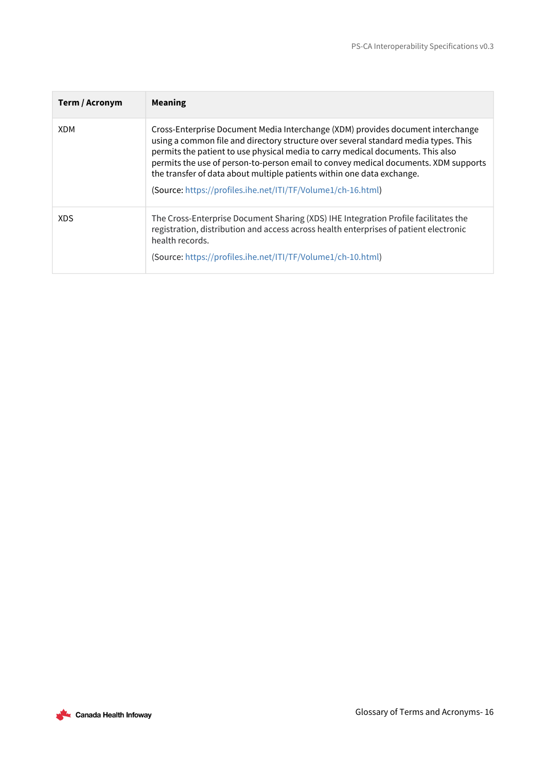| Term / Acronym | Meaning |
|---|---|
| XDM | Cross-Enterprise Document Media Interchange (XDM) provides document interchange using a common file and directory structure over several standard media types. This permits the patient to use physical media to carry medical documents. This also permits the use of person-to-person email to convey medical documents. XDM supports the transfer of data about multiple patients within one data exchange.<br><br>(Source: https://profiles.ihe.net/ITI/TF/Volume1/ch-16.html) |
| XDS | The Cross-Enterprise Document Sharing (XDS) IHE Integration Profile facilitates the registration, distribution and access across health enterprises of patient electronic health records.<br><br>(Source: https://profiles.ihe.net/ITI/TF/Volume1/ch-10.html) |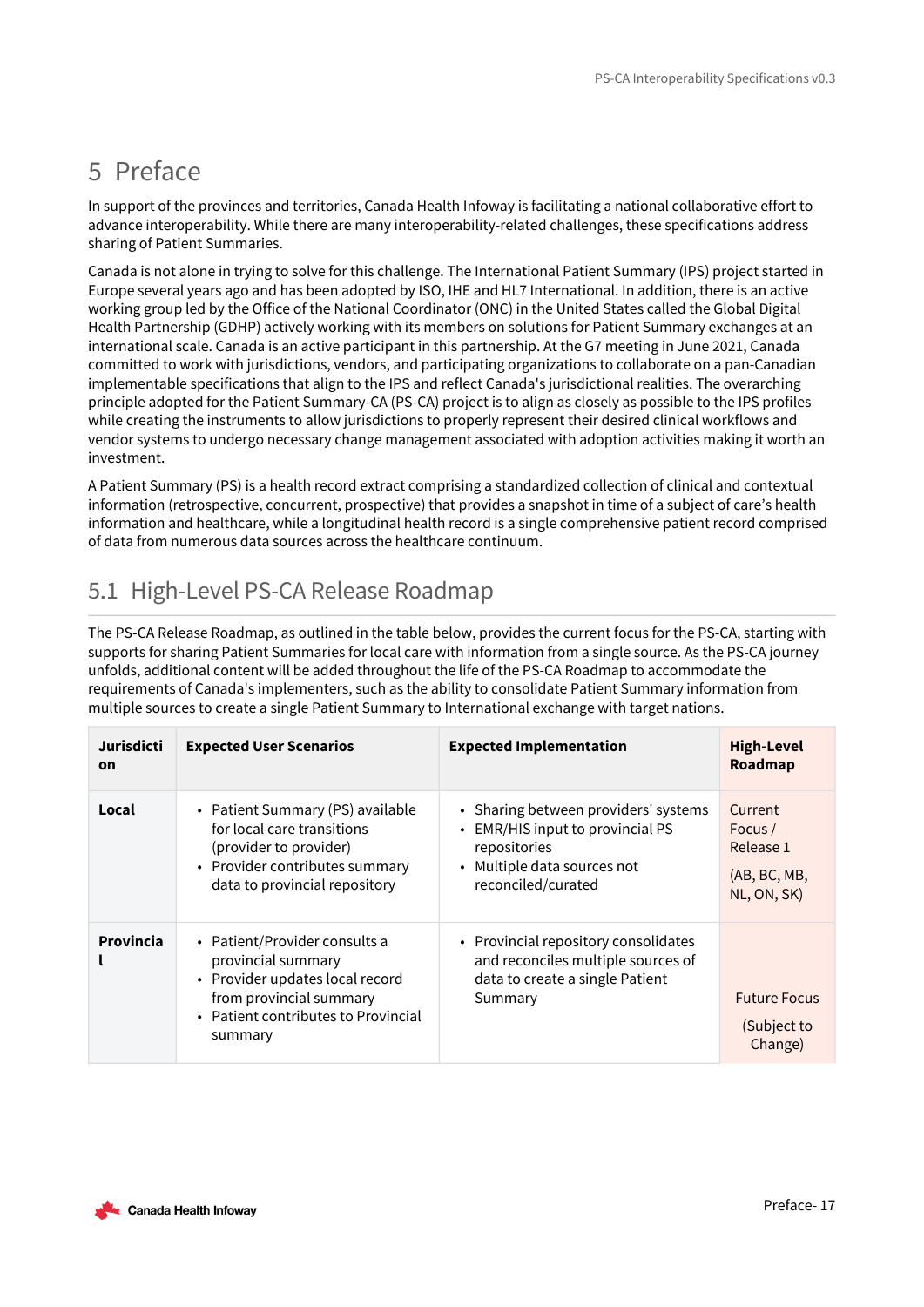# 5 Preface

In support of the provinces and territories, Canada Health Infoway is facilitating a national collaborative effort to advance interoperability. While there are many interoperability-related challenges, these specifications address sharing of Patient Summaries.

Canada is not alone in trying to solve for this challenge. The International Patient Summary (IPS) project started in Europe several years ago and has been adopted by ISO, IHE and HL7 International. In addition, there is an active working group led by the Office of the National Coordinator (ONC) in the United States called the Global Digital Health Partnership (GDHP) actively working with its members on solutions for Patient Summary exchanges at an international scale. Canada is an active participant in this partnership. At the G7 meeting in June 2021, Canada committed to work with jurisdictions, vendors, and participating organizations to collaborate on a pan-Canadian implementable specifications that align to the IPS and reflect Canada's jurisdictional realities. The overarching principle adopted for the Patient Summary-CA (PS-CA) project is to align as closely as possible to the IPS profiles while creating the instruments to allow jurisdictions to properly represent their desired clinical workflows and vendor systems to undergo necessary change management associated with adoption activities making it worth an investment.

A Patient Summary (PS) is a health record extract comprising a standardized collection of clinical and contextual information (retrospective, concurrent, prospective) that provides a snapshot in time of a subject of care's health information and healthcare, while a longitudinal health record is a single comprehensive patient record comprised of data from numerous data sources across the healthcare continuum.

## 5.1 High-Level PS-CA Release Roadmap

The PS-CA Release Roadmap, as outlined in the table below, provides the current focus for the PS-CA, starting with supports for sharing Patient Summaries for local care with information from a single source. As the PS-CA journey unfolds, additional content will be added throughout the life of the PS-CA Roadmap to accommodate the requirements of Canada's implementers, such as the ability to consolidate Patient Summary information from multiple sources to create a single Patient Summary to International exchange with target nations.

| Jurisdiction | Expected User Scenarios | Expected Implementation | High-Level Roadmap |
|---|---|---|---|
| **Local** | • Patient Summary (PS) available for local care transitions (provider to provider)<br>• Provider contributes summary data to provincial repository | • Sharing between providers' systems<br>• EMR/HIS input to provincial PS repositories<br>• Multiple data sources not reconciled/curated | Current Focus / Release 1<br><br>(AB, BC, MB, NL, ON, SK) |
| **Provincial** | • Patient/Provider consults a provincial summary<br>• Provider updates local record from provincial summary<br>• Patient contributes to Provincial summary | • Provincial repository consolidates and reconciles multiple sources of data to create a single Patient Summary | Future Focus<br><br>(Subject to Change) |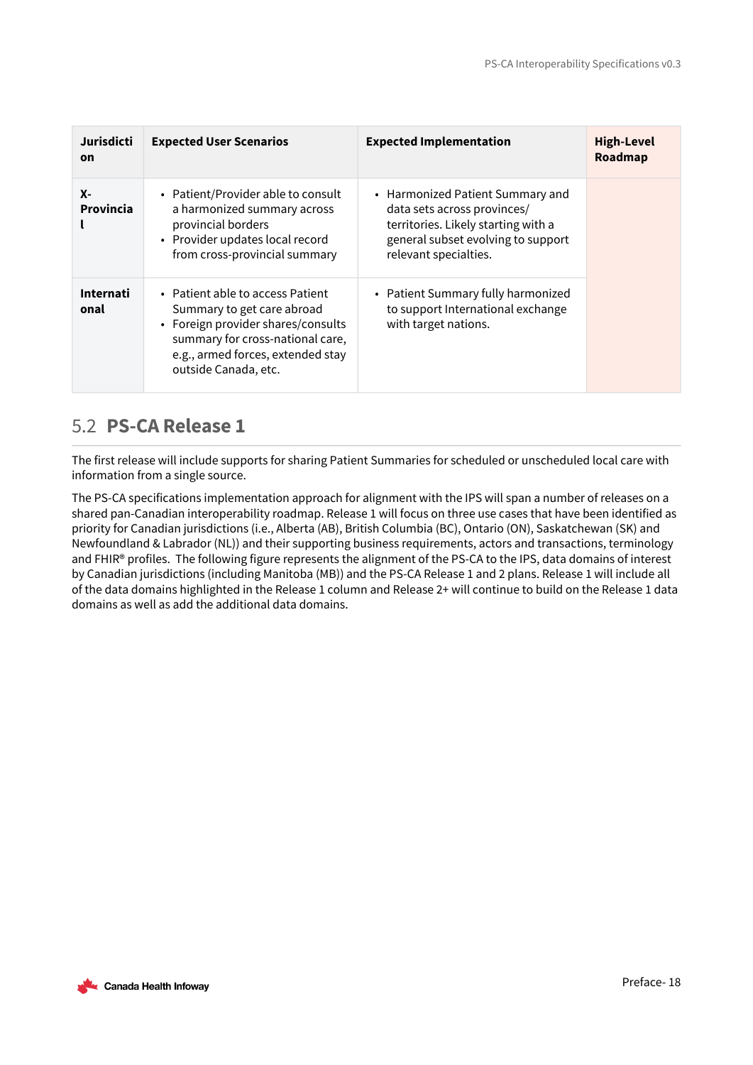| Jurisdiction | Expected User Scenarios | Expected Implementation | High-Level Roadmap |
|---|---|---|---|
| X-Provincial | • Patient/Provider able to consult a harmonized summary across provincial borders<br>• Provider updates local record from cross-provincial summary | • Harmonized Patient Summary and data sets across provinces/ territories. Likely starting with a general subset evolving to support relevant specialties. | |
| International | • Patient able to access Patient Summary to get care abroad<br>• Foreign provider shares/consults summary for cross-national care, e.g., armed forces, extended stay outside Canada, etc. | • Patient Summary fully harmonized to support International exchange with target nations. | |

## 5.2 PS-CA Release 1

The first release will include supports for sharing Patient Summaries for scheduled or unscheduled local care with information from a single source.

The PS-CA specifications implementation approach for alignment with the IPS will span a number of releases on a shared pan-Canadian interoperability roadmap. Release 1 will focus on three use cases that have been identified as priority for Canadian jurisdictions (i.e., Alberta (AB), British Columbia (BC), Ontario (ON), Saskatchewan (SK) and Newfoundland & Labrador (NL)) and their supporting business requirements, actors and transactions, terminology and FHIR® profiles. The following figure represents the alignment of the PS-CA to the IPS, data domains of interest by Canadian jurisdictions (including Manitoba (MB)) and the PS-CA Release 1 and 2 plans. Release 1 will include all of the data domains highlighted in the Release 1 column and Release 2+ will continue to build on the Release 1 data domains as well as add the additional data domains.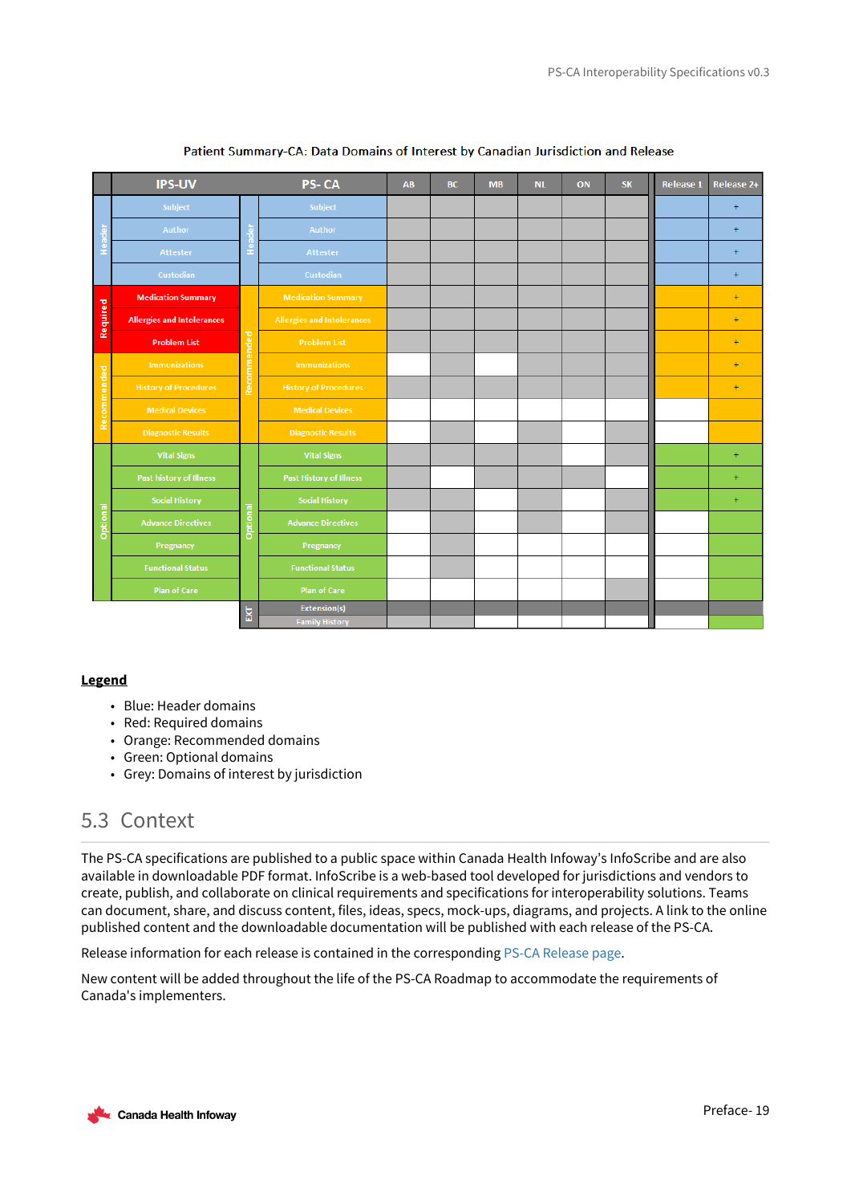Patient Summary-CA: Data Domains of Interest by Canadian Jurisdiction and Release

| | IPS-UV | | PS- CA | AB | BC | MB | NL | ON | SK | Release 1 | Release 2+ |
|---|---|---|---|---|---|---|---|---|---|---|---|
| Header | Subject | Header | Subject | ■ | ■ | ■ | ■ | ■ | ■ | | + |
| Header | Author | Header | Author | ■ | ■ | ■ | ■ | ■ | ■ | | + |
| Header | Attester | Header | Attester | ■ | ■ | ■ | ■ | ■ | ■ | | + |
| Header | Custodian | Header | Custodian | ■ | ■ | ■ | ■ | ■ | ■ | | + |
| Required | Medication Summary | Recommended | Medication Summary | ■ | ■ | ■ | ■ | ■ | ■ | | + |
| Required | Allergies and Intolerances | Recommended | Allergies and Intolerances | ■ | ■ | ■ | ■ | ■ | ■ | | + |
| Required | Problem List | Recommended | Problem List | ■ | ■ | ■ | ■ | ■ | ■ | | + |
| Recommended | Immunizations | Recommended | Immunizations | | ■ | | ■ | ■ | ■ | | + |
| Recommended | History of Procedures | Recommended | History of Procedures | ■ | ■ | ■ | ■ | ■ | ■ | | + |
| Recommended | Medical Devices | Recommended | Medical Devices | | | | | | | | |
| Recommended | Diagnostic Results | Recommended | Diagnostic Results | | ■ | | ■ | | ■ | | |
| Optional | Vital Signs | Optional | Vital Signs | ■ | ■ | ■ | ■ | | ■ | | + |
| Optional | Past history of Illness | Optional | Past History of Illness | ■ | | ■ | ■ | ■ | | | + |
| Optional | Social History | Optional | Social History | ■ | ■ | | ■ | | ■ | | + |
| Optional | Advance Directives | Optional | Advance Directives | | ■ | | ■ | | ■ | | |
| Optional | Pregnancy | Optional | Pregnancy | | ■ | | | | | | |
| Optional | Functional Status | Optional | Functional Status | | ■ | | | | | | |
| Optional | Plan of Care | Optional | Plan of Care | | | | | | ■ | | |
| | | EXT | Extension(s) | | | | | | | | |
| | | EXT | Family History | ■ | ■ | | | | | | |

**Legend**

- Blue: Header domains
- Red: Required domains
- Orange: Recommended domains
- Green: Optional domains
- Grey: Domains of interest by jurisdiction

## 5.3 Context

The PS-CA specifications are published to a public space within Canada Health Infoway's InfoScribe and are also available in downloadable PDF format. InfoScribe is a web-based tool developed for jurisdictions and vendors to create, publish, and collaborate on clinical requirements and specifications for interoperability solutions. Teams can document, share, and discuss content, files, ideas, specs, mock-ups, diagrams, and projects. A link to the online published content and the downloadable documentation will be published with each release of the PS-CA.

Release information for each release is contained in the corresponding PS-CA Release page.

New content will be added throughout the life of the PS-CA Roadmap to accommodate the requirements of Canada's implementers.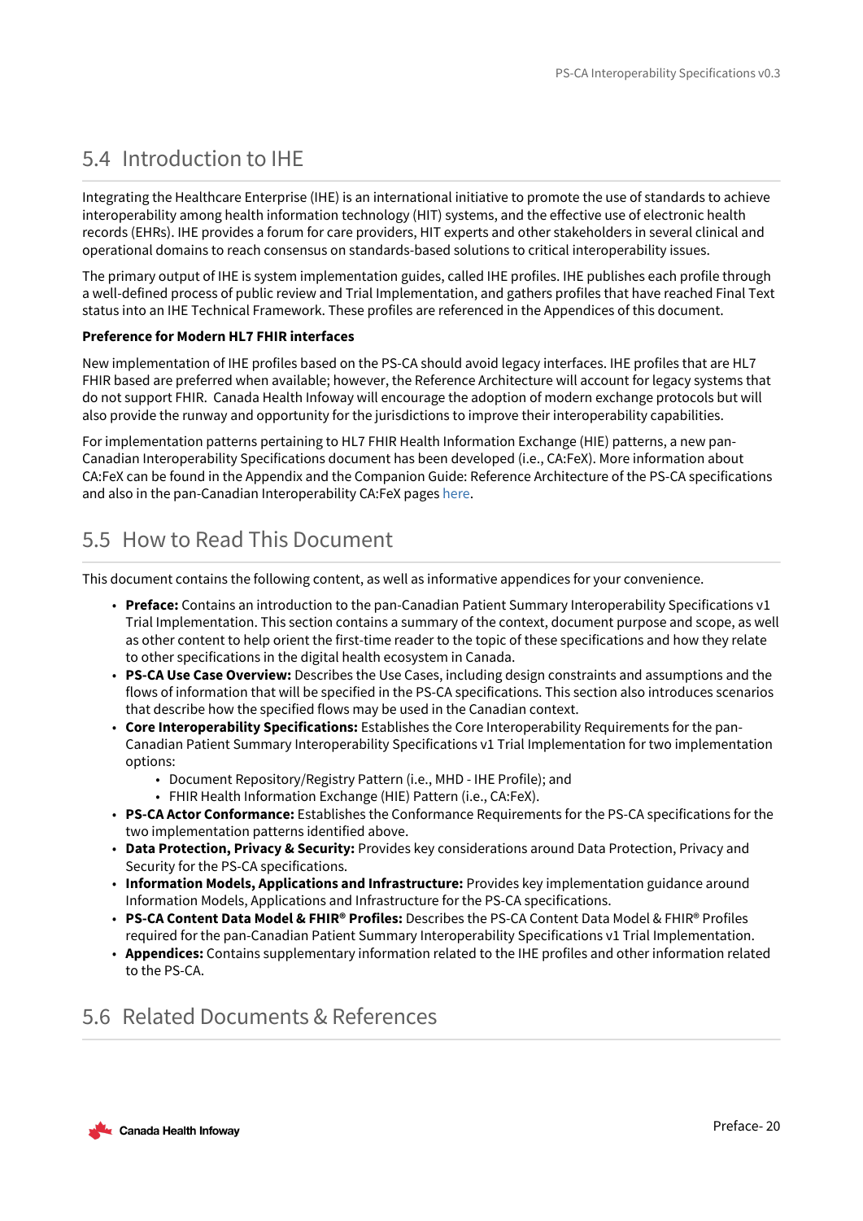## 5.4 Introduction to IHE

Integrating the Healthcare Enterprise (IHE) is an international initiative to promote the use of standards to achieve interoperability among health information technology (HIT) systems, and the effective use of electronic health records (EHRs). IHE provides a forum for care providers, HIT experts and other stakeholders in several clinical and operational domains to reach consensus on standards-based solutions to critical interoperability issues.

The primary output of IHE is system implementation guides, called IHE profiles. IHE publishes each profile through a well-defined process of public review and Trial Implementation, and gathers profiles that have reached Final Text status into an IHE Technical Framework. These profiles are referenced in the Appendices of this document.

**Preference for Modern HL7 FHIR interfaces**

New implementation of IHE profiles based on the PS-CA should avoid legacy interfaces. IHE profiles that are HL7 FHIR based are preferred when available; however, the Reference Architecture will account for legacy systems that do not support FHIR. Canada Health Infoway will encourage the adoption of modern exchange protocols but will also provide the runway and opportunity for the jurisdictions to improve their interoperability capabilities.

For implementation patterns pertaining to HL7 FHIR Health Information Exchange (HIE) patterns, a new pan-Canadian Interoperability Specifications document has been developed (i.e., CA:FeX). More information about CA:FeX can be found in the Appendix and the Companion Guide: Reference Architecture of the PS-CA specifications and also in the pan-Canadian Interoperability CA:FeX pages here.

## 5.5 How to Read This Document

This document contains the following content, as well as informative appendices for your convenience.

- **Preface:** Contains an introduction to the pan-Canadian Patient Summary Interoperability Specifications v1 Trial Implementation. This section contains a summary of the context, document purpose and scope, as well as other content to help orient the first-time reader to the topic of these specifications and how they relate to other specifications in the digital health ecosystem in Canada.
- **PS-CA Use Case Overview:** Describes the Use Cases, including design constraints and assumptions and the flows of information that will be specified in the PS-CA specifications. This section also introduces scenarios that describe how the specified flows may be used in the Canadian context.
- **Core Interoperability Specifications:** Establishes the Core Interoperability Requirements for the pan-Canadian Patient Summary Interoperability Specifications v1 Trial Implementation for two implementation options:
  - Document Repository/Registry Pattern (i.e., MHD - IHE Profile); and
  - FHIR Health Information Exchange (HIE) Pattern (i.e., CA:FeX).
- **PS-CA Actor Conformance:** Establishes the Conformance Requirements for the PS-CA specifications for the two implementation patterns identified above.
- **Data Protection, Privacy & Security:** Provides key considerations around Data Protection, Privacy and Security for the PS-CA specifications.
- **Information Models, Applications and Infrastructure:** Provides key implementation guidance around Information Models, Applications and Infrastructure for the PS-CA specifications.
- **PS-CA Content Data Model & FHIR® Profiles:** Describes the PS-CA Content Data Model & FHIR® Profiles required for the pan-Canadian Patient Summary Interoperability Specifications v1 Trial Implementation.
- **Appendices:** Contains supplementary information related to the IHE profiles and other information related to the PS-CA.

## 5.6 Related Documents & References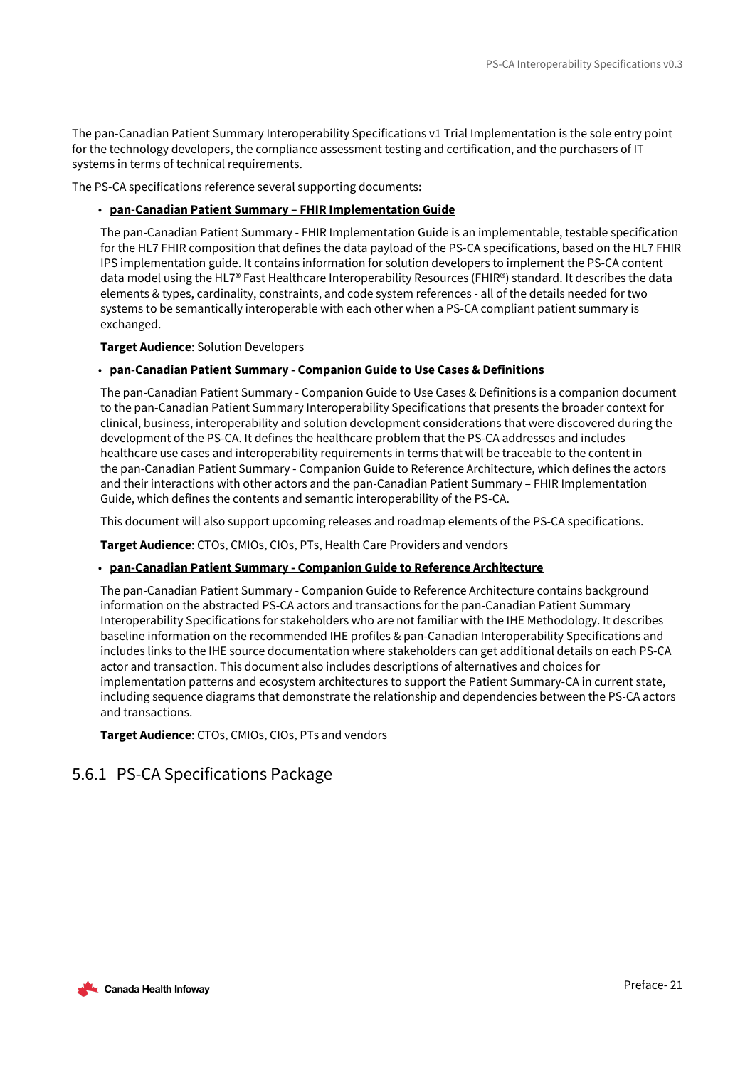The pan-Canadian Patient Summary Interoperability Specifications v1 Trial Implementation is the sole entry point for the technology developers, the compliance assessment testing and certification, and the purchasers of IT systems in terms of technical requirements.

The PS-CA specifications reference several supporting documents:

- **pan-Canadian Patient Summary – FHIR Implementation Guide**

  The pan-Canadian Patient Summary - FHIR Implementation Guide is an implementable, testable specification for the HL7 FHIR composition that defines the data payload of the PS-CA specifications, based on the HL7 FHIR IPS implementation guide. It contains information for solution developers to implement the PS-CA content data model using the HL7® Fast Healthcare Interoperability Resources (FHIR®) standard. It describes the data elements & types, cardinality, constraints, and code system references - all of the details needed for two systems to be semantically interoperable with each other when a PS-CA compliant patient summary is exchanged.

  **Target Audience**: Solution Developers

- **pan-Canadian Patient Summary - Companion Guide to Use Cases & Definitions**

  The pan-Canadian Patient Summary - Companion Guide to Use Cases & Definitions is a companion document to the pan-Canadian Patient Summary Interoperability Specifications that presents the broader context for clinical, business, interoperability and solution development considerations that were discovered during the development of the PS-CA. It defines the healthcare problem that the PS-CA addresses and includes healthcare use cases and interoperability requirements in terms that will be traceable to the content in the pan-Canadian Patient Summary - Companion Guide to Reference Architecture, which defines the actors and their interactions with other actors and the pan-Canadian Patient Summary – FHIR Implementation Guide, which defines the contents and semantic interoperability of the PS-CA.

  This document will also support upcoming releases and roadmap elements of the PS-CA specifications.

  **Target Audience**: CTOs, CMIOs, CIOs, PTs, Health Care Providers and vendors

- **pan-Canadian Patient Summary - Companion Guide to Reference Architecture**

  The pan-Canadian Patient Summary - Companion Guide to Reference Architecture contains background information on the abstracted PS-CA actors and transactions for the pan-Canadian Patient Summary Interoperability Specifications for stakeholders who are not familiar with the IHE Methodology. It describes baseline information on the recommended IHE profiles & pan-Canadian Interoperability Specifications and includes links to the IHE source documentation where stakeholders can get additional details on each PS-CA actor and transaction. This document also includes descriptions of alternatives and choices for implementation patterns and ecosystem architectures to support the Patient Summary-CA in current state, including sequence diagrams that demonstrate the relationship and dependencies between the PS-CA actors and transactions.

  **Target Audience**: CTOs, CMIOs, CIOs, PTs and vendors

### 5.6.1 PS-CA Specifications Package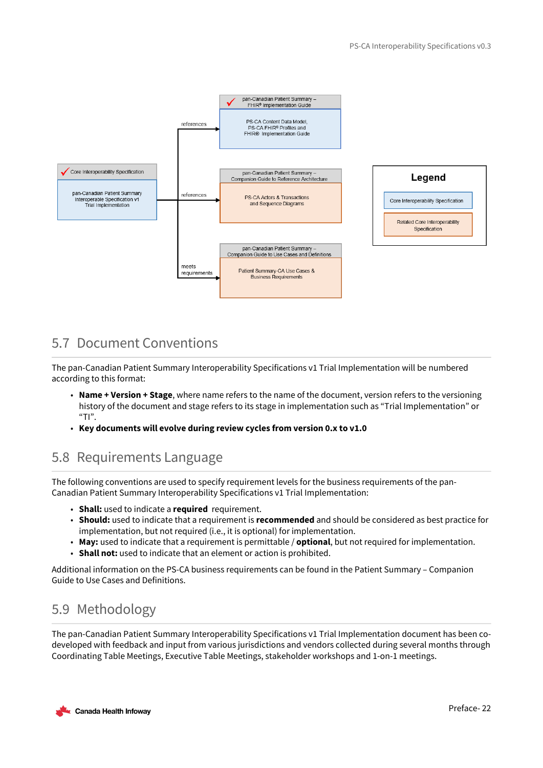Core Interoperability Specification

pan-Canadian Patient Summary Interoperable Specification v1 Trial Implementation

references → pan-Canadian Patient Summary – FHIR® Implementation Guide: PS-CA Content Data Model, PS-CA FHIR® Profiles and FHIR® Implementation Guide

references → pan-Canadian Patient Summary – Companion Guide to Reference Architecture: PS-CA Actors & Transactions and Sequence Diagrams

meets requirements → pan-Canadian Patient Summary – Companion Guide to Use Cases and Definitions: Patient Summary-CA Use Cases & Business Requirements

**Legend**

- Core Interoperability Specification
- Related Core Interoperability Specification

## 5.7 Document Conventions

The pan-Canadian Patient Summary Interoperability Specifications v1 Trial Implementation will be numbered according to this format:

- **Name + Version + Stage**, where name refers to the name of the document, version refers to the versioning history of the document and stage refers to its stage in implementation such as "Trial Implementation" or "TI".
- **Key documents will evolve during review cycles from version 0.x to v1.0**

## 5.8 Requirements Language

The following conventions are used to specify requirement levels for the business requirements of the pan-Canadian Patient Summary Interoperability Specifications v1 Trial Implementation:

- **Shall:** used to indicate a **required** requirement.
- **Should:** used to indicate that a requirement is **recommended** and should be considered as best practice for implementation, but not required (i.e., it is optional) for implementation.
- **May:** used to indicate that a requirement is permittable / **optional**, but not required for implementation.
- **Shall not:** used to indicate that an element or action is prohibited.

Additional information on the PS-CA business requirements can be found in the Patient Summary – Companion Guide to Use Cases and Definitions.

## 5.9 Methodology

The pan-Canadian Patient Summary Interoperability Specifications v1 Trial Implementation document has been co-developed with feedback and input from various jurisdictions and vendors collected during several months through Coordinating Table Meetings, Executive Table Meetings, stakeholder workshops and 1-on-1 meetings.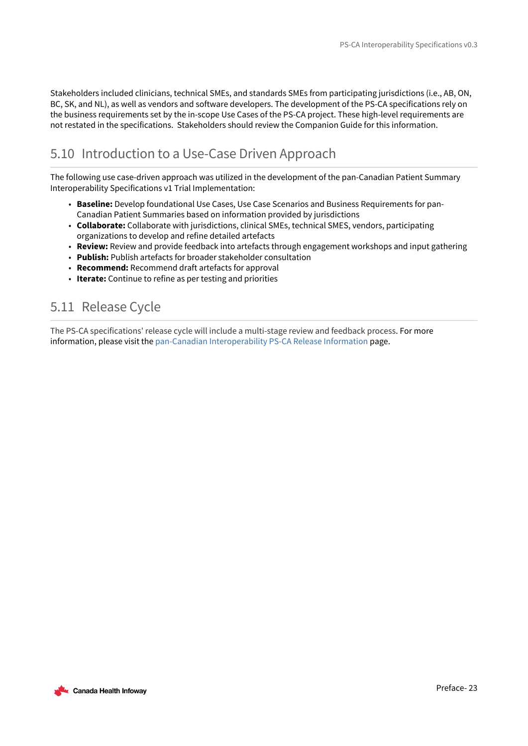Stakeholders included clinicians, technical SMEs, and standards SMEs from participating jurisdictions (i.e., AB, ON, BC, SK, and NL), as well as vendors and software developers. The development of the PS-CA specifications rely on the business requirements set by the in-scope Use Cases of the PS-CA project. These high-level requirements are not restated in the specifications. Stakeholders should review the Companion Guide for this information.

## 5.10 Introduction to a Use-Case Driven Approach

The following use case-driven approach was utilized in the development of the pan-Canadian Patient Summary Interoperability Specifications v1 Trial Implementation:

- **Baseline:** Develop foundational Use Cases, Use Case Scenarios and Business Requirements for pan-Canadian Patient Summaries based on information provided by jurisdictions
- **Collaborate:** Collaborate with jurisdictions, clinical SMEs, technical SMES, vendors, participating organizations to develop and refine detailed artefacts
- **Review:** Review and provide feedback into artefacts through engagement workshops and input gathering
- **Publish:** Publish artefacts for broader stakeholder consultation
- **Recommend:** Recommend draft artefacts for approval
- **Iterate:** Continue to refine as per testing and priorities

## 5.11 Release Cycle

The PS-CA specifications' release cycle will include a multi-stage review and feedback process. For more information, please visit the pan-Canadian Interoperability PS-CA Release Information page.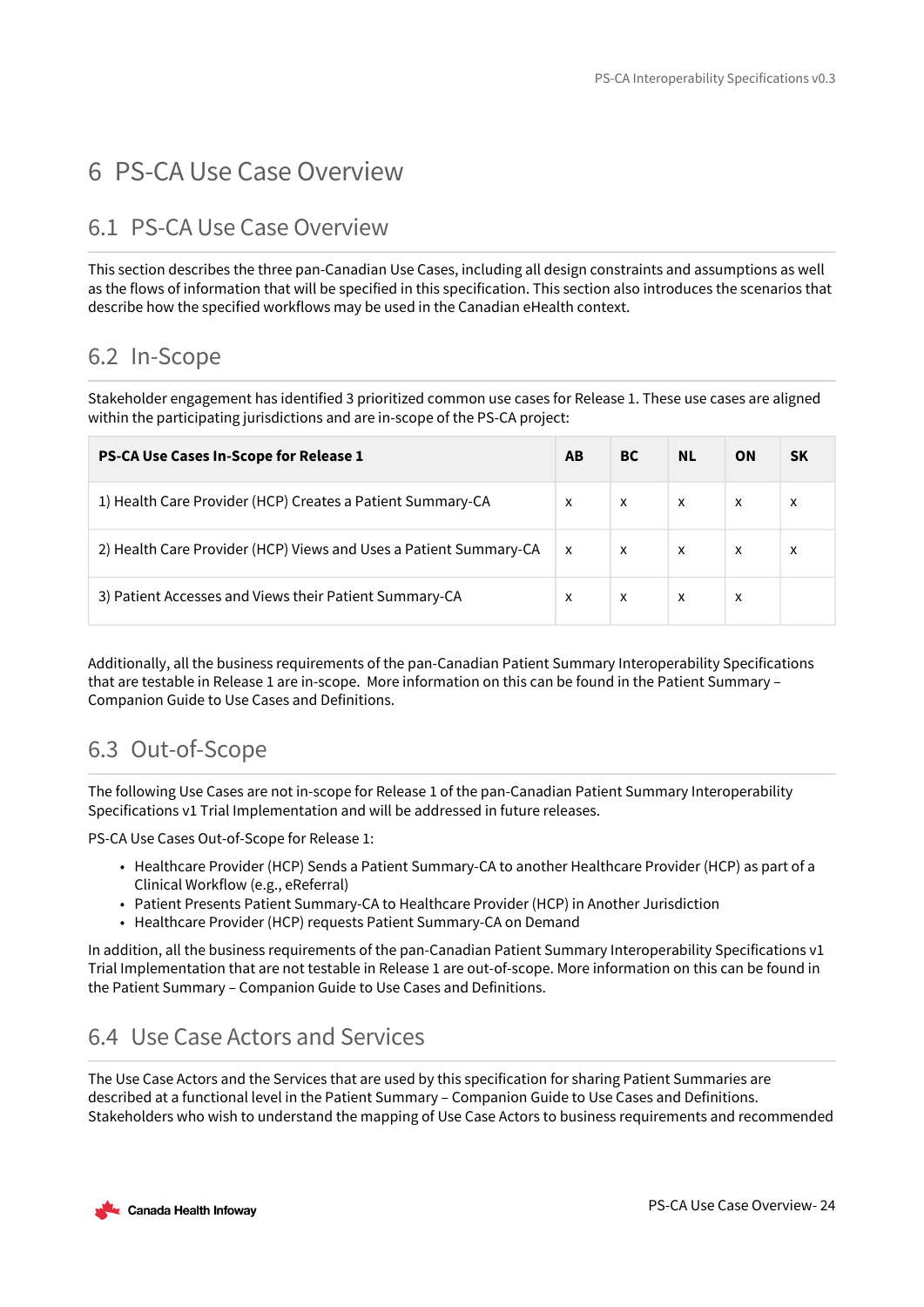# 6 PS-CA Use Case Overview

## 6.1 PS-CA Use Case Overview

This section describes the three pan-Canadian Use Cases, including all design constraints and assumptions as well as the flows of information that will be specified in this specification. This section also introduces the scenarios that describe how the specified workflows may be used in the Canadian eHealth context.

## 6.2 In-Scope

Stakeholder engagement has identified 3 prioritized common use cases for Release 1. These use cases are aligned within the participating jurisdictions and are in-scope of the PS-CA project:

| PS-CA Use Cases In-Scope for Release 1 | AB | BC | NL | ON | SK |
|---|---|---|---|---|---|
| 1) Health Care Provider (HCP) Creates a Patient Summary-CA | x | x | x | x | x |
| 2) Health Care Provider (HCP) Views and Uses a Patient Summary-CA | x | x | x | x | x |
| 3) Patient Accesses and Views their Patient Summary-CA | x | x | x | x | |

Additionally, all the business requirements of the pan-Canadian Patient Summary Interoperability Specifications that are testable in Release 1 are in-scope. More information on this can be found in the Patient Summary – Companion Guide to Use Cases and Definitions.

## 6.3 Out-of-Scope

The following Use Cases are not in-scope for Release 1 of the pan-Canadian Patient Summary Interoperability Specifications v1 Trial Implementation and will be addressed in future releases.

PS-CA Use Cases Out-of-Scope for Release 1:

- Healthcare Provider (HCP) Sends a Patient Summary-CA to another Healthcare Provider (HCP) as part of a Clinical Workflow (e.g., eReferral)
- Patient Presents Patient Summary-CA to Healthcare Provider (HCP) in Another Jurisdiction
- Healthcare Provider (HCP) requests Patient Summary-CA on Demand

In addition, all the business requirements of the pan-Canadian Patient Summary Interoperability Specifications v1 Trial Implementation that are not testable in Release 1 are out-of-scope. More information on this can be found in the Patient Summary – Companion Guide to Use Cases and Definitions.

## 6.4 Use Case Actors and Services

The Use Case Actors and the Services that are used by this specification for sharing Patient Summaries are described at a functional level in the Patient Summary – Companion Guide to Use Cases and Definitions. Stakeholders who wish to understand the mapping of Use Case Actors to business requirements and recommended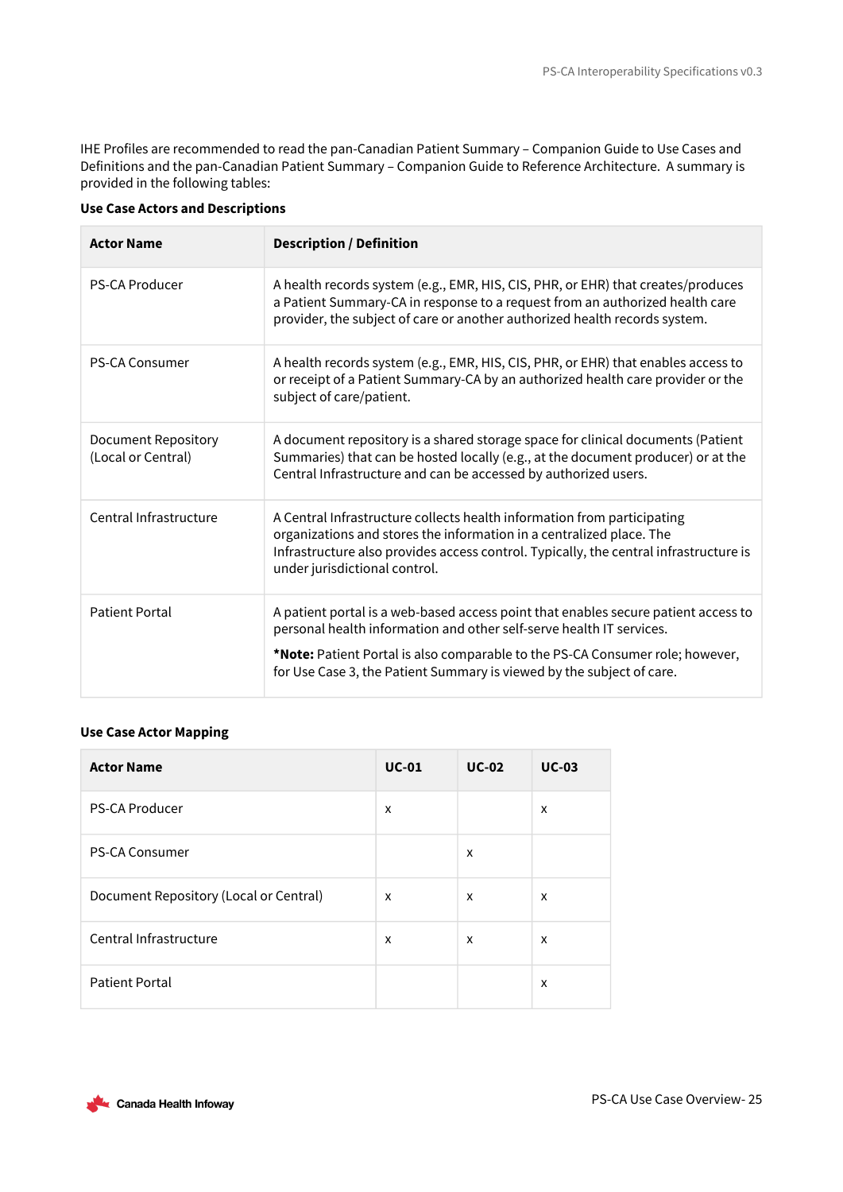IHE Profiles are recommended to read the pan-Canadian Patient Summary – Companion Guide to Use Cases and Definitions and the pan-Canadian Patient Summary – Companion Guide to Reference Architecture. A summary is provided in the following tables:

**Use Case Actors and Descriptions**

| Actor Name | Description / Definition |
| --- | --- |
| PS-CA Producer | A health records system (e.g., EMR, HIS, CIS, PHR, or EHR) that creates/produces a Patient Summary-CA in response to a request from an authorized health care provider, the subject of care or another authorized health records system. |
| PS-CA Consumer | A health records system (e.g., EMR, HIS, CIS, PHR, or EHR) that enables access to or receipt of a Patient Summary-CA by an authorized health care provider or the subject of care/patient. |
| Document Repository (Local or Central) | A document repository is a shared storage space for clinical documents (Patient Summaries) that can be hosted locally (e.g., at the document producer) or at the Central Infrastructure and can be accessed by authorized users. |
| Central Infrastructure | A Central Infrastructure collects health information from participating organizations and stores the information in a centralized place. The Infrastructure also provides access control. Typically, the central infrastructure is under jurisdictional control. |
| Patient Portal | A patient portal is a web-based access point that enables secure patient access to personal health information and other self-serve health IT services. **\*Note:** Patient Portal is also comparable to the PS-CA Consumer role; however, for Use Case 3, the Patient Summary is viewed by the subject of care. |

**Use Case Actor Mapping**

| Actor Name | UC-01 | UC-02 | UC-03 |
| --- | --- | --- | --- |
| PS-CA Producer | x | | x |
| PS-CA Consumer | | x | |
| Document Repository (Local or Central) | x | x | x |
| Central Infrastructure | x | x | x |
| Patient Portal | | | x |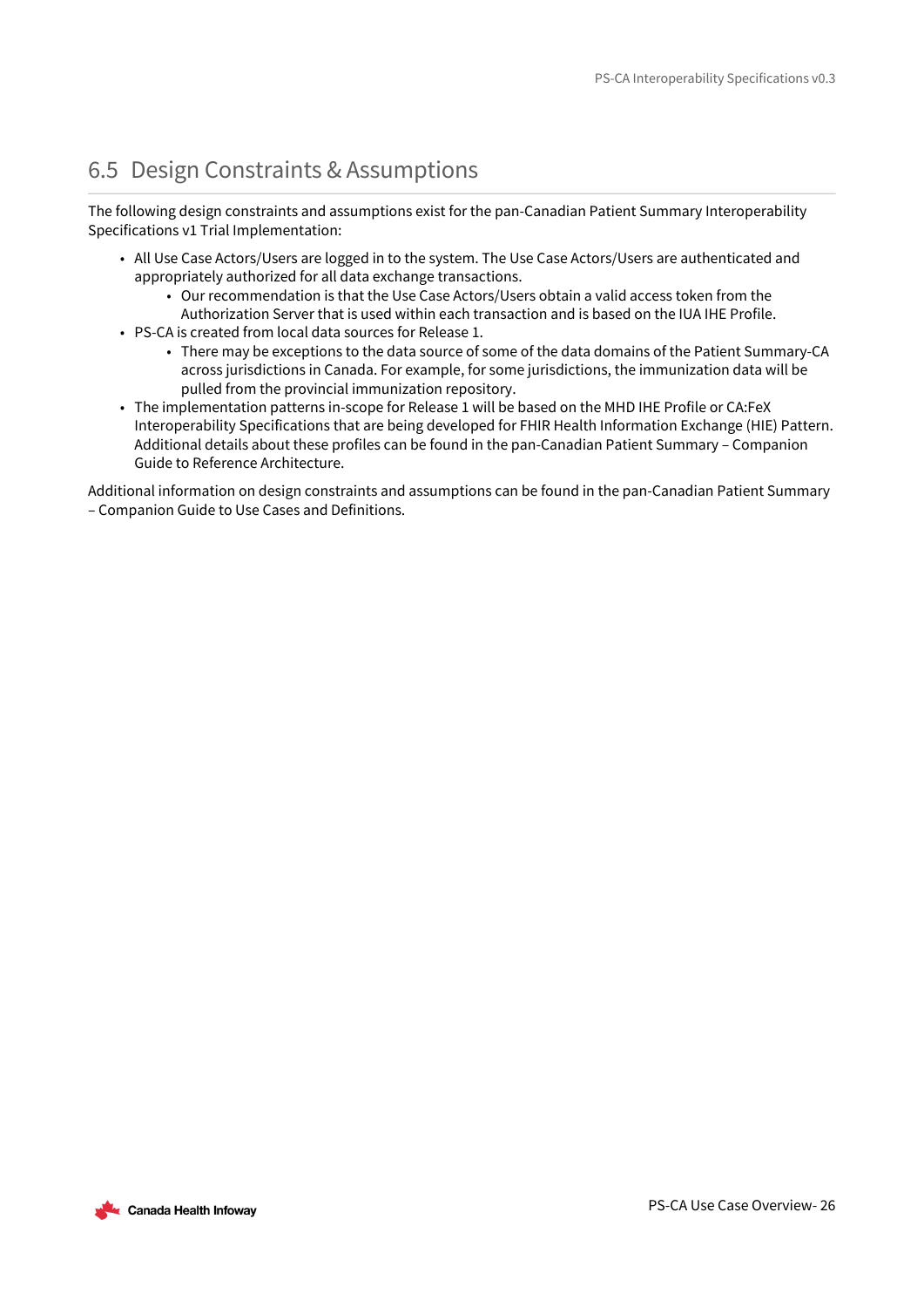## 6.5 Design Constraints & Assumptions

The following design constraints and assumptions exist for the pan-Canadian Patient Summary Interoperability Specifications v1 Trial Implementation:

- All Use Case Actors/Users are logged in to the system. The Use Case Actors/Users are authenticated and appropriately authorized for all data exchange transactions.
  - Our recommendation is that the Use Case Actors/Users obtain a valid access token from the Authorization Server that is used within each transaction and is based on the IUA IHE Profile.
- PS-CA is created from local data sources for Release 1.
  - There may be exceptions to the data source of some of the data domains of the Patient Summary-CA across jurisdictions in Canada. For example, for some jurisdictions, the immunization data will be pulled from the provincial immunization repository.
- The implementation patterns in-scope for Release 1 will be based on the MHD IHE Profile or CA:FeX Interoperability Specifications that are being developed for FHIR Health Information Exchange (HIE) Pattern. Additional details about these profiles can be found in the pan-Canadian Patient Summary – Companion Guide to Reference Architecture.

Additional information on design constraints and assumptions can be found in the pan-Canadian Patient Summary – Companion Guide to Use Cases and Definitions.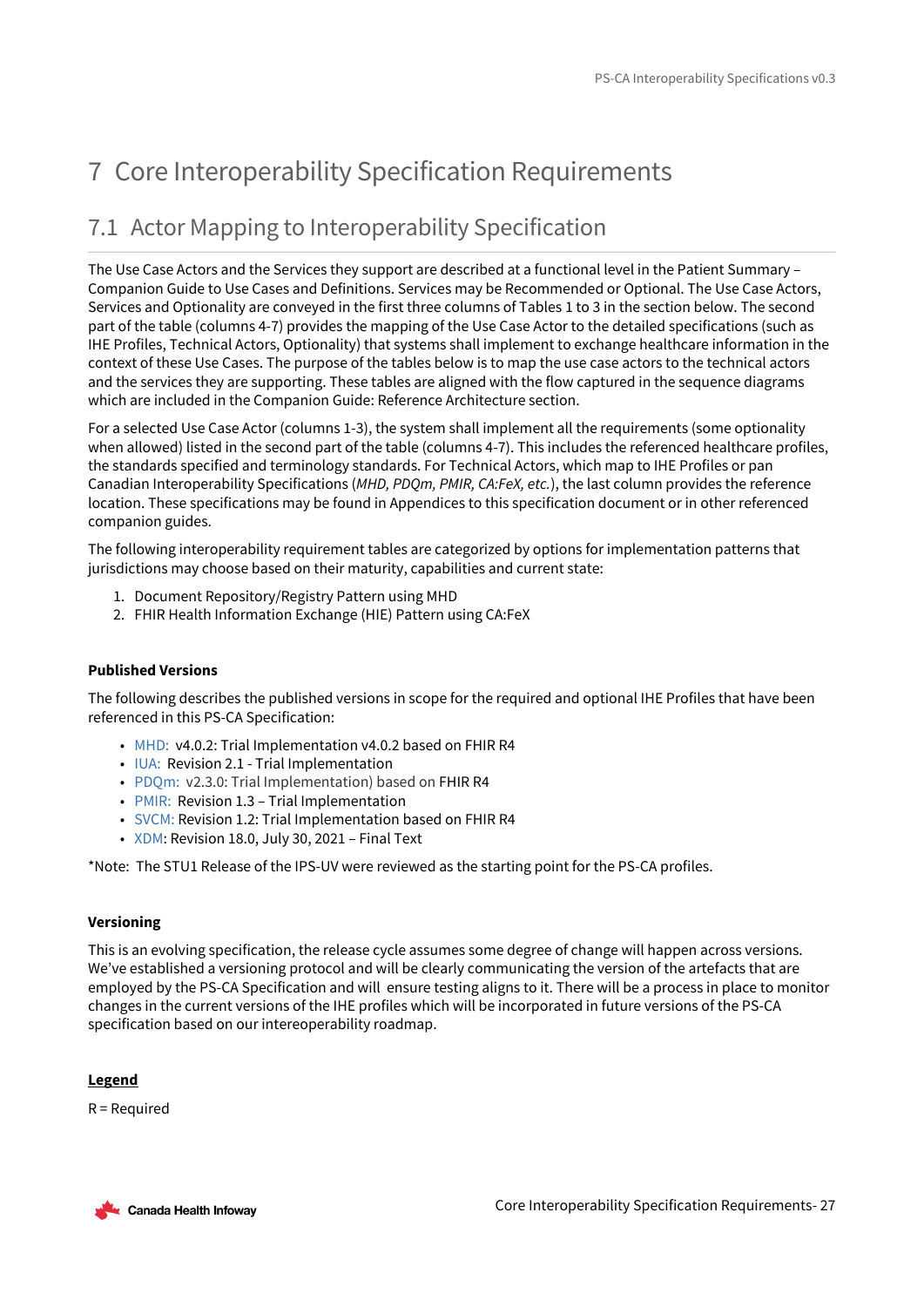# 7 Core Interoperability Specification Requirements

## 7.1 Actor Mapping to Interoperability Specification

The Use Case Actors and the Services they support are described at a functional level in the Patient Summary – Companion Guide to Use Cases and Definitions. Services may be Recommended or Optional. The Use Case Actors, Services and Optionality are conveyed in the first three columns of Tables 1 to 3 in the section below. The second part of the table (columns 4-7) provides the mapping of the Use Case Actor to the detailed specifications (such as IHE Profiles, Technical Actors, Optionality) that systems shall implement to exchange healthcare information in the context of these Use Cases. The purpose of the tables below is to map the use case actors to the technical actors and the services they are supporting. These tables are aligned with the flow captured in the sequence diagrams which are included in the Companion Guide: Reference Architecture section.

For a selected Use Case Actor (columns 1-3), the system shall implement all the requirements (some optionality when allowed) listed in the second part of the table (columns 4-7). This includes the referenced healthcare profiles, the standards specified and terminology standards. For Technical Actors, which map to IHE Profiles or pan Canadian Interoperability Specifications (*MHD, PDQm, PMIR, CA:FeX, etc.*), the last column provides the reference location. These specifications may be found in Appendices to this specification document or in other referenced companion guides.

The following interoperability requirement tables are categorized by options for implementation patterns that jurisdictions may choose based on their maturity, capabilities and current state:

1. Document Repository/Registry Pattern using MHD
2. FHIR Health Information Exchange (HIE) Pattern using CA:FeX

**Published Versions**

The following describes the published versions in scope for the required and optional IHE Profiles that have been referenced in this PS-CA Specification:

- MHD: v4.0.2: Trial Implementation v4.0.2 based on FHIR R4
- IUA: Revision 2.1 - Trial Implementation
- PDQm: v2.3.0: Trial Implementation) based on FHIR R4
- PMIR: Revision 1.3 – Trial Implementation
- SVCM: Revision 1.2: Trial Implementation based on FHIR R4
- XDM: Revision 18.0, July 30, 2021 – Final Text

*Note: The STU1 Release of the IPS-UV were reviewed as the starting point for the PS-CA profiles.

**Versioning**

This is an evolving specification, the release cycle assumes some degree of change will happen across versions. We've established a versioning protocol and will be clearly communicating the version of the artefacts that are employed by the PS-CA Specification and will ensure testing aligns to it. There will be a process in place to monitor changes in the current versions of the IHE profiles which will be incorporated in future versions of the PS-CA specification based on our intereoperability roadmap.

**Legend**

R = Required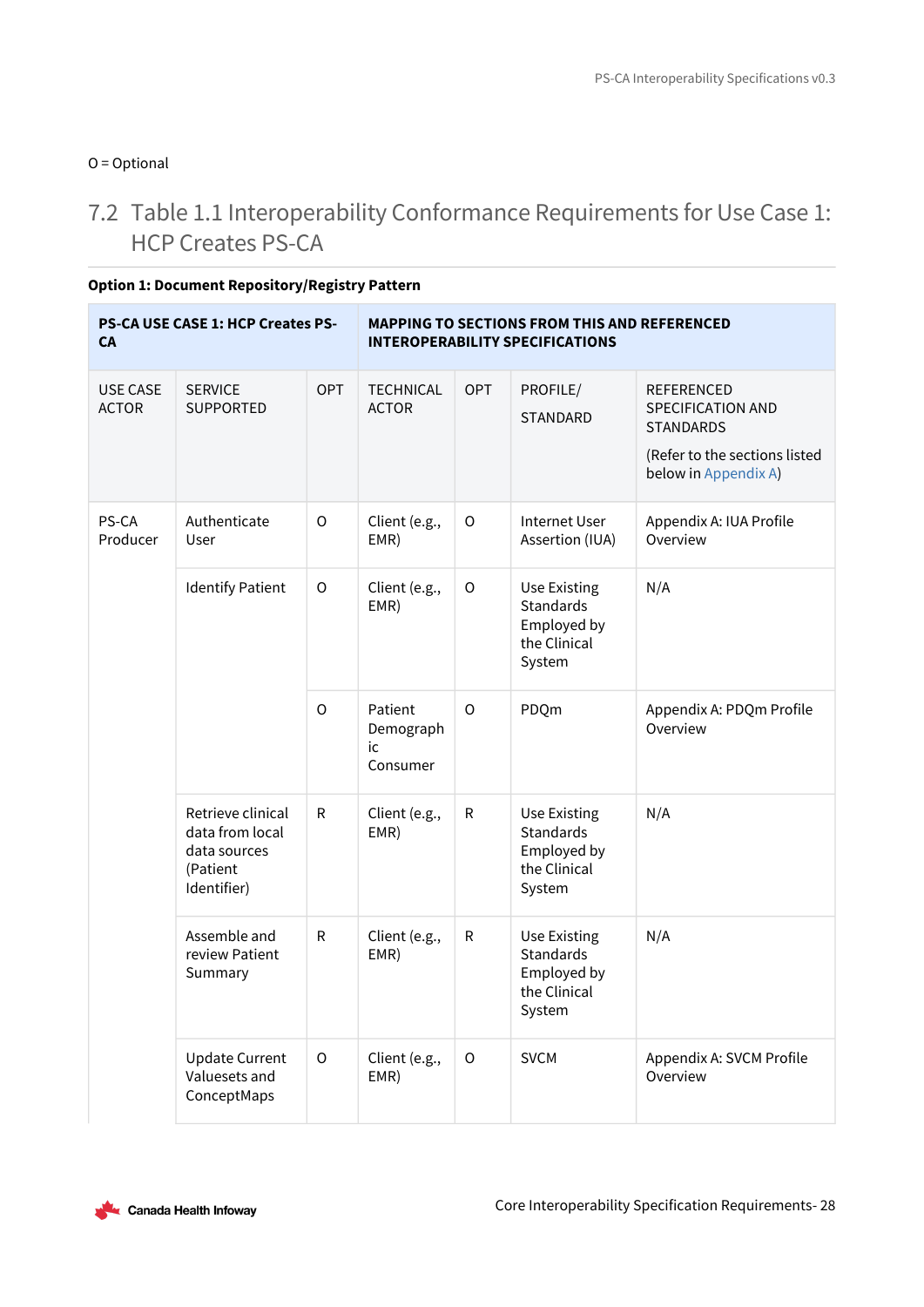O = Optional

## 7.2 Table 1.1 Interoperability Conformance Requirements for Use Case 1: HCP Creates PS-CA

**Option 1: Document Repository/Registry Pattern**

| **PS-CA USE CASE 1: HCP Creates PS-CA** | | | **MAPPING TO SECTIONS FROM THIS AND REFERENCED INTEROPERABILITY SPECIFICATIONS** | | | |
|---|---|---|---|---|---|---|
| USE CASE ACTOR | SERVICE SUPPORTED | OPT | TECHNICAL ACTOR | OPT | PROFILE/ STANDARD | REFERENCED SPECIFICATION AND STANDARDS (Refer to the sections listed below in Appendix A) |
| PS-CA Producer | Authenticate User | O | Client (e.g., EMR) | O | Internet User Assertion (IUA) | Appendix A: IUA Profile Overview |
| | Identify Patient | O | Client (e.g., EMR) | O | Use Existing Standards Employed by the Clinical System | N/A |
| | | O | Patient Demographic Consumer | O | PDQm | Appendix A: PDQm Profile Overview |
| | Retrieve clinical data from local data sources (Patient Identifier) | R | Client (e.g., EMR) | R | Use Existing Standards Employed by the Clinical System | N/A |
| | Assemble and review Patient Summary | R | Client (e.g., EMR) | R | Use Existing Standards Employed by the Clinical System | N/A |
| | Update Current Valuesets and ConceptMaps | O | Client (e.g., EMR) | O | SVCM | Appendix A: SVCM Profile Overview |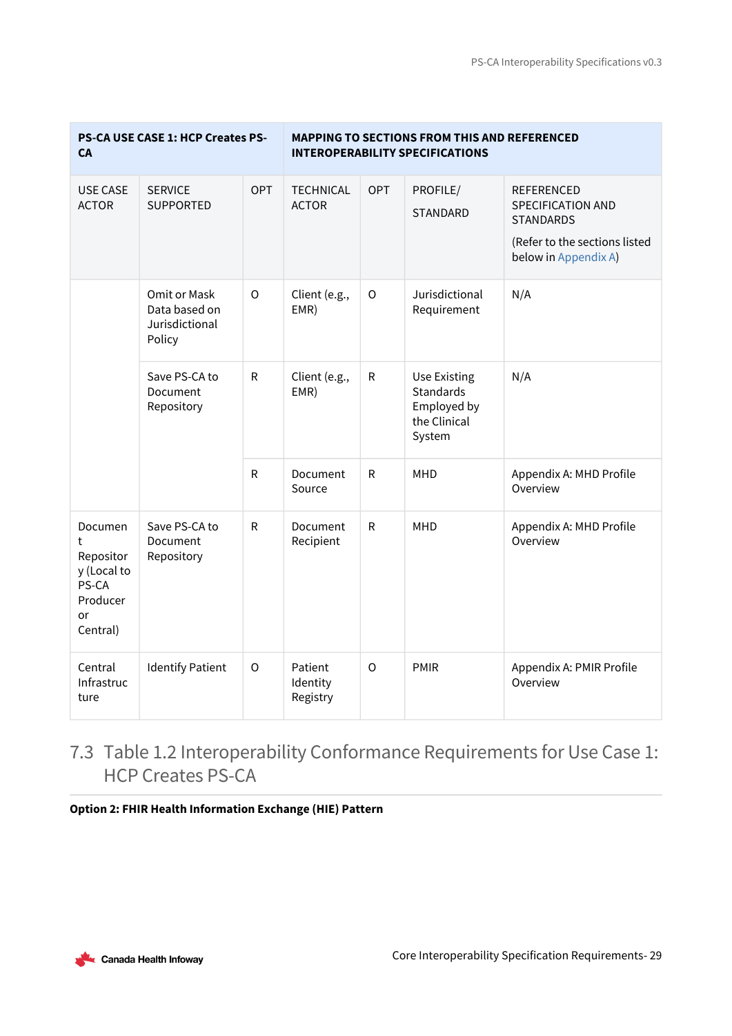| PS-CA USE CASE 1: HCP Creates PS-CA | | | MAPPING TO SECTIONS FROM THIS AND REFERENCED INTEROPERABILITY SPECIFICATIONS | | | |
|---|---|---|---|---|---|---|
| USE CASE ACTOR | SERVICE SUPPORTED | OPT | TECHNICAL ACTOR | OPT | PROFILE/ STANDARD | REFERENCED SPECIFICATION AND STANDARDS (Refer to the sections listed below in Appendix A) |
| | Omit or Mask Data based on Jurisdictional Policy | O | Client (e.g., EMR) | O | Jurisdictional Requirement | N/A |
| | Save PS-CA to Document Repository | R | Client (e.g., EMR) | R | Use Existing Standards Employed by the Clinical System | N/A |
| | | R | Document Source | R | MHD | Appendix A: MHD Profile Overview |
| Document Repository (Local to PS-CA Producer or Central) | Save PS-CA to Document Repository | R | Document Recipient | R | MHD | Appendix A: MHD Profile Overview |
| Central Infrastructure | Identify Patient | O | Patient Identity Registry | O | PMIR | Appendix A: PMIR Profile Overview |

## 7.3 Table 1.2 Interoperability Conformance Requirements for Use Case 1: HCP Creates PS-CA

**Option 2: FHIR Health Information Exchange (HIE) Pattern**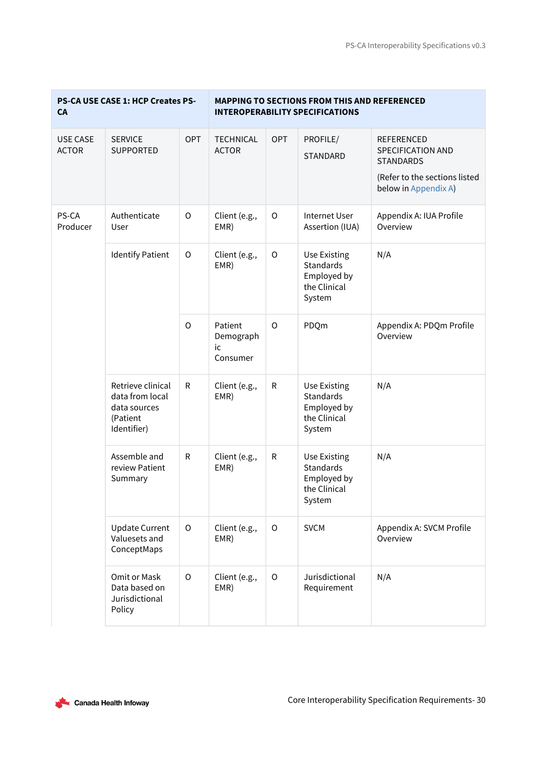| PS-CA USE CASE 1: HCP Creates PS-CA | | | MAPPING TO SECTIONS FROM THIS AND REFERENCED INTEROPERABILITY SPECIFICATIONS | | | |
|---|---|---|---|---|---|---|
| USE CASE ACTOR | SERVICE SUPPORTED | OPT | TECHNICAL ACTOR | OPT | PROFILE/ STANDARD | REFERENCED SPECIFICATION AND STANDARDS (Refer to the sections listed below in Appendix A) |
| PS-CA Producer | Authenticate User | O | Client (e.g., EMR) | O | Internet User Assertion (IUA) | Appendix A: IUA Profile Overview |
| | Identify Patient | O | Client (e.g., EMR) | O | Use Existing Standards Employed by the Clinical System | N/A |
| | | O | Patient Demographic Consumer | O | PDQm | Appendix A: PDQm Profile Overview |
| | Retrieve clinical data from local data sources (Patient Identifier) | R | Client (e.g., EMR) | R | Use Existing Standards Employed by the Clinical System | N/A |
| | Assemble and review Patient Summary | R | Client (e.g., EMR) | R | Use Existing Standards Employed by the Clinical System | N/A |
| | Update Current Valuesets and ConceptMaps | O | Client (e.g., EMR) | O | SVCM | Appendix A: SVCM Profile Overview |
| | Omit or Mask Data based on Jurisdictional Policy | O | Client (e.g., EMR) | O | Jurisdictional Requirement | N/A |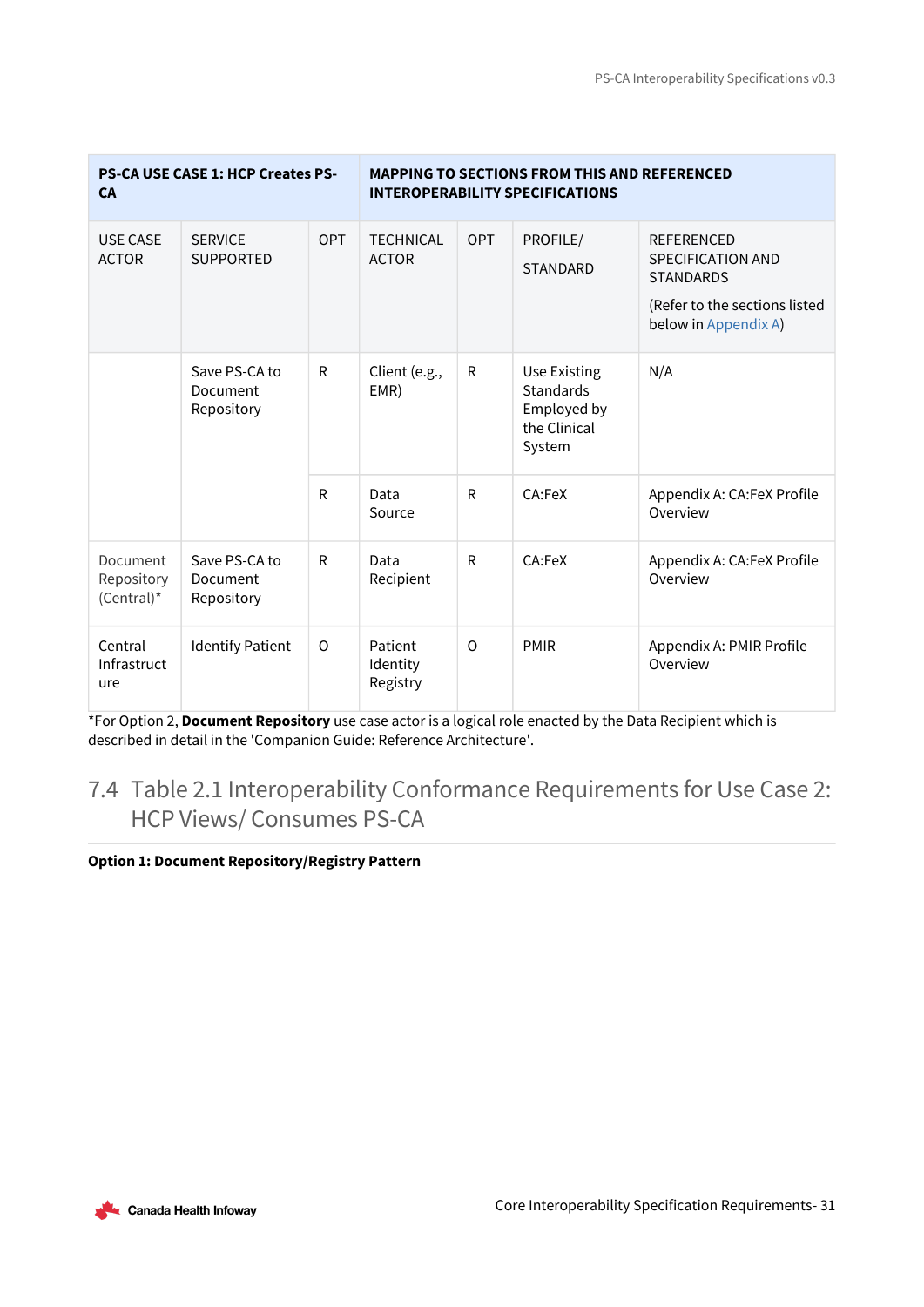| PS-CA USE CASE 1: HCP Creates PS-CA | | | MAPPING TO SECTIONS FROM THIS AND REFERENCED INTEROPERABILITY SPECIFICATIONS | | | |
|---|---|---|---|---|---|---|
| USE CASE ACTOR | SERVICE SUPPORTED | OPT | TECHNICAL ACTOR | OPT | PROFILE/ STANDARD | REFERENCED SPECIFICATION AND STANDARDS (Refer to the sections listed below in Appendix A) |
| | Save PS-CA to Document Repository | R | Client (e.g., EMR) | R | Use Existing Standards Employed by the Clinical System | N/A |
| | | R | Data Source | R | CA:FeX | Appendix A: CA:FeX Profile Overview |
| Document Repository (Central)* | Save PS-CA to Document Repository | R | Data Recipient | R | CA:FeX | Appendix A: CA:FeX Profile Overview |
| Central Infrastructure | Identify Patient | O | Patient Identity Registry | O | PMIR | Appendix A: PMIR Profile Overview |

*For Option 2, **Document Repository** use case actor is a logical role enacted by the Data Recipient which is described in detail in the 'Companion Guide: Reference Architecture'.

## 7.4 Table 2.1 Interoperability Conformance Requirements for Use Case 2: HCP Views/ Consumes PS-CA

**Option 1: Document Repository/Registry Pattern**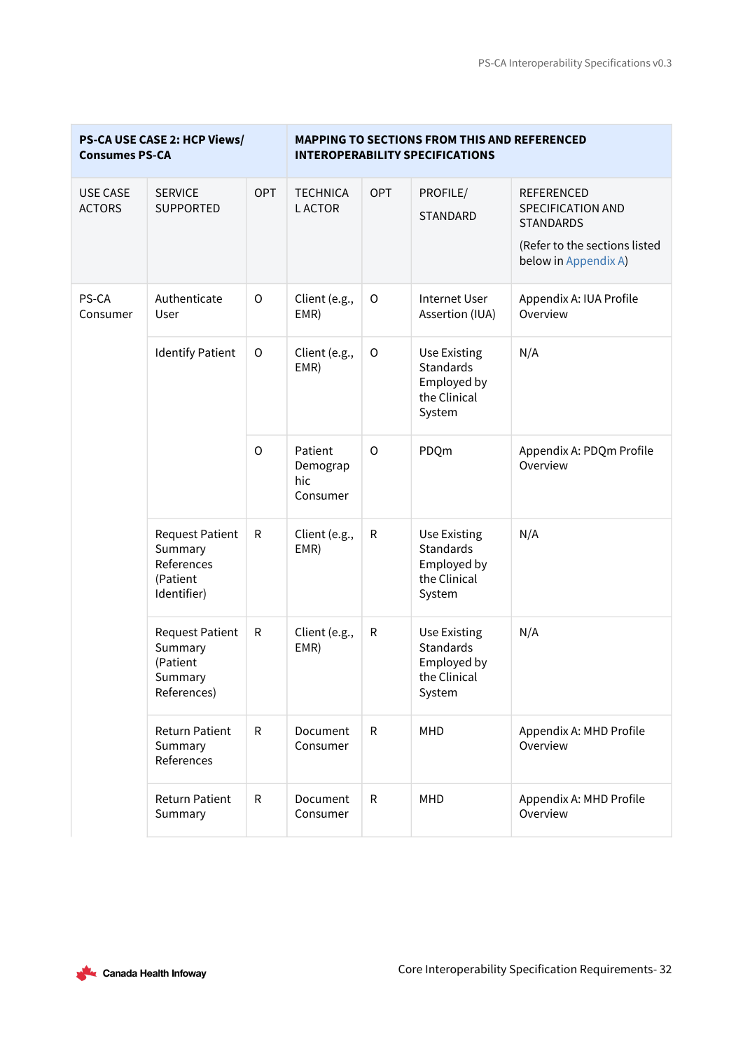| PS-CA USE CASE 2: HCP Views/ Consumes PS-CA | | | MAPPING TO SECTIONS FROM THIS AND REFERENCED INTEROPERABILITY SPECIFICATIONS | | | |
|---|---|---|---|---|---|---|
| USE CASE ACTORS | SERVICE SUPPORTED | OPT | TECHNICAL ACTOR | OPT | PROFILE/ STANDARD | REFERENCED SPECIFICATION AND STANDARDS (Refer to the sections listed below in Appendix A) |
| PS-CA Consumer | Authenticate User | O | Client (e.g., EMR) | O | Internet User Assertion (IUA) | Appendix A: IUA Profile Overview |
| | Identify Patient | O | Client (e.g., EMR) | O | Use Existing Standards Employed by the Clinical System | N/A |
| | | O | Patient Demographic Consumer | O | PDQm | Appendix A: PDQm Profile Overview |
| | Request Patient Summary References (Patient Identifier) | R | Client (e.g., EMR) | R | Use Existing Standards Employed by the Clinical System | N/A |
| | Request Patient Summary (Patient Summary References) | R | Client (e.g., EMR) | R | Use Existing Standards Employed by the Clinical System | N/A |
| | Return Patient Summary References | R | Document Consumer | R | MHD | Appendix A: MHD Profile Overview |
| | Return Patient Summary | R | Document Consumer | R | MHD | Appendix A: MHD Profile Overview |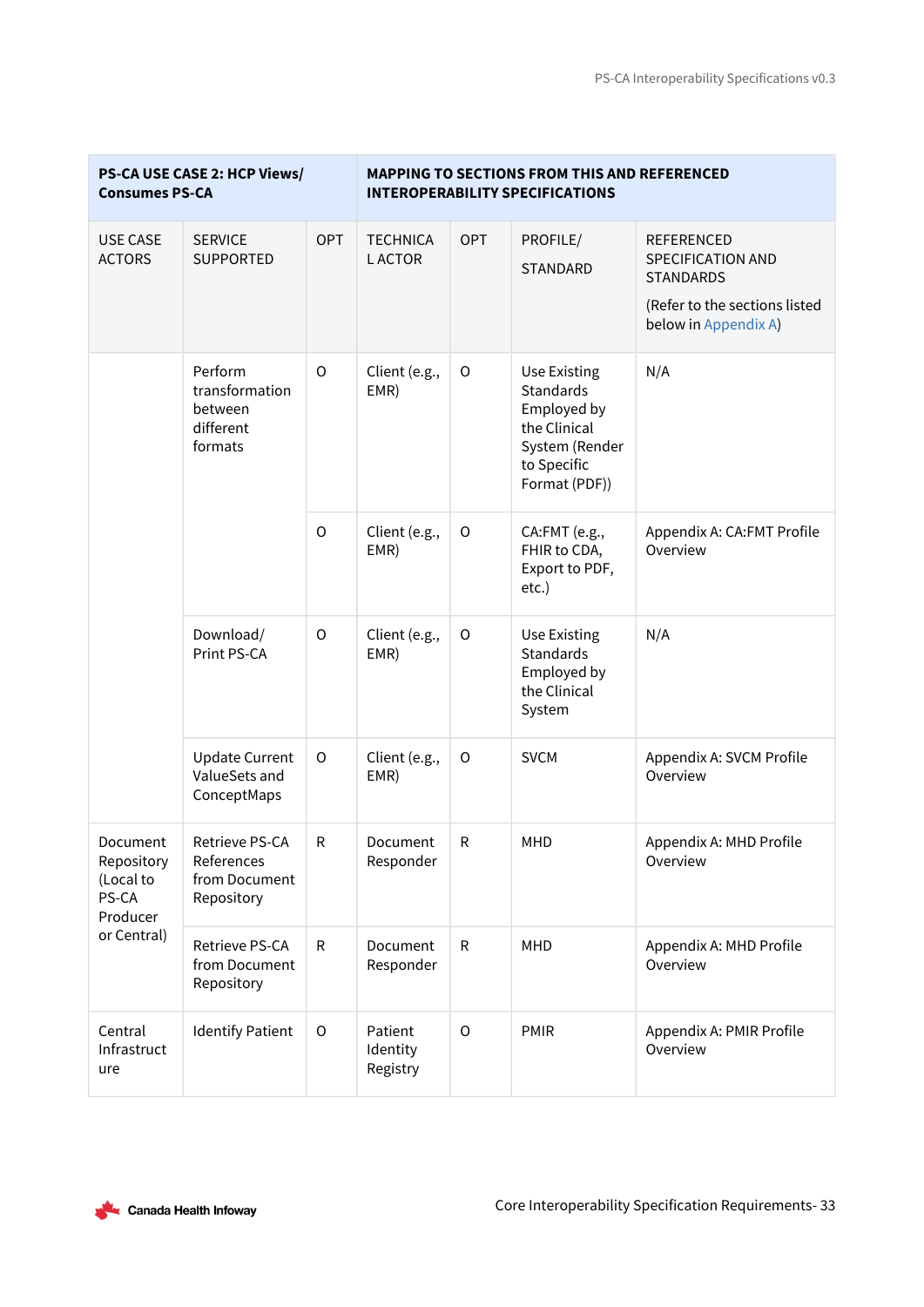| PS-CA USE CASE 2: HCP Views/ Consumes PS-CA | | | MAPPING TO SECTIONS FROM THIS AND REFERENCED INTEROPERABILITY SPECIFICATIONS | | | |
|---|---|---|---|---|---|---|
| USE CASE ACTORS | SERVICE SUPPORTED | OPT | TECHNICAL ACTOR | OPT | PROFILE/ STANDARD | REFERENCED SPECIFICATION AND STANDARDS (Refer to the sections listed below in Appendix A) |
| | Perform transformation between different formats | O | Client (e.g., EMR) | O | Use Existing Standards Employed by the Clinical System (Render to Specific Format (PDF)) | N/A |
| | | O | Client (e.g., EMR) | O | CA:FMT (e.g., FHIR to CDA, Export to PDF, etc.) | Appendix A: CA:FMT Profile Overview |
| | Download/ Print PS-CA | O | Client (e.g., EMR) | O | Use Existing Standards Employed by the Clinical System | N/A |
| | Update Current ValueSets and ConceptMaps | O | Client (e.g., EMR) | O | SVCM | Appendix A: SVCM Profile Overview |
| Document Repository (Local to PS-CA Producer or Central) | Retrieve PS-CA References from Document Repository | R | Document Responder | R | MHD | Appendix A: MHD Profile Overview |
| | Retrieve PS-CA from Document Repository | R | Document Responder | R | MHD | Appendix A: MHD Profile Overview |
| Central Infrastructure | Identify Patient | O | Patient Identity Registry | O | PMIR | Appendix A: PMIR Profile Overview |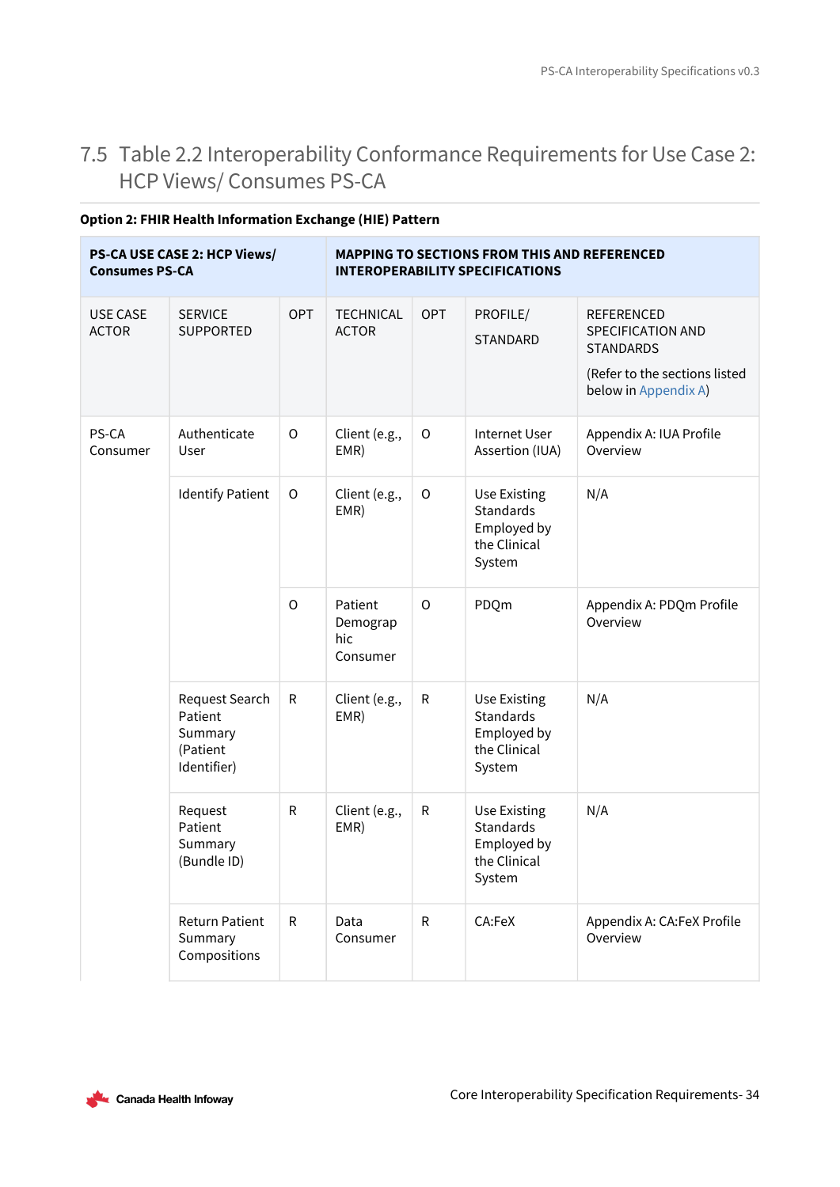## 7.5 Table 2.2 Interoperability Conformance Requirements for Use Case 2: HCP Views/ Consumes PS-CA

**Option 2: FHIR Health Information Exchange (HIE) Pattern**

| **PS-CA USE CASE 2: HCP Views/ Consumes PS-CA** | | | **MAPPING TO SECTIONS FROM THIS AND REFERENCED INTEROPERABILITY SPECIFICATIONS** | | | |
|---|---|---|---|---|---|---|
| USE CASE ACTOR | SERVICE SUPPORTED | OPT | TECHNICAL ACTOR | OPT | PROFILE/ STANDARD | REFERENCED SPECIFICATION AND STANDARDS (Refer to the sections listed below in Appendix A) |
| PS-CA Consumer | Authenticate User | O | Client (e.g., EMR) | O | Internet User Assertion (IUA) | Appendix A: IUA Profile Overview |
| | Identify Patient | O | Client (e.g., EMR) | O | Use Existing Standards Employed by the Clinical System | N/A |
| | | O | Patient Demographic Consumer | O | PDQm | Appendix A: PDQm Profile Overview |
| | Request Search Patient Summary (Patient Identifier) | R | Client (e.g., EMR) | R | Use Existing Standards Employed by the Clinical System | N/A |
| | Request Patient Summary (Bundle ID) | R | Client (e.g., EMR) | R | Use Existing Standards Employed by the Clinical System | N/A |
| | Return Patient Summary Compositions | R | Data Consumer | R | CA:FeX | Appendix A: CA:FeX Profile Overview |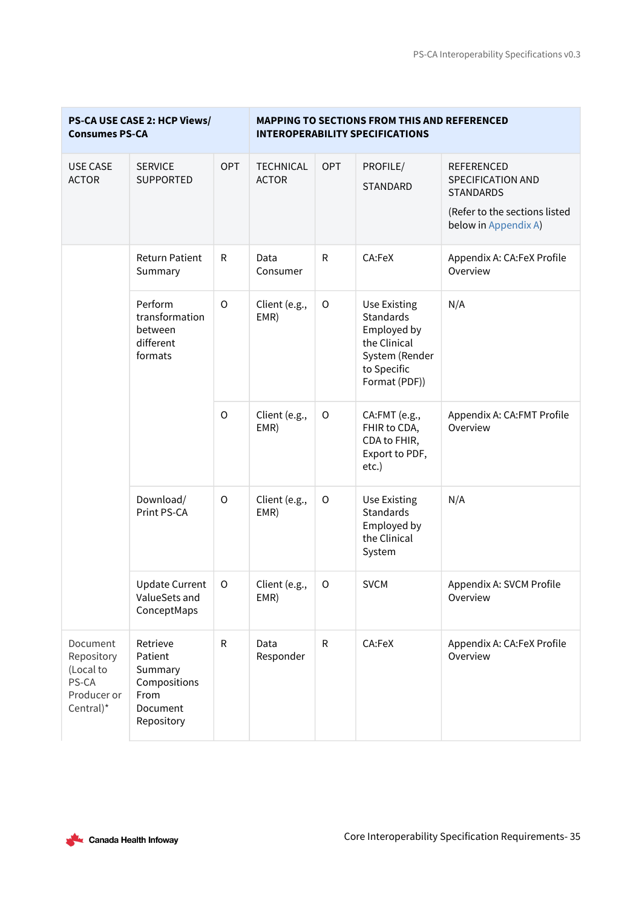| PS-CA USE CASE 2: HCP Views/ Consumes PS-CA | | | MAPPING TO SECTIONS FROM THIS AND REFERENCED INTEROPERABILITY SPECIFICATIONS | | | |
|---|---|---|---|---|---|---|
| USE CASE ACTOR | SERVICE SUPPORTED | OPT | TECHNICAL ACTOR | OPT | PROFILE/ STANDARD | REFERENCED SPECIFICATION AND STANDARDS (Refer to the sections listed below in Appendix A) |
| | Return Patient Summary | R | Data Consumer | R | CA:FeX | Appendix A: CA:FeX Profile Overview |
| | Perform transformation between different formats | O | Client (e.g., EMR) | O | Use Existing Standards Employed by the Clinical System (Render to Specific Format (PDF)) | N/A |
| | | O | Client (e.g., EMR) | O | CA:FMT (e.g., FHIR to CDA, CDA to FHIR, Export to PDF, etc.) | Appendix A: CA:FMT Profile Overview |
| | Download/ Print PS-CA | O | Client (e.g., EMR) | O | Use Existing Standards Employed by the Clinical System | N/A |
| | Update Current ValueSets and ConceptMaps | O | Client (e.g., EMR) | O | SVCM | Appendix A: SVCM Profile Overview |
| Document Repository (Local to PS-CA Producer or Central)* | Retrieve Patient Summary Compositions From Document Repository | R | Data Responder | R | CA:FeX | Appendix A: CA:FeX Profile Overview |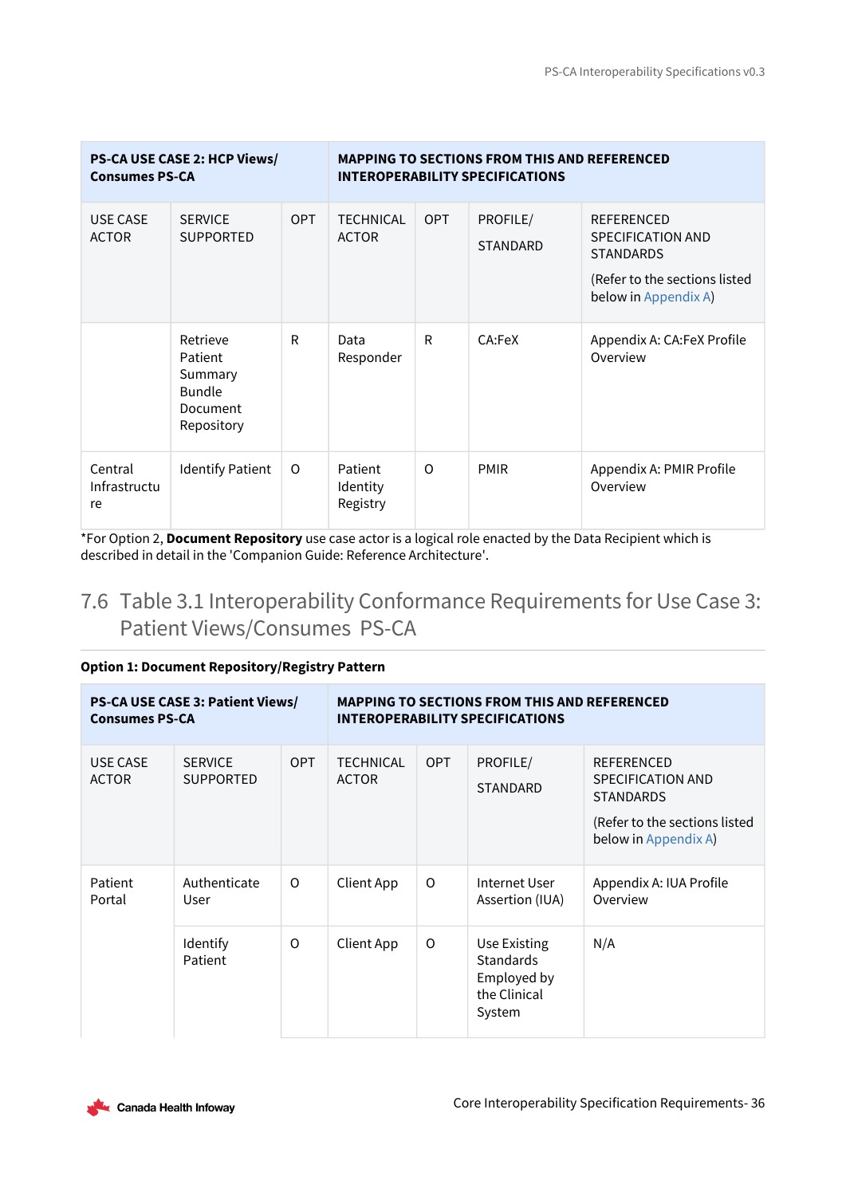| PS-CA USE CASE 2: HCP Views/ Consumes PS-CA | | | MAPPING TO SECTIONS FROM THIS AND REFERENCED INTEROPERABILITY SPECIFICATIONS | | | |
|---|---|---|---|---|---|---|
| USE CASE ACTOR | SERVICE SUPPORTED | OPT | TECHNICAL ACTOR | OPT | PROFILE/ STANDARD | REFERENCED SPECIFICATION AND STANDARDS (Refer to the sections listed below in Appendix A) |
| | Retrieve Patient Summary Bundle Document Repository | R | Data Responder | R | CA:FeX | Appendix A: CA:FeX Profile Overview |
| Central Infrastructure | Identify Patient | O | Patient Identity Registry | O | PMIR | Appendix A: PMIR Profile Overview |

*For Option 2, **Document Repository** use case actor is a logical role enacted by the Data Recipient which is described in detail in the 'Companion Guide: Reference Architecture'.

## 7.6 Table 3.1 Interoperability Conformance Requirements for Use Case 3: Patient Views/Consumes PS-CA

**Option 1: Document Repository/Registry Pattern**

| PS-CA USE CASE 3: Patient Views/ Consumes PS-CA | | | MAPPING TO SECTIONS FROM THIS AND REFERENCED INTEROPERABILITY SPECIFICATIONS | | | |
|---|---|---|---|---|---|---|
| USE CASE ACTOR | SERVICE SUPPORTED | OPT | TECHNICAL ACTOR | OPT | PROFILE/ STANDARD | REFERENCED SPECIFICATION AND STANDARDS (Refer to the sections listed below in Appendix A) |
| Patient Portal | Authenticate User | O | Client App | O | Internet User Assertion (IUA) | Appendix A: IUA Profile Overview |
| | Identify Patient | O | Client App | O | Use Existing Standards Employed by the Clinical System | N/A |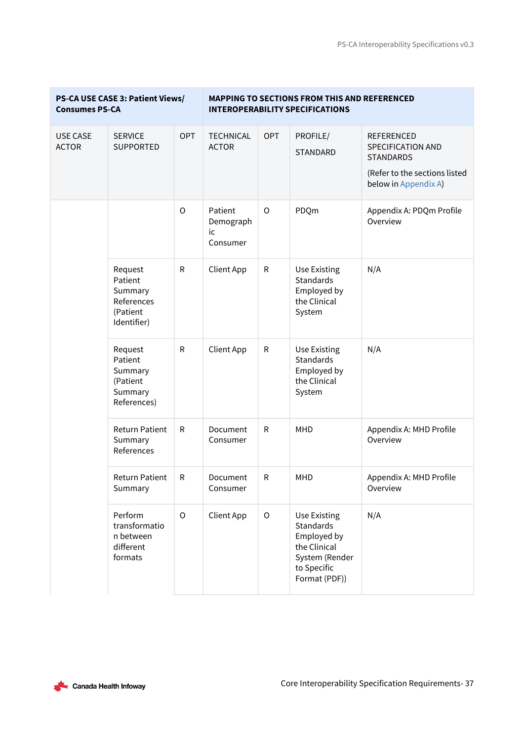| PS-CA USE CASE 3: Patient Views/ Consumes PS-CA | | | MAPPING TO SECTIONS FROM THIS AND REFERENCED INTEROPERABILITY SPECIFICATIONS | | | |
|---|---|---|---|---|---|---|
| USE CASE ACTOR | SERVICE SUPPORTED | OPT | TECHNICAL ACTOR | OPT | PROFILE/ STANDARD | REFERENCED SPECIFICATION AND STANDARDS (Refer to the sections listed below in Appendix A) |
| | | O | Patient Demographic Consumer | O | PDQm | Appendix A: PDQm Profile Overview |
| | Request Patient Summary References (Patient Identifier) | R | Client App | R | Use Existing Standards Employed by the Clinical System | N/A |
| | Request Patient Summary (Patient Summary References) | R | Client App | R | Use Existing Standards Employed by the Clinical System | N/A |
| | Return Patient Summary References | R | Document Consumer | R | MHD | Appendix A: MHD Profile Overview |
| | Return Patient Summary | R | Document Consumer | R | MHD | Appendix A: MHD Profile Overview |
| | Perform transformation between different formats | O | Client App | O | Use Existing Standards Employed by the Clinical System (Render to Specific Format (PDF)) | N/A |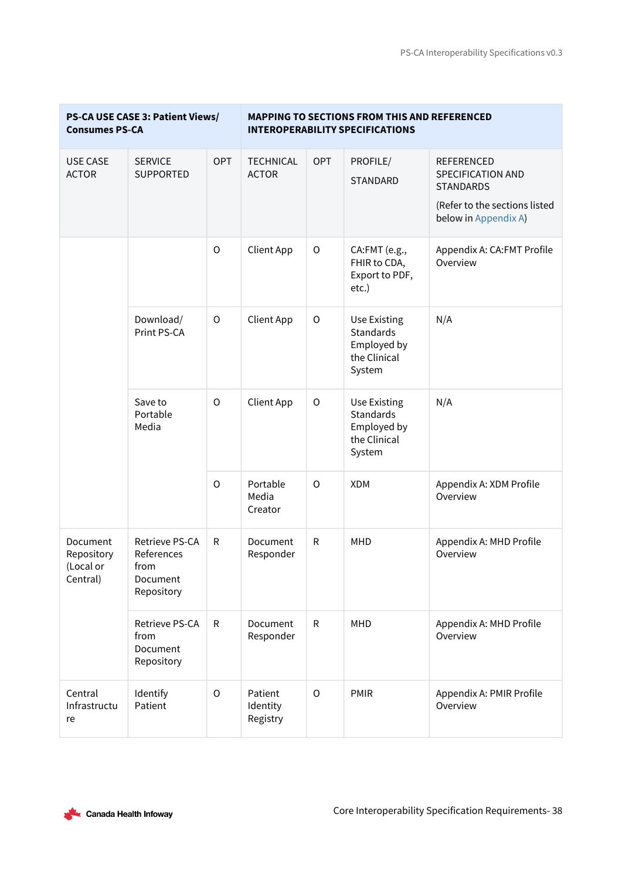| PS-CA USE CASE 3: Patient Views/ Consumes PS-CA | | | MAPPING TO SECTIONS FROM THIS AND REFERENCED INTEROPERABILITY SPECIFICATIONS | | | |
|---|---|---|---|---|---|---|
| USE CASE ACTOR | SERVICE SUPPORTED | OPT | TECHNICAL ACTOR | OPT | PROFILE/ STANDARD | REFERENCED SPECIFICATION AND STANDARDS (Refer to the sections listed below in Appendix A) |
| | | O | Client App | O | CA:FMT (e.g., FHIR to CDA, Export to PDF, etc.) | Appendix A: CA:FMT Profile Overview |
| | Download/ Print PS-CA | O | Client App | O | Use Existing Standards Employed by the Clinical System | N/A |
| | Save to Portable Media | O | Client App | O | Use Existing Standards Employed by the Clinical System | N/A |
| | | O | Portable Media Creator | O | XDM | Appendix A: XDM Profile Overview |
| Document Repository (Local or Central) | Retrieve PS-CA References from Document Repository | R | Document Responder | R | MHD | Appendix A: MHD Profile Overview |
| | Retrieve PS-CA from Document Repository | R | Document Responder | R | MHD | Appendix A: MHD Profile Overview |
| Central Infrastructure | Identify Patient | O | Patient Identity Registry | O | PMIR | Appendix A: PMIR Profile Overview |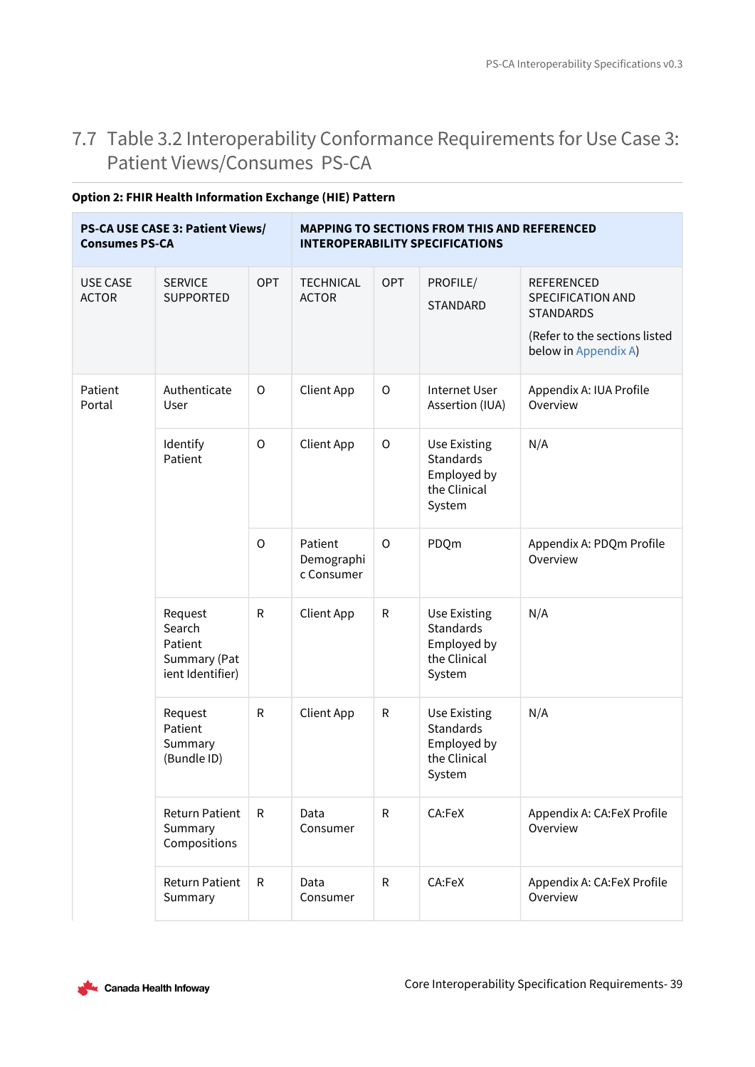## 7.7 Table 3.2 Interoperability Conformance Requirements for Use Case 3: Patient Views/Consumes PS-CA

**Option 2: FHIR Health Information Exchange (HIE) Pattern**

| **PS-CA USE CASE 3: Patient Views/ Consumes PS-CA** | | | **MAPPING TO SECTIONS FROM THIS AND REFERENCED INTEROPERABILITY SPECIFICATIONS** | | | |
|---|---|---|---|---|---|---|
| USE CASE ACTOR | SERVICE SUPPORTED | OPT | TECHNICAL ACTOR | OPT | PROFILE/ STANDARD | REFERENCED SPECIFICATION AND STANDARDS (Refer to the sections listed below in Appendix A) |
| Patient Portal | Authenticate User | O | Client App | O | Internet User Assertion (IUA) | Appendix A: IUA Profile Overview |
| | Identify Patient | O | Client App | O | Use Existing Standards Employed by the Clinical System | N/A |
| | | O | Patient Demographic Consumer | O | PDQm | Appendix A: PDQm Profile Overview |
| | Request Search Patient Summary (Patient Identifier) | R | Client App | R | Use Existing Standards Employed by the Clinical System | N/A |
| | Request Patient Summary (Bundle ID) | R | Client App | R | Use Existing Standards Employed by the Clinical System | N/A |
| | Return Patient Summary Compositions | R | Data Consumer | R | CA:FeX | Appendix A: CA:FeX Profile Overview |
| | Return Patient Summary | R | Data Consumer | R | CA:FeX | Appendix A: CA:FeX Profile Overview |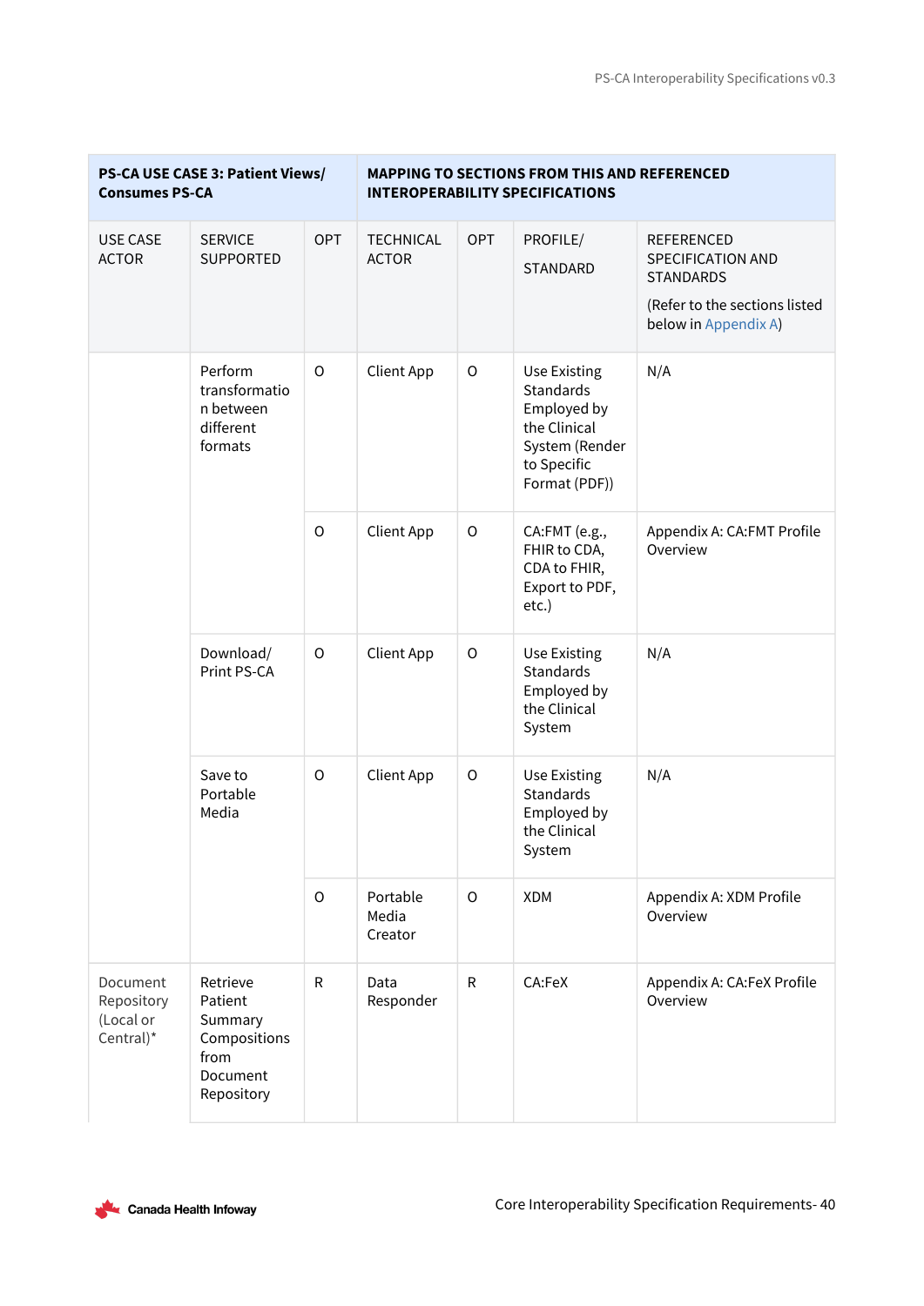| PS-CA USE CASE 3: Patient Views/ Consumes PS-CA | | | MAPPING TO SECTIONS FROM THIS AND REFERENCED INTEROPERABILITY SPECIFICATIONS | | | |
|---|---|---|---|---|---|---|
| USE CASE ACTOR | SERVICE SUPPORTED | OPT | TECHNICAL ACTOR | OPT | PROFILE/ STANDARD | REFERENCED SPECIFICATION AND STANDARDS (Refer to the sections listed below in Appendix A) |
| | Perform transformation between different formats | O | Client App | O | Use Existing Standards Employed by the Clinical System (Render to Specific Format (PDF)) | N/A |
| | | O | Client App | O | CA:FMT (e.g., FHIR to CDA, CDA to FHIR, Export to PDF, etc.) | Appendix A: CA:FMT Profile Overview |
| | Download/ Print PS-CA | O | Client App | O | Use Existing Standards Employed by the Clinical System | N/A |
| | Save to Portable Media | O | Client App | O | Use Existing Standards Employed by the Clinical System | N/A |
| | | O | Portable Media Creator | O | XDM | Appendix A: XDM Profile Overview |
| Document Repository (Local or Central)* | Retrieve Patient Summary Compositions from Document Repository | R | Data Responder | R | CA:FeX | Appendix A: CA:FeX Profile Overview |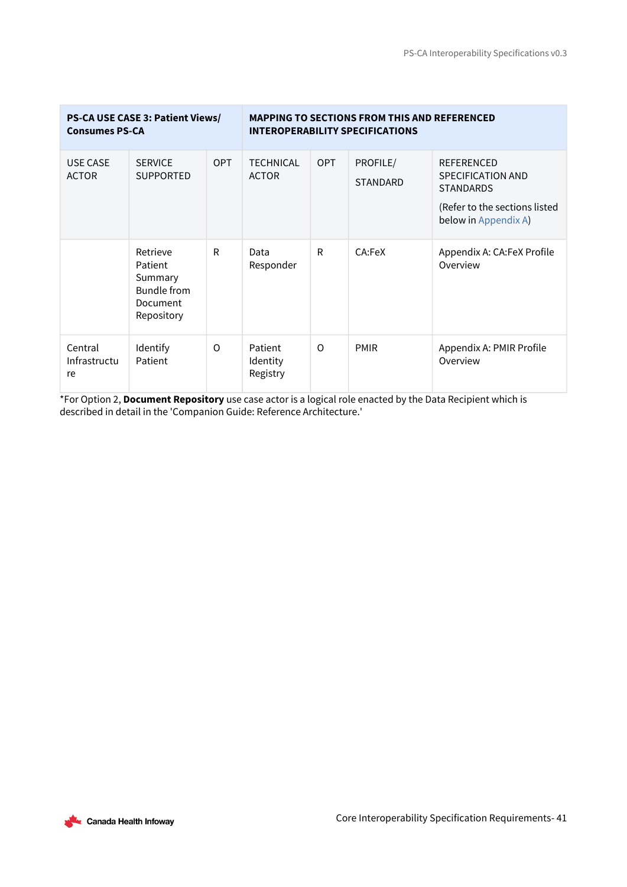| PS-CA USE CASE 3: Patient Views/ Consumes PS-CA | | | MAPPING TO SECTIONS FROM THIS AND REFERENCED INTEROPERABILITY SPECIFICATIONS | | | |
|---|---|---|---|---|---|---|
| USE CASE ACTOR | SERVICE SUPPORTED | OPT | TECHNICAL ACTOR | OPT | PROFILE/ STANDARD | REFERENCED SPECIFICATION AND STANDARDS (Refer to the sections listed below in Appendix A) |
| | Retrieve Patient Summary Bundle from Document Repository | R | Data Responder | R | CA:FeX | Appendix A: CA:FeX Profile Overview |
| Central Infrastructure | Identify Patient | O | Patient Identity Registry | O | PMIR | Appendix A: PMIR Profile Overview |

*For Option 2, **Document Repository** use case actor is a logical role enacted by the Data Recipient which is described in detail in the 'Companion Guide: Reference Architecture.'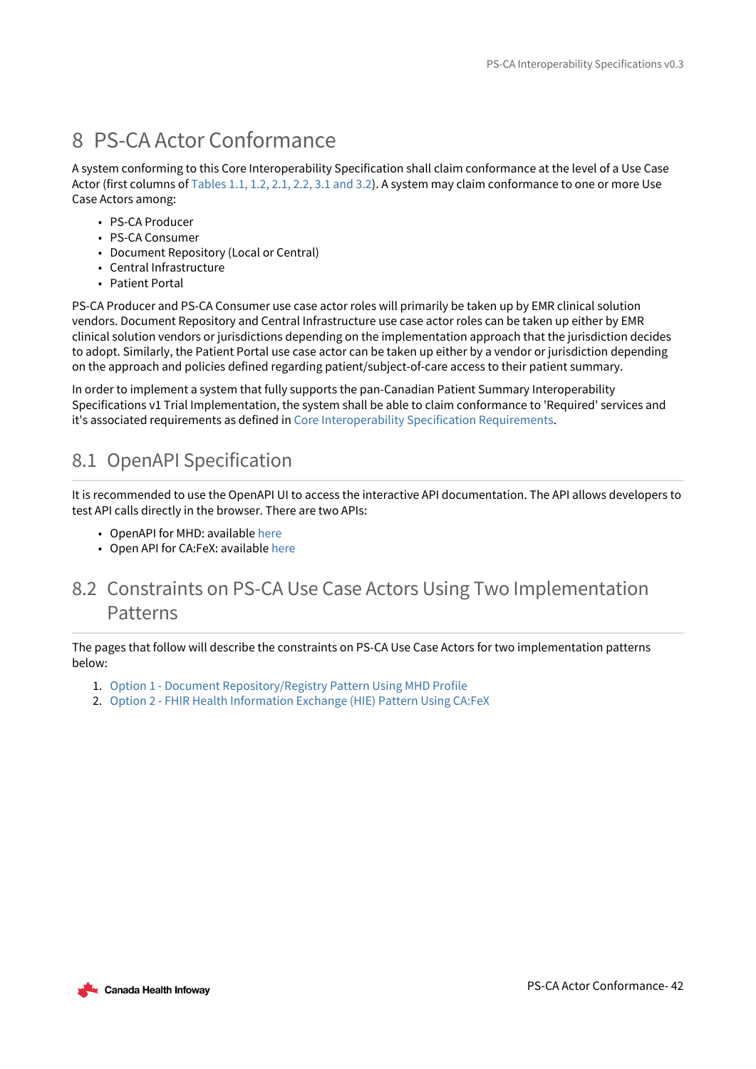# 8 PS-CA Actor Conformance

A system conforming to this Core Interoperability Specification shall claim conformance at the level of a Use Case Actor (first columns of Tables 1.1, 1.2, 2.1, 2.2, 3.1 and 3.2). A system may claim conformance to one or more Use Case Actors among:

- PS-CA Producer
- PS-CA Consumer
- Document Repository (Local or Central)
- Central Infrastructure
- Patient Portal

PS-CA Producer and PS-CA Consumer use case actor roles will primarily be taken up by EMR clinical solution vendors. Document Repository and Central Infrastructure use case actor roles can be taken up either by EMR clinical solution vendors or jurisdictions depending on the implementation approach that the jurisdiction decides to adopt. Similarly, the Patient Portal use case actor can be taken up either by a vendor or jurisdiction depending on the approach and policies defined regarding patient/subject-of-care access to their patient summary.

In order to implement a system that fully supports the pan-Canadian Patient Summary Interoperability Specifications v1 Trial Implementation, the system shall be able to claim conformance to 'Required' services and it's associated requirements as defined in Core Interoperability Specification Requirements.

## 8.1 OpenAPI Specification

It is recommended to use the OpenAPI UI to access the interactive API documentation. The API allows developers to test API calls directly in the browser. There are two APIs:

- OpenAPI for MHD: available here
- Open API for CA:FeX: available here

## 8.2 Constraints on PS-CA Use Case Actors Using Two Implementation Patterns

The pages that follow will describe the constraints on PS-CA Use Case Actors for two implementation patterns below:

1. Option 1 - Document Repository/Registry Pattern Using MHD Profile
2. Option 2 - FHIR Health Information Exchange (HIE) Pattern Using CA:FeX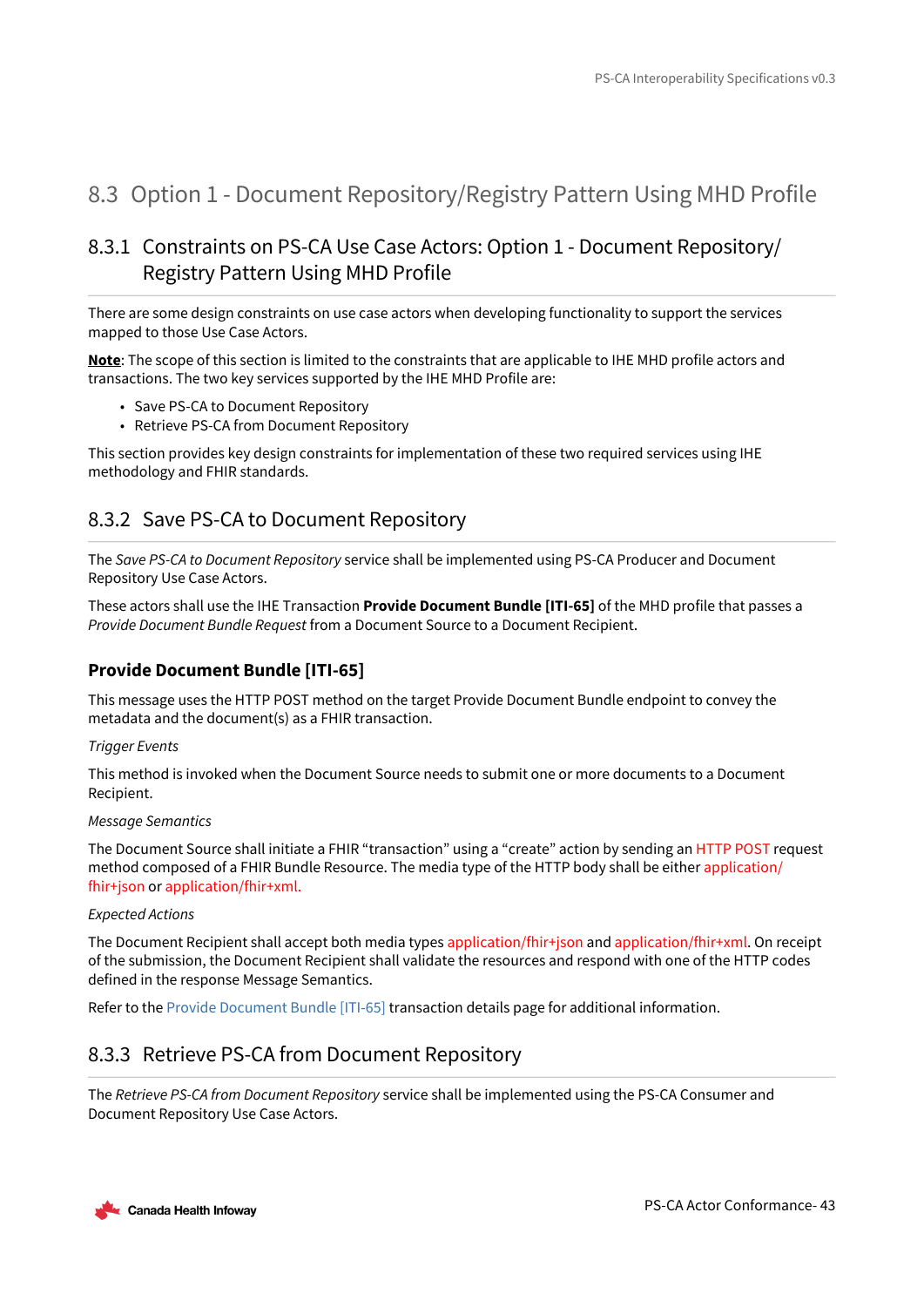## 8.3 Option 1 - Document Repository/Registry Pattern Using MHD Profile

### 8.3.1 Constraints on PS-CA Use Case Actors: Option 1 - Document Repository/ Registry Pattern Using MHD Profile

There are some design constraints on use case actors when developing functionality to support the services mapped to those Use Case Actors.

**Note**: The scope of this section is limited to the constraints that are applicable to IHE MHD profile actors and transactions. The two key services supported by the IHE MHD Profile are:

- Save PS-CA to Document Repository
- Retrieve PS-CA from Document Repository

This section provides key design constraints for implementation of these two required services using IHE methodology and FHIR standards.

### 8.3.2 Save PS-CA to Document Repository

The *Save PS-CA to Document Repository* service shall be implemented using PS-CA Producer and Document Repository Use Case Actors.

These actors shall use the IHE Transaction **Provide Document Bundle [ITI-65]** of the MHD profile that passes a *Provide Document Bundle Request* from a Document Source to a Document Recipient.

#### Provide Document Bundle [ITI-65]

This message uses the HTTP POST method on the target Provide Document Bundle endpoint to convey the metadata and the document(s) as a FHIR transaction.

*Trigger Events*

This method is invoked when the Document Source needs to submit one or more documents to a Document Recipient.

*Message Semantics*

The Document Source shall initiate a FHIR "transaction" using a "create" action by sending an HTTP POST request method composed of a FHIR Bundle Resource. The media type of the HTTP body shall be either application/fhir+json or application/fhir+xml.

*Expected Actions*

The Document Recipient shall accept both media types application/fhir+json and application/fhir+xml. On receipt of the submission, the Document Recipient shall validate the resources and respond with one of the HTTP codes defined in the response Message Semantics.

Refer to the Provide Document Bundle [ITI-65] transaction details page for additional information.

### 8.3.3 Retrieve PS-CA from Document Repository

The *Retrieve PS-CA from Document Repository* service shall be implemented using the PS-CA Consumer and Document Repository Use Case Actors.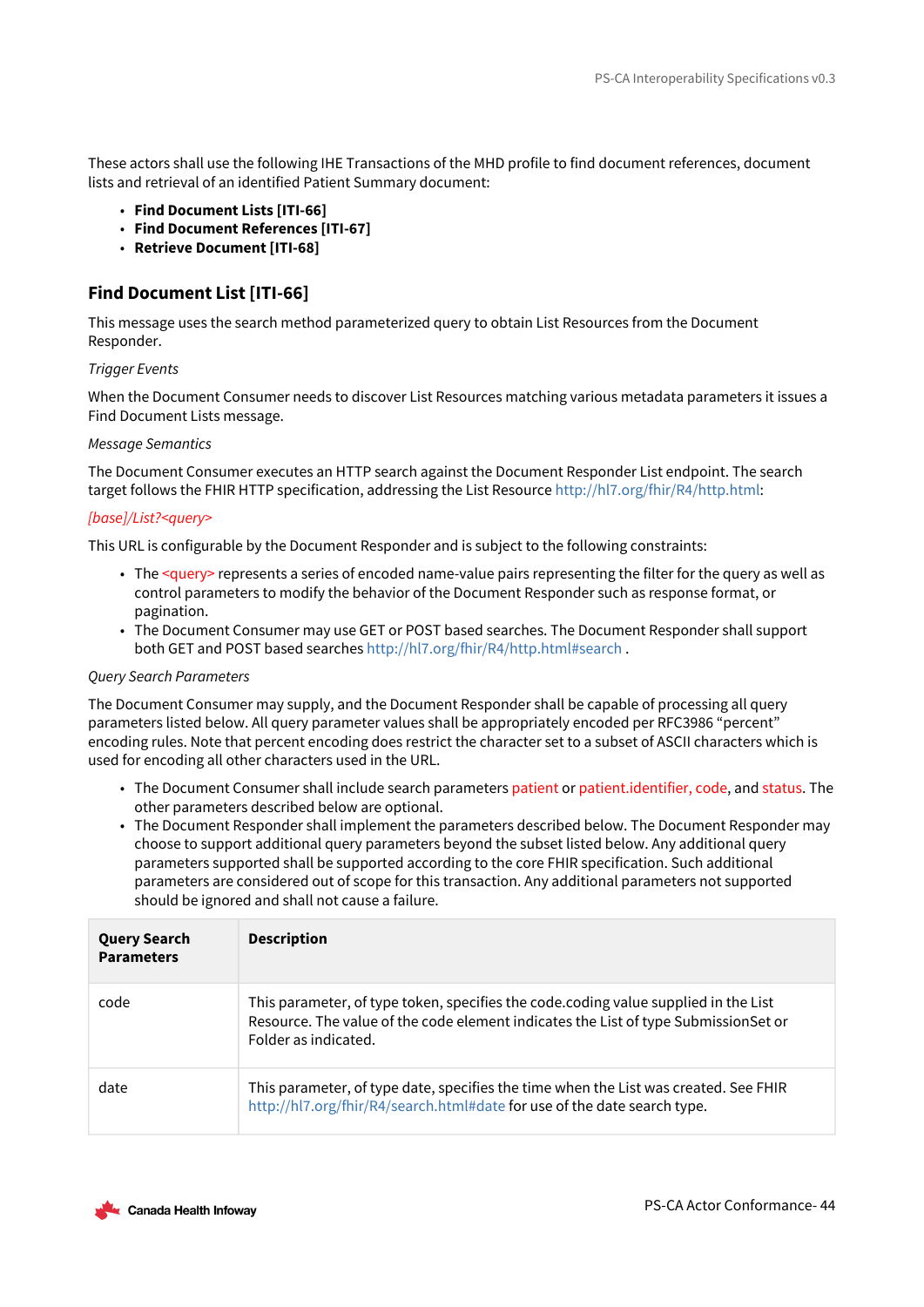These actors shall use the following IHE Transactions of the MHD profile to find document references, document lists and retrieval of an identified Patient Summary document:

- **Find Document Lists [ITI-66]**
- **Find Document References [ITI-67]**
- **Retrieve Document [ITI-68]**

## Find Document List [ITI-66]

This message uses the search method parameterized query to obtain List Resources from the Document Responder.

*Trigger Events*

When the Document Consumer needs to discover List Resources matching various metadata parameters it issues a Find Document Lists message.

*Message Semantics*

The Document Consumer executes an HTTP search against the Document Responder List endpoint. The search target follows the FHIR HTTP specification, addressing the List Resource http://hl7.org/fhir/R4/http.html:

*[base]/List?<query>*

This URL is configurable by the Document Responder and is subject to the following constraints:

- The <query> represents a series of encoded name-value pairs representing the filter for the query as well as control parameters to modify the behavior of the Document Responder such as response format, or pagination.
- The Document Consumer may use GET or POST based searches. The Document Responder shall support both GET and POST based searches http://hl7.org/fhir/R4/http.html#search .

*Query Search Parameters*

The Document Consumer may supply, and the Document Responder shall be capable of processing all query parameters listed below. All query parameter values shall be appropriately encoded per RFC3986 "percent" encoding rules. Note that percent encoding does restrict the character set to a subset of ASCII characters which is used for encoding all other characters used in the URL.

- The Document Consumer shall include search parameters patient or patient.identifier, code, and status. The other parameters described below are optional.
- The Document Responder shall implement the parameters described below. The Document Responder may choose to support additional query parameters beyond the subset listed below. Any additional query parameters supported shall be supported according to the core FHIR specification. Such additional parameters are considered out of scope for this transaction. Any additional parameters not supported should be ignored and shall not cause a failure.

| Query Search Parameters | Description |
|---|---|
| code | This parameter, of type token, specifies the code.coding value supplied in the List Resource. The value of the code element indicates the List of type SubmissionSet or Folder as indicated. |
| date | This parameter, of type date, specifies the time when the List was created. See FHIR http://hl7.org/fhir/R4/search.html#date for use of the date search type. |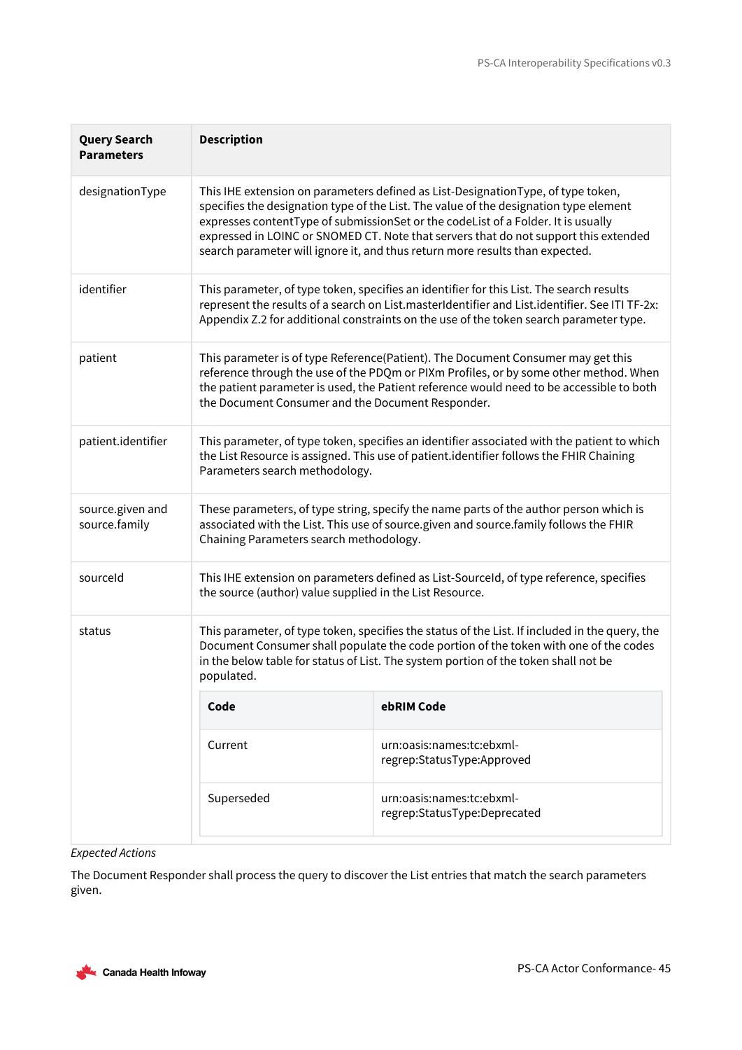| Query Search Parameters | Description |
|---|---|
| designationType | This IHE extension on parameters defined as List-DesignationType, of type token, specifies the designation type of the List. The value of the designation type element expresses contentType of submissionSet or the codeList of a Folder. It is usually expressed in LOINC or SNOMED CT. Note that servers that do not support this extended search parameter will ignore it, and thus return more results than expected. |
| identifier | This parameter, of type token, specifies an identifier for this List. The search results represent the results of a search on List.masterIdentifier and List.identifier. See ITI TF-2x: Appendix Z.2 for additional constraints on the use of the token search parameter type. |
| patient | This parameter is of type Reference(Patient). The Document Consumer may get this reference through the use of the PDQm or PIXm Profiles, or by some other method. When the patient parameter is used, the Patient reference would need to be accessible to both the Document Consumer and the Document Responder. |
| patient.identifier | This parameter, of type token, specifies an identifier associated with the patient to which the List Resource is assigned. This use of patient.identifier follows the FHIR Chaining Parameters search methodology. |
| source.given and source.family | These parameters, of type string, specify the name parts of the author person which is associated with the List. This use of source.given and source.family follows the FHIR Chaining Parameters search methodology. |
| sourceId | This IHE extension on parameters defined as List-SourceId, of type reference, specifies the source (author) value supplied in the List Resource. |
| status | This parameter, of type token, specifies the status of the List. If included in the query, the Document Consumer shall populate the code portion of the token with one of the codes in the below table for status of List. The system portion of the token shall not be populated.<br><br>**Code** / **ebRIM Code**<br>Current / urn:oasis:names:tc:ebxml-regrep:StatusType:Approved<br>Superseded / urn:oasis:names:tc:ebxml-regrep:StatusType:Deprecated |

*Expected Actions*

The Document Responder shall process the query to discover the List entries that match the search parameters given.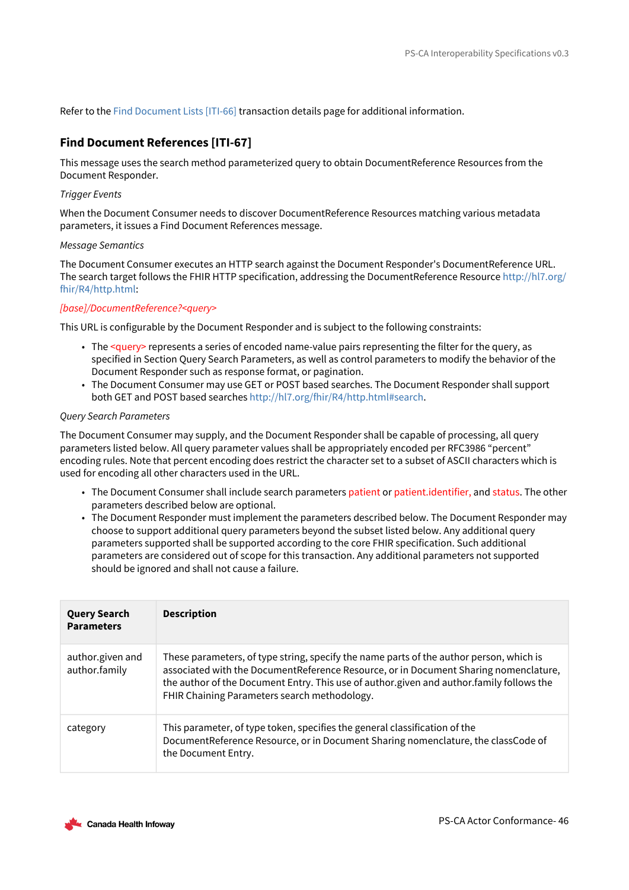Refer to the Find Document Lists [ITI-66] transaction details page for additional information.

## Find Document References [ITI-67]

This message uses the search method parameterized query to obtain DocumentReference Resources from the Document Responder.

*Trigger Events*

When the Document Consumer needs to discover DocumentReference Resources matching various metadata parameters, it issues a Find Document References message.

*Message Semantics*

The Document Consumer executes an HTTP search against the Document Responder's DocumentReference URL. The search target follows the FHIR HTTP specification, addressing the DocumentReference Resource http://hl7.org/fhir/R4/http.html:

*[base]/DocumentReference?<query>*

This URL is configurable by the Document Responder and is subject to the following constraints:

- The <query> represents a series of encoded name-value pairs representing the filter for the query, as specified in Section Query Search Parameters, as well as control parameters to modify the behavior of the Document Responder such as response format, or pagination.
- The Document Consumer may use GET or POST based searches. The Document Responder shall support both GET and POST based searches http://hl7.org/fhir/R4/http.html#search.

*Query Search Parameters*

The Document Consumer may supply, and the Document Responder shall be capable of processing, all query parameters listed below. All query parameter values shall be appropriately encoded per RFC3986 "percent" encoding rules. Note that percent encoding does restrict the character set to a subset of ASCII characters which is used for encoding all other characters used in the URL.

- The Document Consumer shall include search parameters patient or patient.identifier, and status. The other parameters described below are optional.
- The Document Responder must implement the parameters described below. The Document Responder may choose to support additional query parameters beyond the subset listed below. Any additional query parameters supported shall be supported according to the core FHIR specification. Such additional parameters are considered out of scope for this transaction. Any additional parameters not supported should be ignored and shall not cause a failure.

| Query Search Parameters | Description |
|---|---|
| author.given and author.family | These parameters, of type string, specify the name parts of the author person, which is associated with the DocumentReference Resource, or in Document Sharing nomenclature, the author of the Document Entry. This use of author.given and author.family follows the FHIR Chaining Parameters search methodology. |
| category | This parameter, of type token, specifies the general classification of the DocumentReference Resource, or in Document Sharing nomenclature, the classCode of the Document Entry. |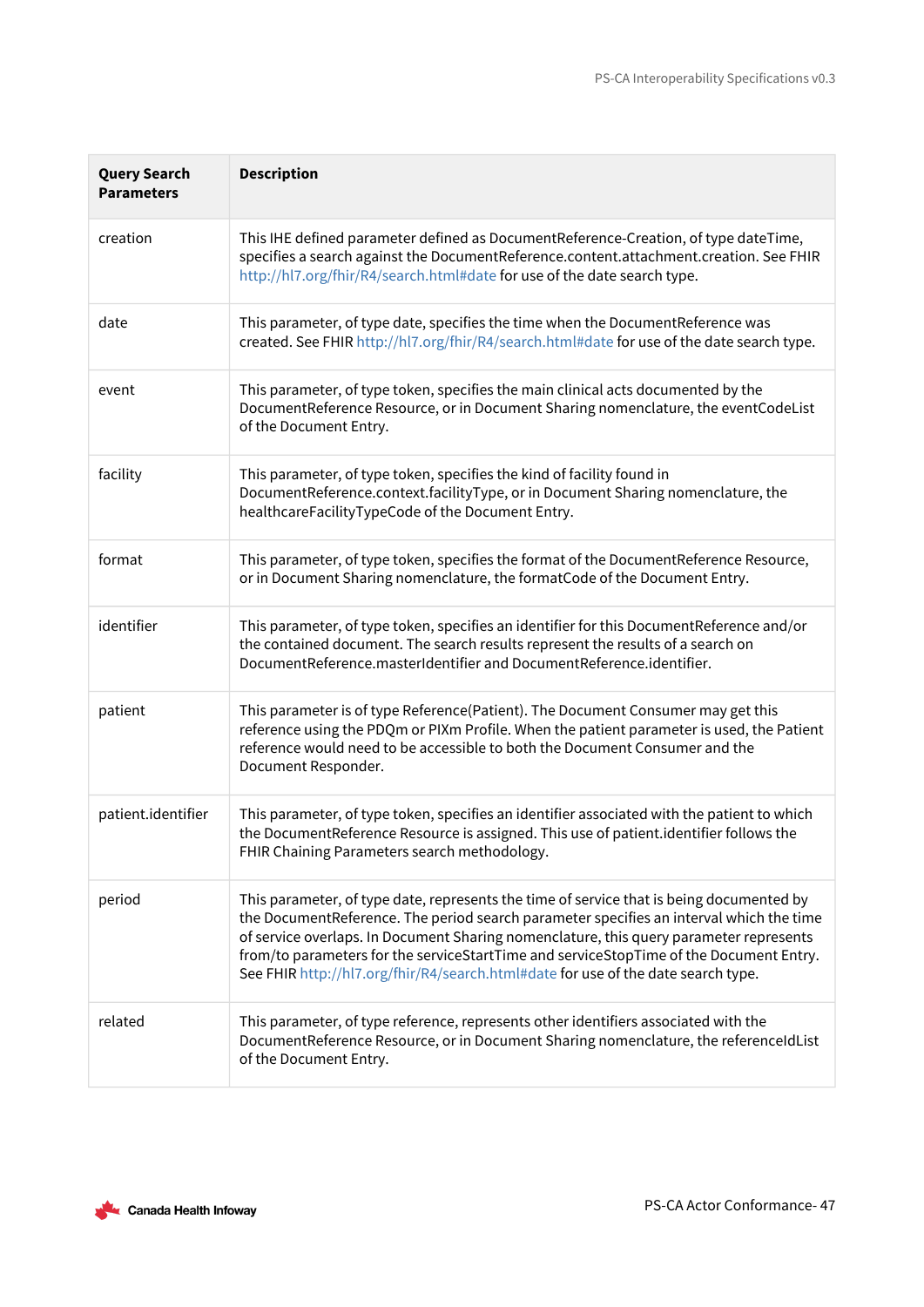| Query Search Parameters | Description |
|---|---|
| creation | This IHE defined parameter defined as DocumentReference-Creation, of type dateTime, specifies a search against the DocumentReference.content.attachment.creation. See FHIR http://hl7.org/fhir/R4/search.html#date for use of the date search type. |
| date | This parameter, of type date, specifies the time when the DocumentReference was created. See FHIR http://hl7.org/fhir/R4/search.html#date for use of the date search type. |
| event | This parameter, of type token, specifies the main clinical acts documented by the DocumentReference Resource, or in Document Sharing nomenclature, the eventCodeList of the Document Entry. |
| facility | This parameter, of type token, specifies the kind of facility found in DocumentReference.context.facilityType, or in Document Sharing nomenclature, the healthcareFacilityTypeCode of the Document Entry. |
| format | This parameter, of type token, specifies the format of the DocumentReference Resource, or in Document Sharing nomenclature, the formatCode of the Document Entry. |
| identifier | This parameter, of type token, specifies an identifier for this DocumentReference and/or the contained document. The search results represent the results of a search on DocumentReference.masterIdentifier and DocumentReference.identifier. |
| patient | This parameter is of type Reference(Patient). The Document Consumer may get this reference using the PDQm or PIXm Profile. When the patient parameter is used, the Patient reference would need to be accessible to both the Document Consumer and the Document Responder. |
| patient.identifier | This parameter, of type token, specifies an identifier associated with the patient to which the DocumentReference Resource is assigned. This use of patient.identifier follows the FHIR Chaining Parameters search methodology. |
| period | This parameter, of type date, represents the time of service that is being documented by the DocumentReference. The period search parameter specifies an interval which the time of service overlaps. In Document Sharing nomenclature, this query parameter represents from/to parameters for the serviceStartTime and serviceStopTime of the Document Entry. See FHIR http://hl7.org/fhir/R4/search.html#date for use of the date search type. |
| related | This parameter, of type reference, represents other identifiers associated with the DocumentReference Resource, or in Document Sharing nomenclature, the referenceIdList of the Document Entry. |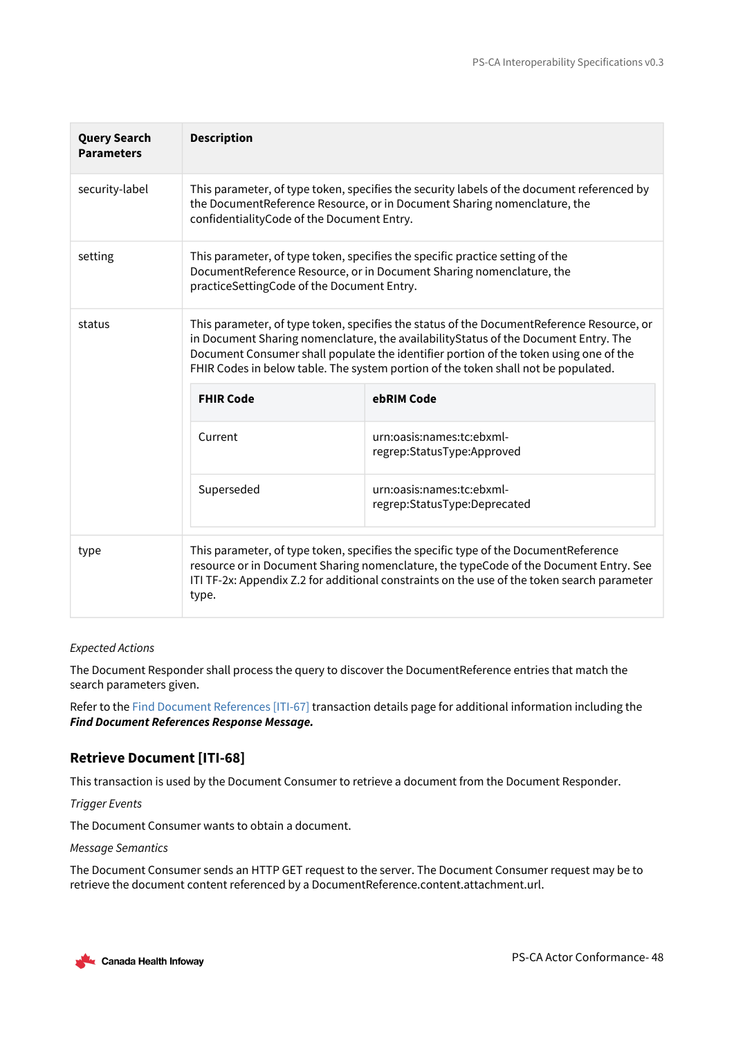| Query Search Parameters | Description |
|---|---|
| security-label | This parameter, of type token, specifies the security labels of the document referenced by the DocumentReference Resource, or in Document Sharing nomenclature, the confidentialityCode of the Document Entry. |
| setting | This parameter, of type token, specifies the specific practice setting of the DocumentReference Resource, or in Document Sharing nomenclature, the practiceSettingCode of the Document Entry. |
| status | This parameter, of type token, specifies the status of the DocumentReference Resource, or in Document Sharing nomenclature, the availabilityStatus of the Document Entry. The Document Consumer shall populate the identifier portion of the token using one of the FHIR Codes in below table. The system portion of the token shall not be populated.<br><br>**FHIR Code** – **ebRIM Code**<br>Current – urn:oasis:names:tc:ebxml-regrep:StatusType:Approved<br>Superseded – urn:oasis:names:tc:ebxml-regrep:StatusType:Deprecated |
| type | This parameter, of type token, specifies the specific type of the DocumentReference resource or in Document Sharing nomenclature, the typeCode of the Document Entry. See ITI TF-2x: Appendix Z.2 for additional constraints on the use of the token search parameter type. |

*Expected Actions*

The Document Responder shall process the query to discover the DocumentReference entries that match the search parameters given.

Refer to the Find Document References [ITI-67] transaction details page for additional information including the ***Find Document References Response Message.***

### Retrieve Document [ITI-68]

This transaction is used by the Document Consumer to retrieve a document from the Document Responder.

*Trigger Events*

The Document Consumer wants to obtain a document.

*Message Semantics*

The Document Consumer sends an HTTP GET request to the server. The Document Consumer request may be to retrieve the document content referenced by a DocumentReference.content.attachment.url.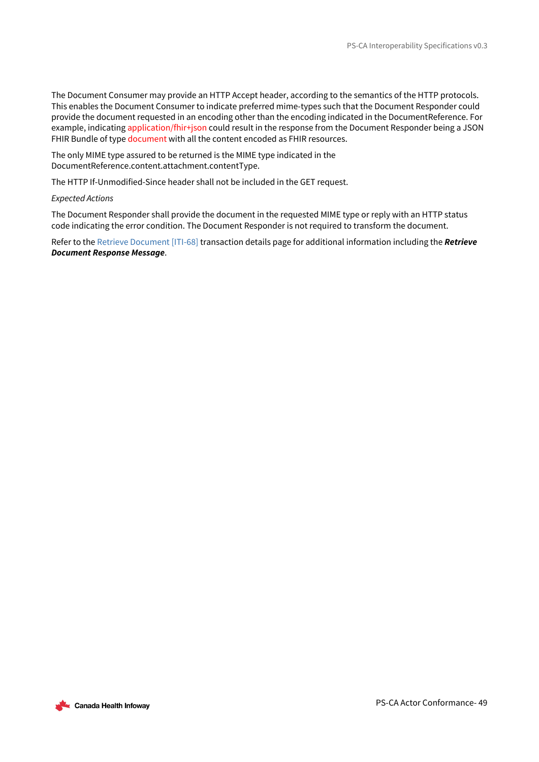The Document Consumer may provide an HTTP Accept header, according to the semantics of the HTTP protocols. This enables the Document Consumer to indicate preferred mime-types such that the Document Responder could provide the document requested in an encoding other than the encoding indicated in the DocumentReference. For example, indicating application/fhir+json could result in the response from the Document Responder being a JSON FHIR Bundle of type document with all the content encoded as FHIR resources.

The only MIME type assured to be returned is the MIME type indicated in the DocumentReference.content.attachment.contentType.

The HTTP If-Unmodified-Since header shall not be included in the GET request.

*Expected Actions*

The Document Responder shall provide the document in the requested MIME type or reply with an HTTP status code indicating the error condition. The Document Responder is not required to transform the document.

Refer to the Retrieve Document [ITI-68] transaction details page for additional information including the ***Retrieve Document Response Message***.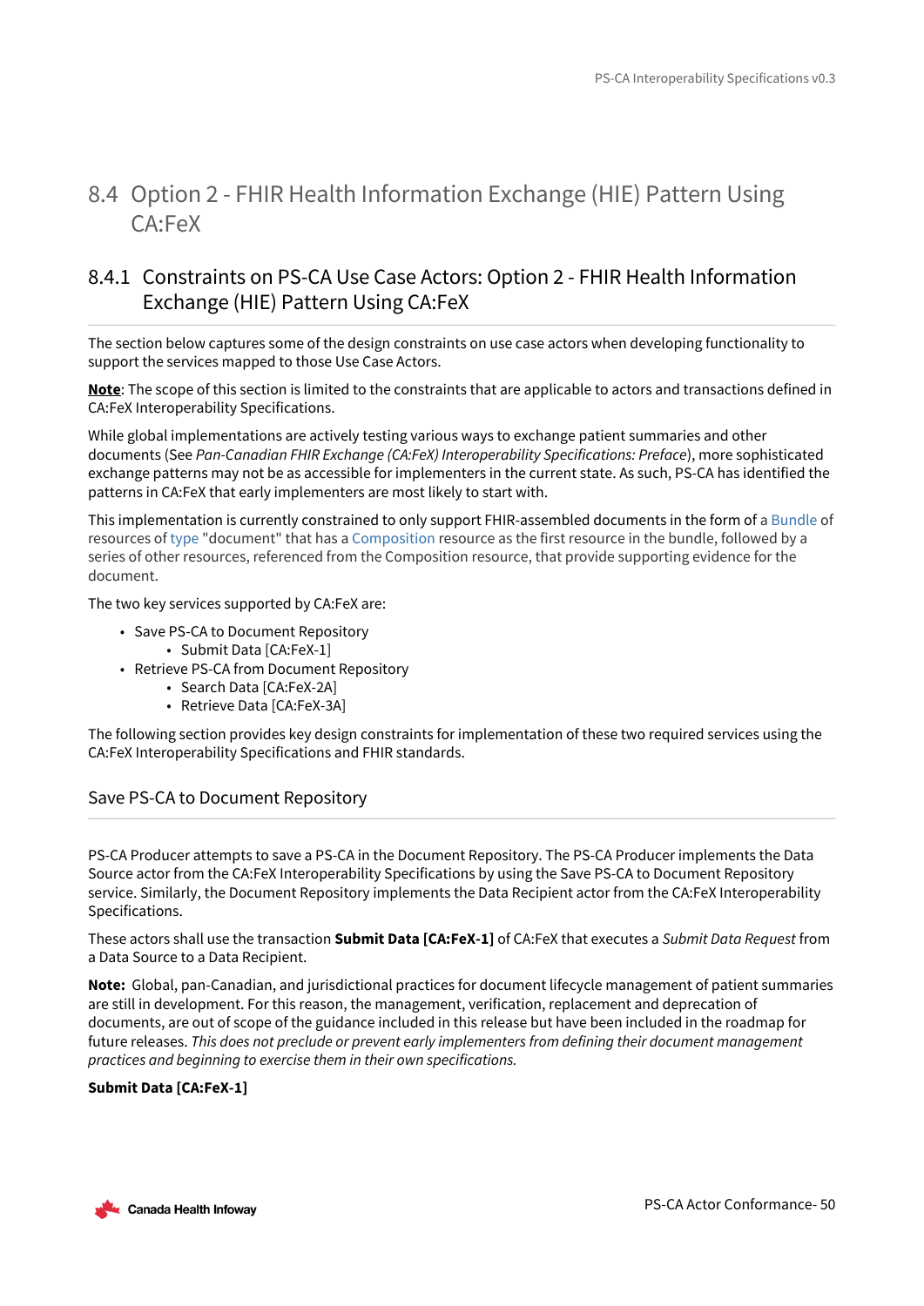## 8.4 Option 2 - FHIR Health Information Exchange (HIE) Pattern Using CA:FeX

### 8.4.1 Constraints on PS-CA Use Case Actors: Option 2 - FHIR Health Information Exchange (HIE) Pattern Using CA:FeX

The section below captures some of the design constraints on use case actors when developing functionality to support the services mapped to those Use Case Actors.

**Note**: The scope of this section is limited to the constraints that are applicable to actors and transactions defined in CA:FeX Interoperability Specifications.

While global implementations are actively testing various ways to exchange patient summaries and other documents (See *Pan-Canadian FHIR Exchange (CA:FeX) Interoperability Specifications: Preface*), more sophisticated exchange patterns may not be as accessible for implementers in the current state. As such, PS-CA has identified the patterns in CA:FeX that early implementers are most likely to start with.

This implementation is currently constrained to only support FHIR-assembled documents in the form of a Bundle of resources of type "document" that has a Composition resource as the first resource in the bundle, followed by a series of other resources, referenced from the Composition resource, that provide supporting evidence for the document.

The two key services supported by CA:FeX are:

- Save PS-CA to Document Repository
  - Submit Data [CA:FeX-1]
- Retrieve PS-CA from Document Repository
  - Search Data [CA:FeX-2A]
  - Retrieve Data [CA:FeX-3A]

The following section provides key design constraints for implementation of these two required services using the CA:FeX Interoperability Specifications and FHIR standards.

#### Save PS-CA to Document Repository

PS-CA Producer attempts to save a PS-CA in the Document Repository. The PS-CA Producer implements the Data Source actor from the CA:FeX Interoperability Specifications by using the Save PS-CA to Document Repository service. Similarly, the Document Repository implements the Data Recipient actor from the CA:FeX Interoperability Specifications.

These actors shall use the transaction **Submit Data [CA:FeX-1]** of CA:FeX that executes a *Submit Data Request* from a Data Source to a Data Recipient.

**Note:** Global, pan-Canadian, and jurisdictional practices for document lifecycle management of patient summaries are still in development. For this reason, the management, verification, replacement and deprecation of documents, are out of scope of the guidance included in this release but have been included in the roadmap for future releases. *This does not preclude or prevent early implementers from defining their document management practices and beginning to exercise them in their own specifications.*

**Submit Data [CA:FeX-1]**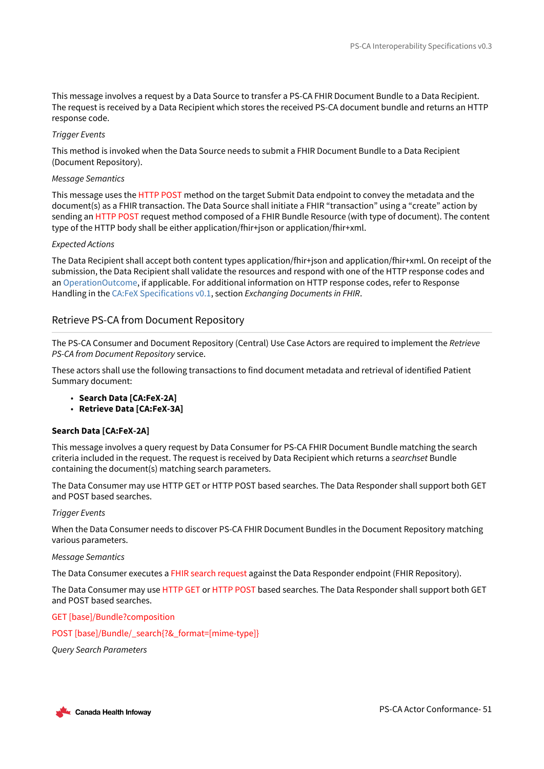This message involves a request by a Data Source to transfer a PS-CA FHIR Document Bundle to a Data Recipient. The request is received by a Data Recipient which stores the received PS-CA document bundle and returns an HTTP response code.

*Trigger Events*

This method is invoked when the Data Source needs to submit a FHIR Document Bundle to a Data Recipient (Document Repository).

*Message Semantics*

This message uses the HTTP POST method on the target Submit Data endpoint to convey the metadata and the document(s) as a FHIR transaction. The Data Source shall initiate a FHIR "transaction" using a "create" action by sending an HTTP POST request method composed of a FHIR Bundle Resource (with type of document). The content type of the HTTP body shall be either application/fhir+json or application/fhir+xml.

*Expected Actions*

The Data Recipient shall accept both content types application/fhir+json and application/fhir+xml. On receipt of the submission, the Data Recipient shall validate the resources and respond with one of the HTTP response codes and an OperationOutcome, if applicable. For additional information on HTTP response codes, refer to Response Handling in the CA:FeX Specifications v0.1, section *Exchanging Documents in FHIR*.

## Retrieve PS-CA from Document Repository

The PS-CA Consumer and Document Repository (Central) Use Case Actors are required to implement the *Retrieve PS-CA from Document Repository* service.

These actors shall use the following transactions to find document metadata and retrieval of identified Patient Summary document:

- **Search Data [CA:FeX-2A]**
- **Retrieve Data [CA:FeX-3A]**

### Search Data [CA:FeX-2A]

This message involves a query request by Data Consumer for PS-CA FHIR Document Bundle matching the search criteria included in the request. The request is received by Data Recipient which returns a *searchset* Bundle containing the document(s) matching search parameters.

The Data Consumer may use HTTP GET or HTTP POST based searches. The Data Responder shall support both GET and POST based searches.

*Trigger Events*

When the Data Consumer needs to discover PS-CA FHIR Document Bundles in the Document Repository matching various parameters.

*Message Semantics*

The Data Consumer executes a FHIR search request against the Data Responder endpoint (FHIR Repository).

The Data Consumer may use HTTP GET or HTTP POST based searches. The Data Responder shall support both GET and POST based searches.

GET [base]/Bundle?composition

POST [base]/Bundle/_search{?&_format=[mime-type]}

*Query Search Parameters*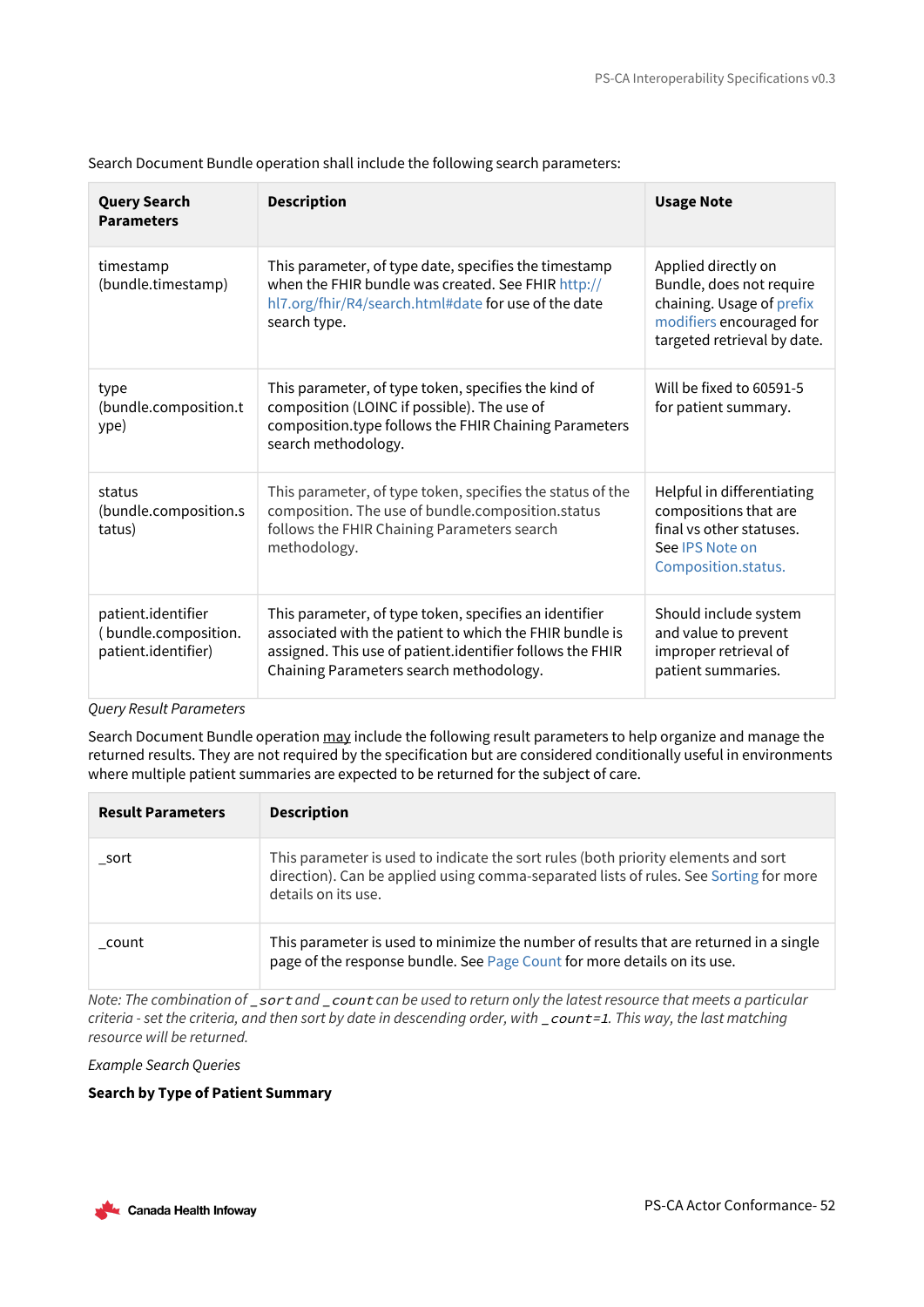Search Document Bundle operation shall include the following search parameters:

| Query Search Parameters | Description | Usage Note |
|---|---|---|
| timestamp (bundle.timestamp) | This parameter, of type date, specifies the timestamp when the FHIR bundle was created. See FHIR http://hl7.org/fhir/R4/search.html#date for use of the date search type. | Applied directly on Bundle, does not require chaining. Usage of prefix modifiers encouraged for targeted retrieval by date. |
| type (bundle.composition.type) | This parameter, of type token, specifies the kind of composition (LOINC if possible). The use of composition.type follows the FHIR Chaining Parameters search methodology. | Will be fixed to 60591-5 for patient summary. |
| status (bundle.composition.status) | This parameter, of type token, specifies the status of the composition. The use of bundle.composition.status follows the FHIR Chaining Parameters search methodology. | Helpful in differentiating compositions that are final vs other statuses. See IPS Note on Composition.status. |
| patient.identifier ( bundle.composition.patient.identifier) | This parameter, of type token, specifies an identifier associated with the patient to which the FHIR bundle is assigned. This use of patient.identifier follows the FHIR Chaining Parameters search methodology. | Should include system and value to prevent improper retrieval of patient summaries. |

*Query Result Parameters*

Search Document Bundle operation may include the following result parameters to help organize and manage the returned results. They are not required by the specification but are considered conditionally useful in environments where multiple patient summaries are expected to be returned for the subject of care.

| Result Parameters | Description |
|---|---|
| _sort | This parameter is used to indicate the sort rules (both priority elements and sort direction). Can be applied using comma-separated lists of rules. See Sorting for more details on its use. |
| _count | This parameter is used to minimize the number of results that are returned in a single page of the response bundle. See Page Count for more details on its use. |

*Note: The combination of `_sort` and `_count` can be used to return only the latest resource that meets a particular criteria - set the criteria, and then sort by date in descending order, with `_count=1`. This way, the last matching resource will be returned.*

*Example Search Queries*

**Search by Type of Patient Summary**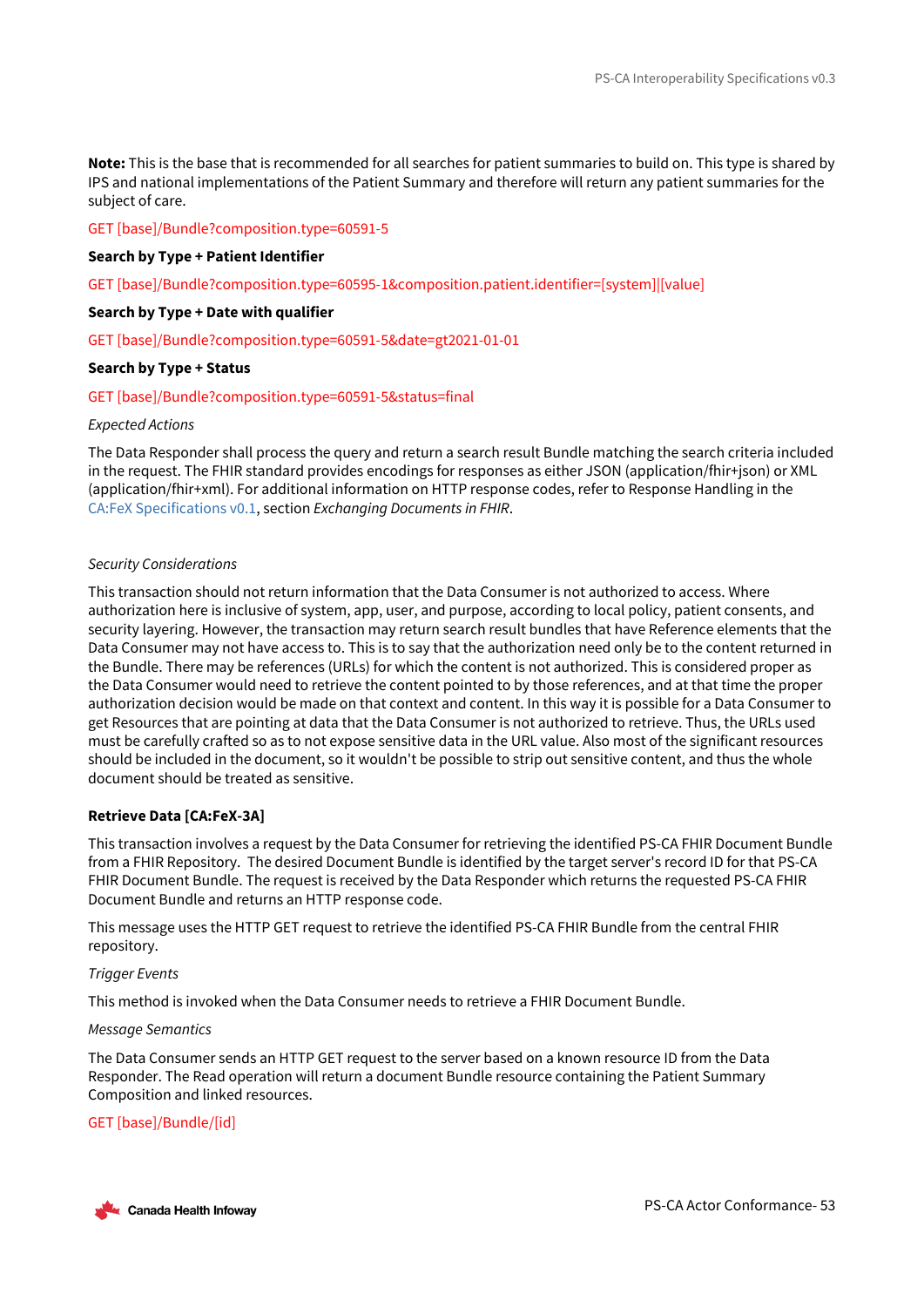**Note:** This is the base that is recommended for all searches for patient summaries to build on. This type is shared by IPS and national implementations of the Patient Summary and therefore will return any patient summaries for the subject of care.

GET [base]/Bundle?composition.type=60591-5

**Search by Type + Patient Identifier**

GET [base]/Bundle?composition.type=60595-1&composition.patient.identifier=[system]|[value]

**Search by Type + Date with qualifier**

GET [base]/Bundle?composition.type=60591-5&date=gt2021-01-01

**Search by Type + Status**

GET [base]/Bundle?composition.type=60591-5&status=final

*Expected Actions*

The Data Responder shall process the query and return a search result Bundle matching the search criteria included in the request. The FHIR standard provides encodings for responses as either JSON (application/fhir+json) or XML (application/fhir+xml). For additional information on HTTP response codes, refer to Response Handling in the CA:FeX Specifications v0.1, section *Exchanging Documents in FHIR*.

*Security Considerations*

This transaction should not return information that the Data Consumer is not authorized to access. Where authorization here is inclusive of system, app, user, and purpose, according to local policy, patient consents, and security layering. However, the transaction may return search result bundles that have Reference elements that the Data Consumer may not have access to. This is to say that the authorization need only be to the content returned in the Bundle. There may be references (URLs) for which the content is not authorized. This is considered proper as the Data Consumer would need to retrieve the content pointed to by those references, and at that time the proper authorization decision would be made on that context and content. In this way it is possible for a Data Consumer to get Resources that are pointing at data that the Data Consumer is not authorized to retrieve. Thus, the URLs used must be carefully crafted so as to not expose sensitive data in the URL value. Also most of the significant resources should be included in the document, so it wouldn't be possible to strip out sensitive content, and thus the whole document should be treated as sensitive.

**Retrieve Data [CA:FeX-3A]**

This transaction involves a request by the Data Consumer for retrieving the identified PS-CA FHIR Document Bundle from a FHIR Repository. The desired Document Bundle is identified by the target server's record ID for that PS-CA FHIR Document Bundle. The request is received by the Data Responder which returns the requested PS-CA FHIR Document Bundle and returns an HTTP response code.

This message uses the HTTP GET request to retrieve the identified PS-CA FHIR Bundle from the central FHIR repository.

*Trigger Events*

This method is invoked when the Data Consumer needs to retrieve a FHIR Document Bundle.

*Message Semantics*

The Data Consumer sends an HTTP GET request to the server based on a known resource ID from the Data Responder. The Read operation will return a document Bundle resource containing the Patient Summary Composition and linked resources.

GET [base]/Bundle/[id]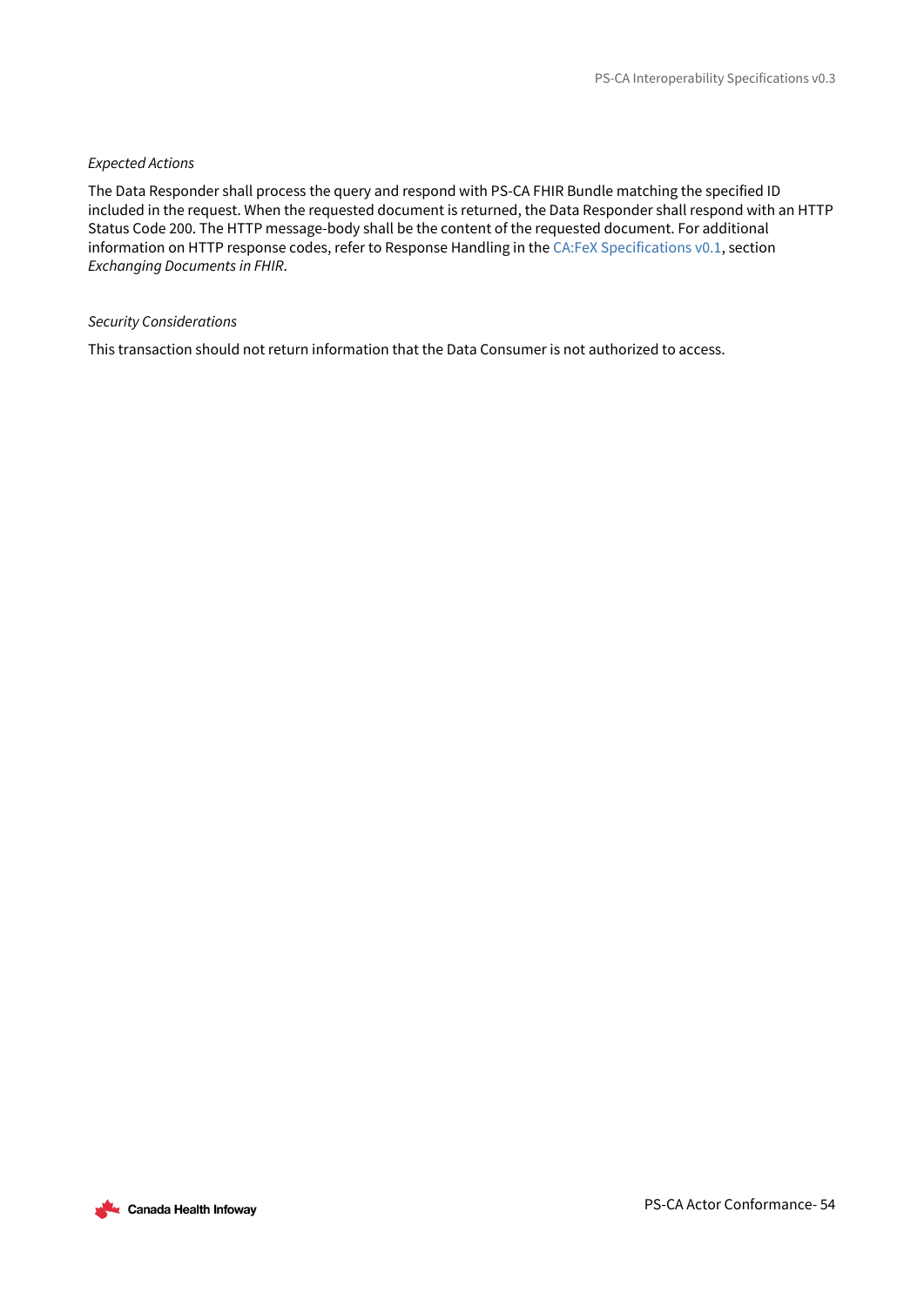*Expected Actions*

The Data Responder shall process the query and respond with PS-CA FHIR Bundle matching the specified ID included in the request. When the requested document is returned, the Data Responder shall respond with an HTTP Status Code 200. The HTTP message-body shall be the content of the requested document. For additional information on HTTP response codes, refer to Response Handling in the CA:FeX Specifications v0.1, section *Exchanging Documents in FHIR*.

*Security Considerations*

This transaction should not return information that the Data Consumer is not authorized to access.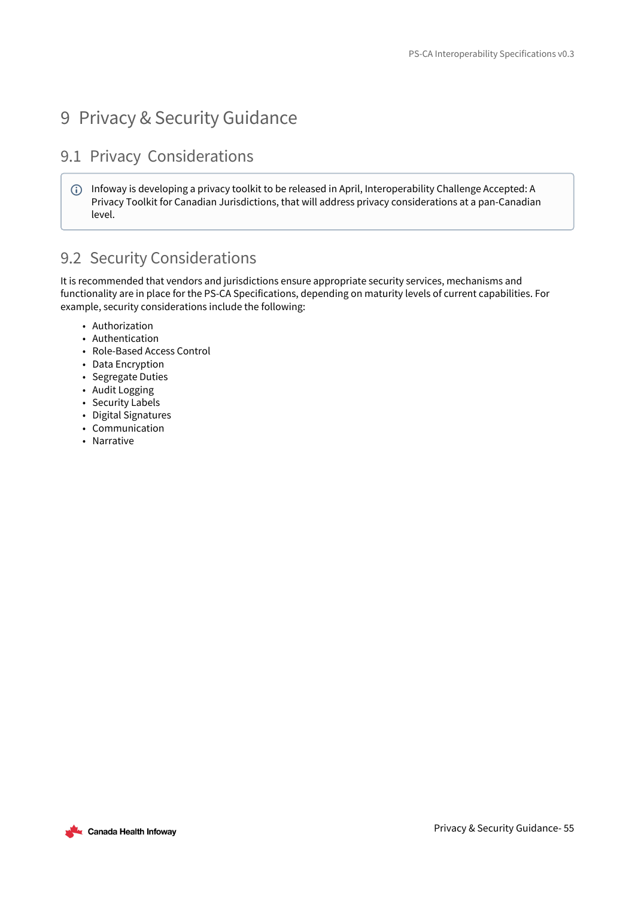# 9 Privacy & Security Guidance

## 9.1 Privacy Considerations

> ⓘ Infoway is developing a privacy toolkit to be released in April, Interoperability Challenge Accepted: A Privacy Toolkit for Canadian Jurisdictions, that will address privacy considerations at a pan-Canadian level.

## 9.2 Security Considerations

It is recommended that vendors and jurisdictions ensure appropriate security services, mechanisms and functionality are in place for the PS-CA Specifications, depending on maturity levels of current capabilities. For example, security considerations include the following:

- Authorization
- Authentication
- Role-Based Access Control
- Data Encryption
- Segregate Duties
- Audit Logging
- Security Labels
- Digital Signatures
- Communication
- Narrative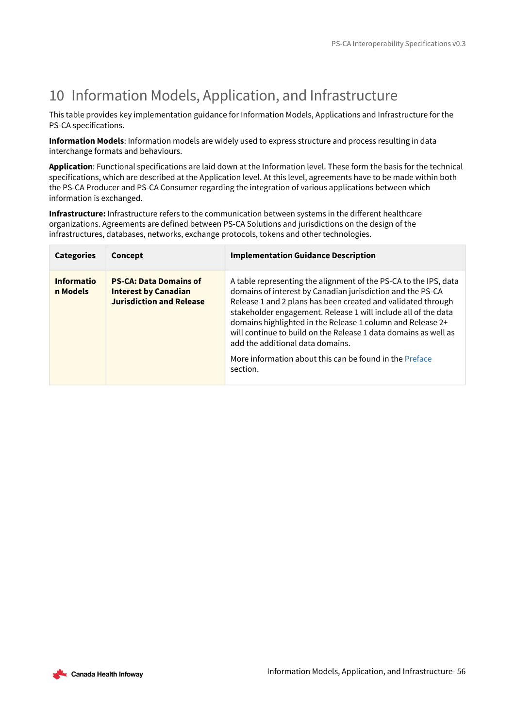# 10 Information Models, Application, and Infrastructure

This table provides key implementation guidance for Information Models, Applications and Infrastructure for the PS-CA specifications.

**Information Models**: Information models are widely used to express structure and process resulting in data interchange formats and behaviours.

**Application**: Functional specifications are laid down at the Information level. These form the basis for the technical specifications, which are described at the Application level. At this level, agreements have to be made within both the PS-CA Producer and PS-CA Consumer regarding the integration of various applications between which information is exchanged.

**Infrastructure:** Infrastructure refers to the communication between systems in the different healthcare organizations. Agreements are defined between PS-CA Solutions and jurisdictions on the design of the infrastructures, databases, networks, exchange protocols, tokens and other technologies.

| Categories | Concept | Implementation Guidance Description |
|---|---|---|
| **Information Models** | **PS-CA: Data Domains of Interest by Canadian Jurisdiction and Release** | A table representing the alignment of the PS-CA to the IPS, data domains of interest by Canadian jurisdiction and the PS-CA Release 1 and 2 plans has been created and validated through stakeholder engagement. Release 1 will include all of the data domains highlighted in the Release 1 column and Release 2+ will continue to build on the Release 1 data domains as well as add the additional data domains.<br><br>More information about this can be found in the Preface section. |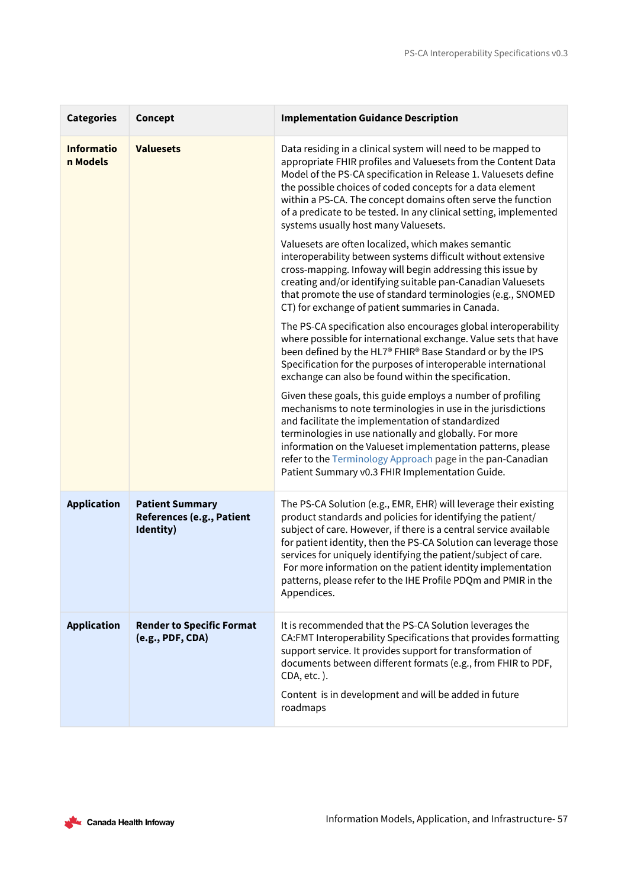| Categories | Concept | Implementation Guidance Description |
|---|---|---|
| **Information Models** | **Valuesets** | Data residing in a clinical system will need to be mapped to appropriate FHIR profiles and Valuesets from the Content Data Model of the PS-CA specification in Release 1. Valuesets define the possible choices of coded concepts for a data element within a PS-CA. The concept domains often serve the function of a predicate to be tested. In any clinical setting, implemented systems usually host many Valuesets.<br><br>Valuesets are often localized, which makes semantic interoperability between systems difficult without extensive cross-mapping. Infoway will begin addressing this issue by creating and/or identifying suitable pan-Canadian Valuesets that promote the use of standard terminologies (e.g., SNOMED CT) for exchange of patient summaries in Canada.<br><br>The PS-CA specification also encourages global interoperability where possible for international exchange. Value sets that have been defined by the HL7® FHIR® Base Standard or by the IPS Specification for the purposes of interoperable international exchange can also be found within the specification.<br><br>Given these goals, this guide employs a number of profiling mechanisms to note terminologies in use in the jurisdictions and facilitate the implementation of standardized terminologies in use nationally and globally. For more information on the Valueset implementation patterns, please refer to the Terminology Approach page in the pan-Canadian Patient Summary v0.3 FHIR Implementation Guide. |
| **Application** | **Patient Summary References (e.g., Patient Identity)** | The PS-CA Solution (e.g., EMR, EHR) will leverage their existing product standards and policies for identifying the patient/ subject of care. However, if there is a central service available for patient identity, then the PS-CA Solution can leverage those services for uniquely identifying the patient/subject of care. For more information on the patient identity implementation patterns, please refer to the IHE Profile PDQm and PMIR in the Appendices. |
| **Application** | **Render to Specific Format (e.g., PDF, CDA)** | It is recommended that the PS-CA Solution leverages the CA:FMT Interoperability Specifications that provides formatting support service. It provides support for transformation of documents between different formats (e.g., from FHIR to PDF, CDA, etc. ).<br><br>Content is in development and will be added in future roadmaps |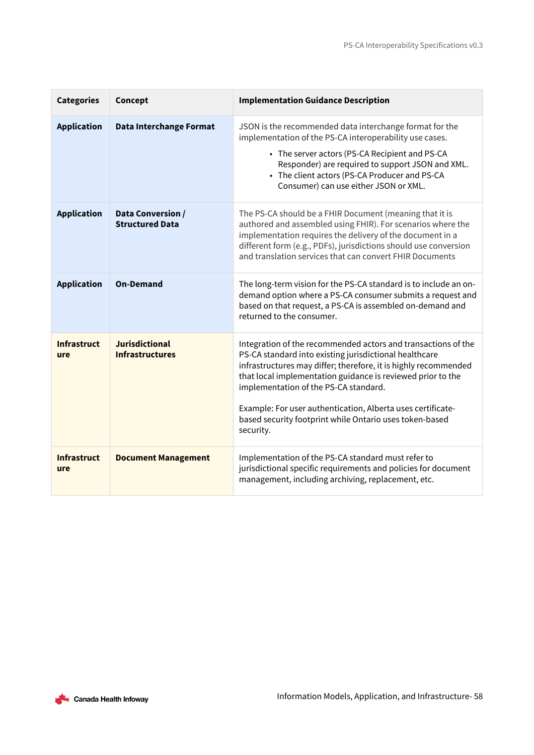| Categories | Concept | Implementation Guidance Description |
|---|---|---|
| **Application** | **Data Interchange Format** | JSON is the recommended data interchange format for the implementation of the PS-CA interoperability use cases.<br>• The server actors (PS-CA Recipient and PS-CA Responder) are required to support JSON and XML.<br>• The client actors (PS-CA Producer and PS-CA Consumer) can use either JSON or XML. |
| **Application** | **Data Conversion / Structured Data** | The PS-CA should be a FHIR Document (meaning that it is authored and assembled using FHIR). For scenarios where the implementation requires the delivery of the document in a different form (e.g., PDFs), jurisdictions should use conversion and translation services that can convert FHIR Documents |
| **Application** | **On-Demand** | The long-term vision for the PS-CA standard is to include an on-demand option where a PS-CA consumer submits a request and based on that request, a PS-CA is assembled on-demand and returned to the consumer. |
| **Infrastructure** | **Jurisdictional Infrastructures** | Integration of the recommended actors and transactions of the PS-CA standard into existing jurisdictional healthcare infrastructures may differ; therefore, it is highly recommended that local implementation guidance is reviewed prior to the implementation of the PS-CA standard.<br><br>Example: For user authentication, Alberta uses certificate-based security footprint while Ontario uses token-based security. |
| **Infrastructure** | **Document Management** | Implementation of the PS-CA standard must refer to jurisdictional specific requirements and policies for document management, including archiving, replacement, etc. |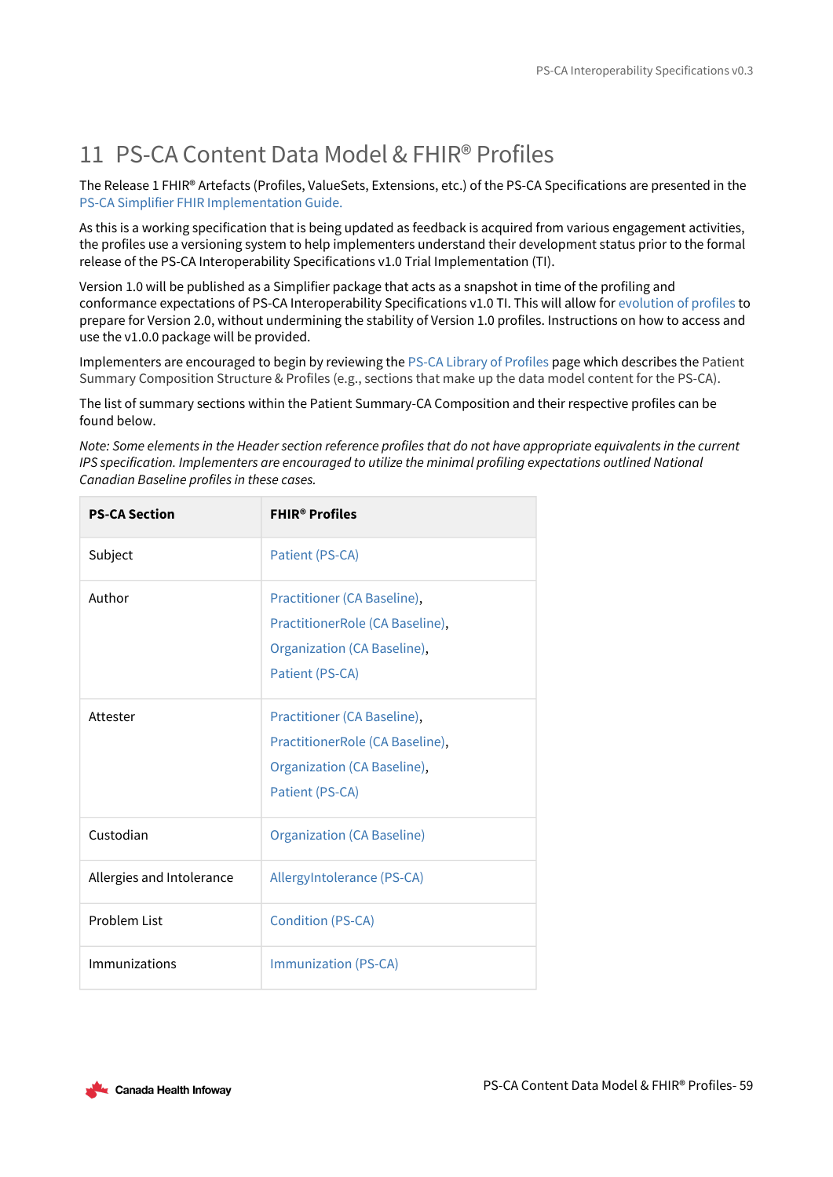# 11 PS-CA Content Data Model & FHIR® Profiles

The Release 1 FHIR® Artefacts (Profiles, ValueSets, Extensions, etc.) of the PS-CA Specifications are presented in the PS-CA Simplifier FHIR Implementation Guide.

As this is a working specification that is being updated as feedback is acquired from various engagement activities, the profiles use a versioning system to help implementers understand their development status prior to the formal release of the PS-CA Interoperability Specifications v1.0 Trial Implementation (TI).

Version 1.0 will be published as a Simplifier package that acts as a snapshot in time of the profiling and conformance expectations of PS-CA Interoperability Specifications v1.0 TI. This will allow for evolution of profiles to prepare for Version 2.0, without undermining the stability of Version 1.0 profiles. Instructions on how to access and use the v1.0.0 package will be provided.

Implementers are encouraged to begin by reviewing the PS-CA Library of Profiles page which describes the Patient Summary Composition Structure & Profiles (e.g., sections that make up the data model content for the PS-CA).

The list of summary sections within the Patient Summary-CA Composition and their respective profiles can be found below.

*Note: Some elements in the Header section reference profiles that do not have appropriate equivalents in the current IPS specification. Implementers are encouraged to utilize the minimal profiling expectations outlined National Canadian Baseline profiles in these cases.*

| PS-CA Section | FHIR® Profiles |
|---|---|
| Subject | Patient (PS-CA) |
| Author | Practitioner (CA Baseline), PractitionerRole (CA Baseline), Organization (CA Baseline), Patient (PS-CA) |
| Attester | Practitioner (CA Baseline), PractitionerRole (CA Baseline), Organization (CA Baseline), Patient (PS-CA) |
| Custodian | Organization (CA Baseline) |
| Allergies and Intolerance | AllergyIntolerance (PS-CA) |
| Problem List | Condition (PS-CA) |
| Immunizations | Immunization (PS-CA) |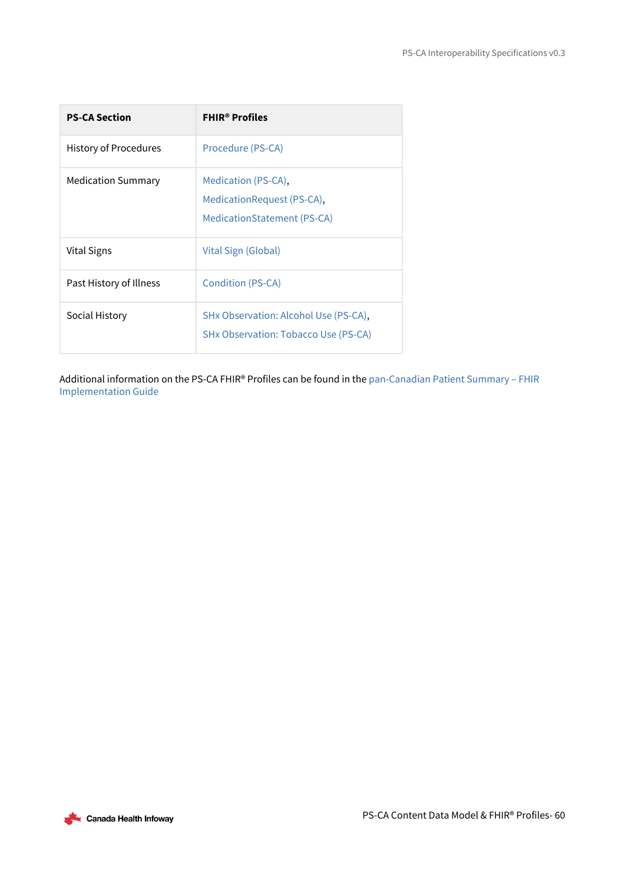| PS-CA Section | FHIR® Profiles |
| --- | --- |
| History of Procedures | Procedure (PS-CA) |
| Medication Summary | Medication (PS-CA), MedicationRequest (PS-CA), MedicationStatement (PS-CA) |
| Vital Signs | Vital Sign (Global) |
| Past History of Illness | Condition (PS-CA) |
| Social History | SHx Observation: Alcohol Use (PS-CA), SHx Observation: Tobacco Use (PS-CA) |

Additional information on the PS-CA FHIR® Profiles can be found in the pan-Canadian Patient Summary – FHIR Implementation Guide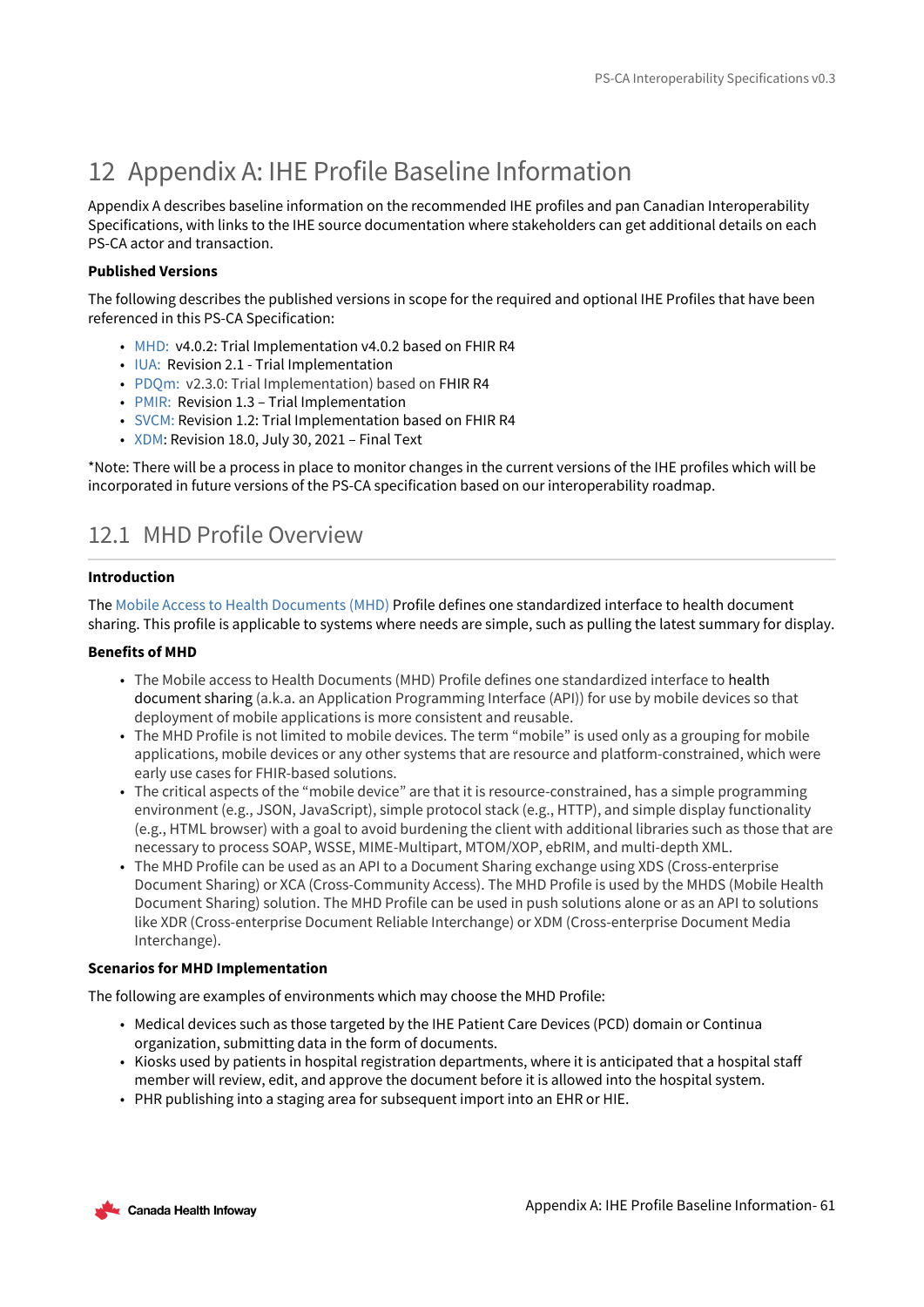# 12 Appendix A: IHE Profile Baseline Information

Appendix A describes baseline information on the recommended IHE profiles and pan Canadian Interoperability Specifications, with links to the IHE source documentation where stakeholders can get additional details on each PS-CA actor and transaction.

**Published Versions**

The following describes the published versions in scope for the required and optional IHE Profiles that have been referenced in this PS-CA Specification:

- MHD: v4.0.2: Trial Implementation v4.0.2 based on FHIR R4
- IUA: Revision 2.1 - Trial Implementation
- PDQm: v2.3.0: Trial Implementation) based on FHIR R4
- PMIR: Revision 1.3 – Trial Implementation
- SVCM: Revision 1.2: Trial Implementation based on FHIR R4
- XDM: Revision 18.0, July 30, 2021 – Final Text

*Note: There will be a process in place to monitor changes in the current versions of the IHE profiles which will be incorporated in future versions of the PS-CA specification based on our interoperability roadmap.

## 12.1 MHD Profile Overview

**Introduction**

The Mobile Access to Health Documents (MHD) Profile defines one standardized interface to health document sharing. This profile is applicable to systems where needs are simple, such as pulling the latest summary for display.

**Benefits of MHD**

- The Mobile access to Health Documents (MHD) Profile defines one standardized interface to health document sharing (a.k.a. an Application Programming Interface (API)) for use by mobile devices so that deployment of mobile applications is more consistent and reusable.
- The MHD Profile is not limited to mobile devices. The term "mobile" is used only as a grouping for mobile applications, mobile devices or any other systems that are resource and platform-constrained, which were early use cases for FHIR-based solutions.
- The critical aspects of the "mobile device" are that it is resource-constrained, has a simple programming environment (e.g., JSON, JavaScript), simple protocol stack (e.g., HTTP), and simple display functionality (e.g., HTML browser) with a goal to avoid burdening the client with additional libraries such as those that are necessary to process SOAP, WSSE, MIME-Multipart, MTOM/XOP, ebRIM, and multi-depth XML.
- The MHD Profile can be used as an API to a Document Sharing exchange using XDS (Cross-enterprise Document Sharing) or XCA (Cross-Community Access). The MHD Profile is used by the MHDS (Mobile Health Document Sharing) solution. The MHD Profile can be used in push solutions alone or as an API to solutions like XDR (Cross-enterprise Document Reliable Interchange) or XDM (Cross-enterprise Document Media Interchange).

**Scenarios for MHD Implementation**

The following are examples of environments which may choose the MHD Profile:

- Medical devices such as those targeted by the IHE Patient Care Devices (PCD) domain or Continua organization, submitting data in the form of documents.
- Kiosks used by patients in hospital registration departments, where it is anticipated that a hospital staff member will review, edit, and approve the document before it is allowed into the hospital system.
- PHR publishing into a staging area for subsequent import into an EHR or HIE.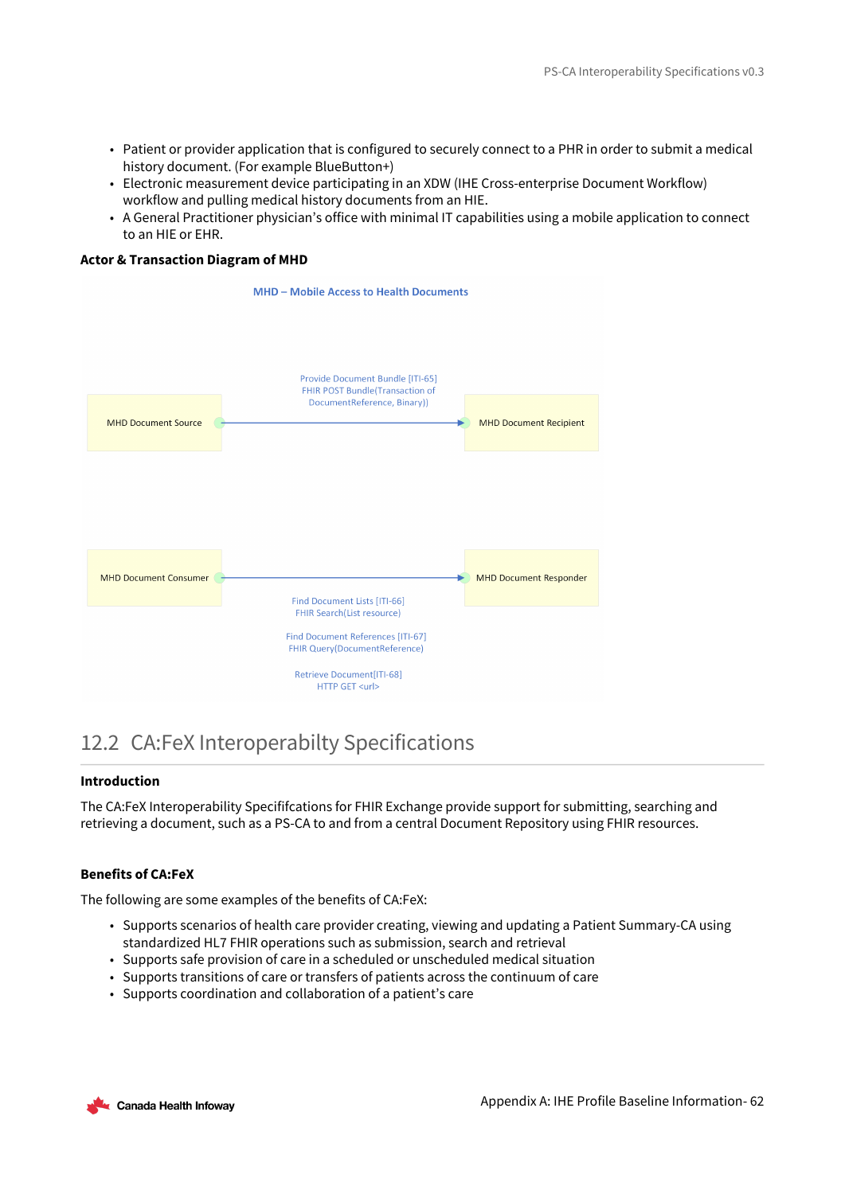- Patient or provider application that is configured to securely connect to a PHR in order to submit a medical history document. (For example BlueButton+)
- Electronic measurement device participating in an XDW (IHE Cross-enterprise Document Workflow) workflow and pulling medical history documents from an HIE.
- A General Practitioner physician's office with minimal IT capabilities using a mobile application to connect to an HIE or EHR.

**Actor & Transaction Diagram of MHD**

MHD – Mobile Access to Health Documents

MHD Document Source → MHD Document Recipient: Provide Document Bundle [ITI-65] FHIR POST Bundle(Transaction of DocumentReference, Binary))

MHD Document Consumer → MHD Document Responder:
- Find Document Lists [ITI-66] FHIR Search(List resource)
- Find Document References [ITI-67] FHIR Query(DocumentReference)
- Retrieve Document[ITI-68] HTTP GET <url>

## 12.2 CA:FeX Interoperabilty Specifications

**Introduction**

The CA:FeX Interoperability Specififcations for FHIR Exchange provide support for submitting, searching and retrieving a document, such as a PS-CA to and from a central Document Repository using FHIR resources.

**Benefits of CA:FeX**

The following are some examples of the benefits of CA:FeX:

- Supports scenarios of health care provider creating, viewing and updating a Patient Summary-CA using standardized HL7 FHIR operations such as submission, search and retrieval
- Supports safe provision of care in a scheduled or unscheduled medical situation
- Supports transitions of care or transfers of patients across the continuum of care
- Supports coordination and collaboration of a patient's care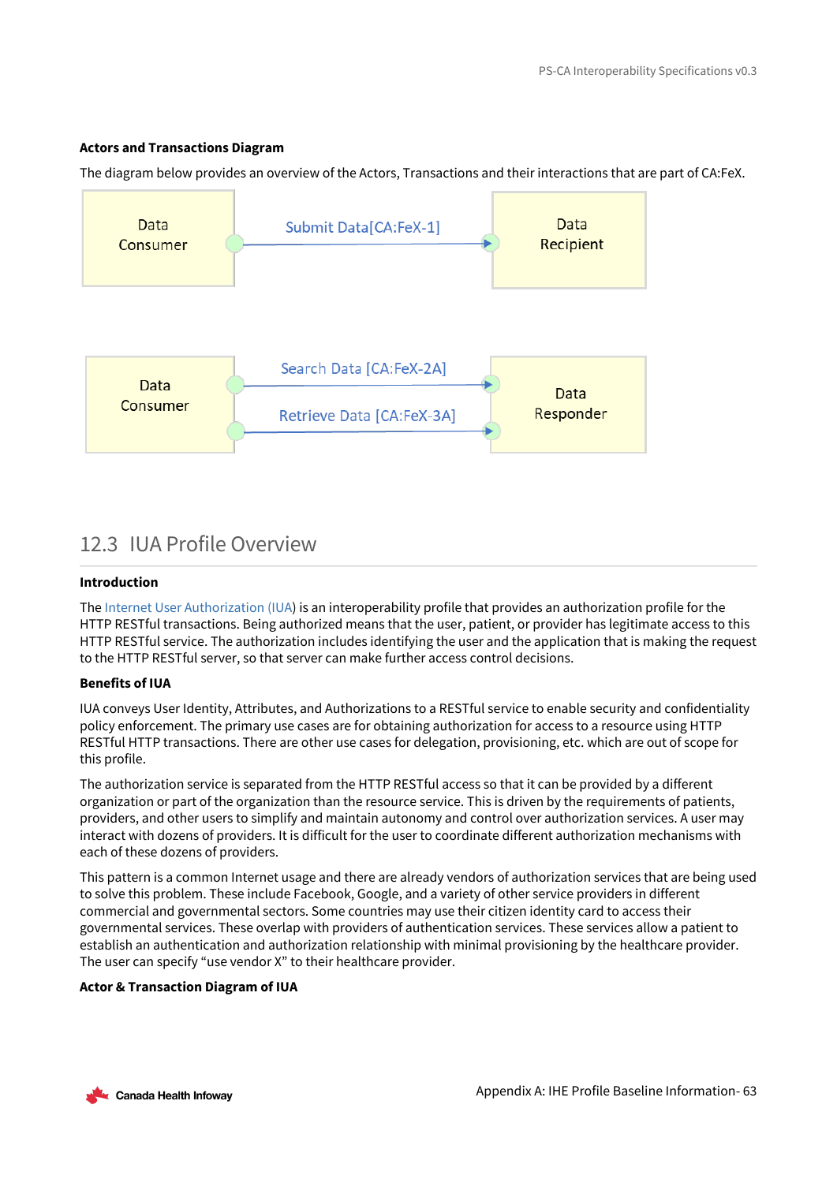**Actors and Transactions Diagram**

The diagram below provides an overview of the Actors, Transactions and their interactions that are part of CA:FeX.

Data Consumer → Submit Data[CA:FeX-1] → Data Recipient

Data Consumer → Search Data [CA:FeX-2A] → Data Responder

Data Consumer → Retrieve Data [CA:FeX-3A] → Data Responder

## 12.3 IUA Profile Overview

**Introduction**

The Internet User Authorization (IUA) is an interoperability profile that provides an authorization profile for the HTTP RESTful transactions. Being authorized means that the user, patient, or provider has legitimate access to this HTTP RESTful service. The authorization includes identifying the user and the application that is making the request to the HTTP RESTful server, so that server can make further access control decisions.

**Benefits of IUA**

IUA conveys User Identity, Attributes, and Authorizations to a RESTful service to enable security and confidentiality policy enforcement. The primary use cases are for obtaining authorization for access to a resource using HTTP RESTful HTTP transactions. There are other use cases for delegation, provisioning, etc. which are out of scope for this profile.

The authorization service is separated from the HTTP RESTful access so that it can be provided by a different organization or part of the organization than the resource service. This is driven by the requirements of patients, providers, and other users to simplify and maintain autonomy and control over authorization services. A user may interact with dozens of providers. It is difficult for the user to coordinate different authorization mechanisms with each of these dozens of providers.

This pattern is a common Internet usage and there are already vendors of authorization services that are being used to solve this problem. These include Facebook, Google, and a variety of other service providers in different commercial and governmental sectors. Some countries may use their citizen identity card to access their governmental services. These overlap with providers of authentication services. These services allow a patient to establish an authentication and authorization relationship with minimal provisioning by the healthcare provider. The user can specify "use vendor X" to their healthcare provider.

**Actor & Transaction Diagram of IUA**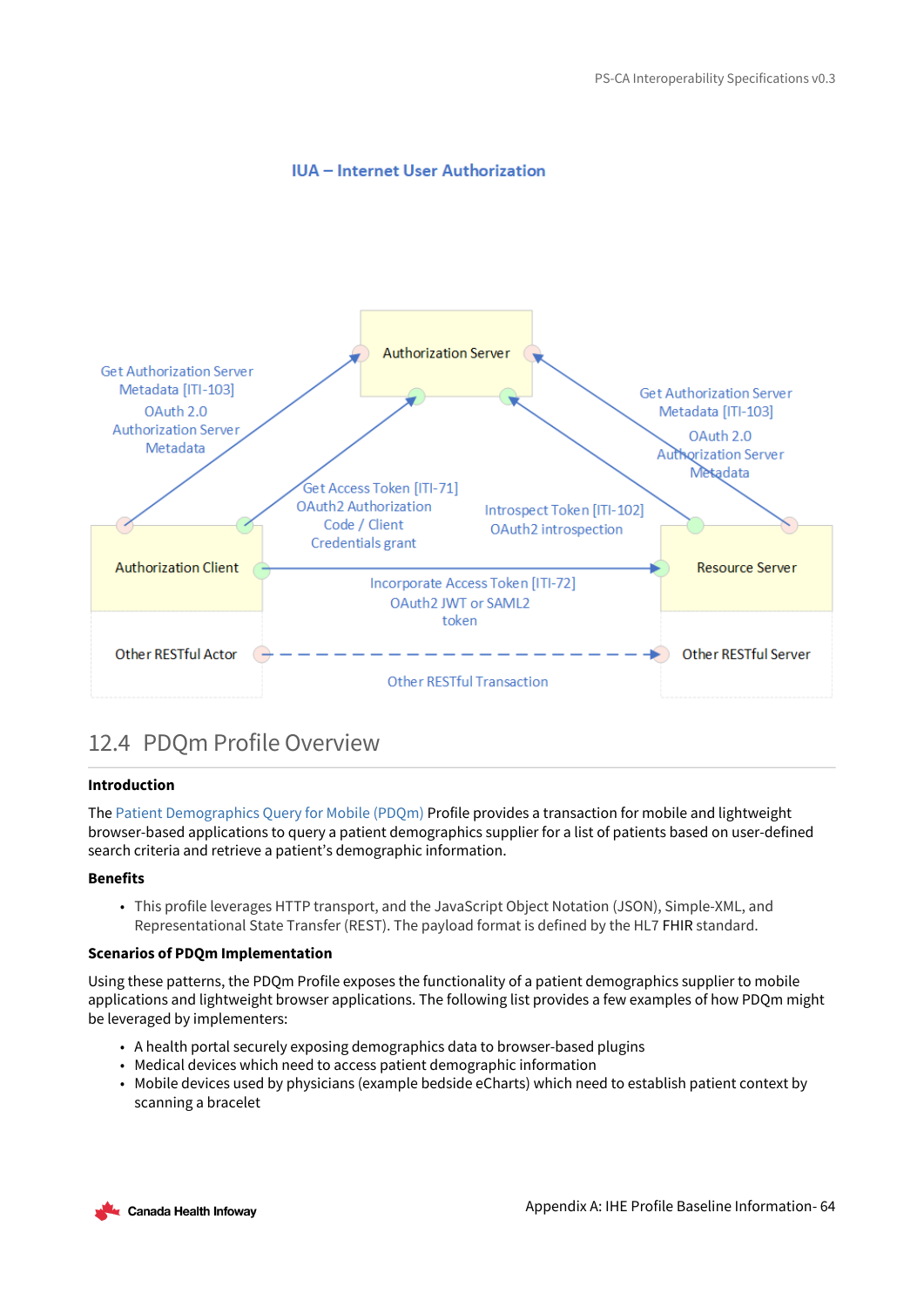**IUA – Internet User Authorization**

Authorization Server

Get Authorization Server Metadata [ITI-103]
OAuth 2.0 Authorization Server Metadata

Get Authorization Server Metadata [ITI-103]
OAuth 2.0 Authorization Server Metadata

Get Access Token [ITI-71]
OAuth2 Authorization Code / Client Credentials grant

Introspect Token [ITI-102]
OAuth2 introspection

Authorization Client

Resource Server

Incorporate Access Token [ITI-72]
OAuth2 JWT or SAML2 token

Other RESTful Actor

Other RESTful Server

Other RESTful Transaction

## 12.4 PDQm Profile Overview

**Introduction**

The Patient Demographics Query for Mobile (PDQm) Profile provides a transaction for mobile and lightweight browser-based applications to query a patient demographics supplier for a list of patients based on user-defined search criteria and retrieve a patient's demographic information.

**Benefits**

- This profile leverages HTTP transport, and the JavaScript Object Notation (JSON), Simple-XML, and Representational State Transfer (REST). The payload format is defined by the HL7 FHIR standard.

**Scenarios of PDQm Implementation**

Using these patterns, the PDQm Profile exposes the functionality of a patient demographics supplier to mobile applications and lightweight browser applications. The following list provides a few examples of how PDQm might be leveraged by implementers:

- A health portal securely exposing demographics data to browser-based plugins
- Medical devices which need to access patient demographic information
- Mobile devices used by physicians (example bedside eCharts) which need to establish patient context by scanning a bracelet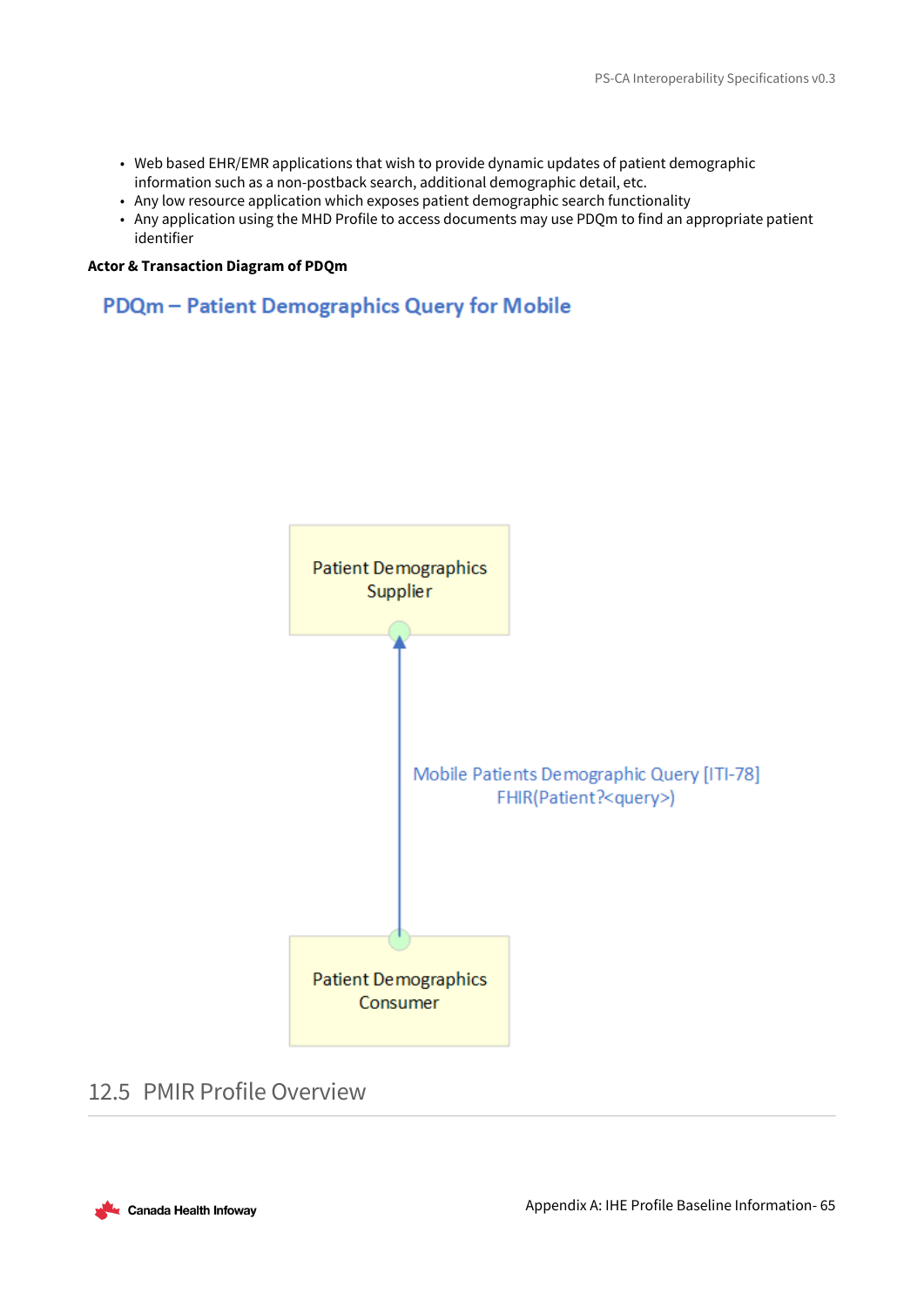- Web based EHR/EMR applications that wish to provide dynamic updates of patient demographic information such as a non-postback search, additional demographic detail, etc.
- Any low resource application which exposes patient demographic search functionality
- Any application using the MHD Profile to access documents may use PDQm to find an appropriate patient identifier

**Actor & Transaction Diagram of PDQm**

PDQm – Patient Demographics Query for Mobile

Patient Demographics Supplier

Mobile Patients Demographic Query [ITI-78]
FHIR(Patient?<query>)

Patient Demographics Consumer

## 12.5 PMIR Profile Overview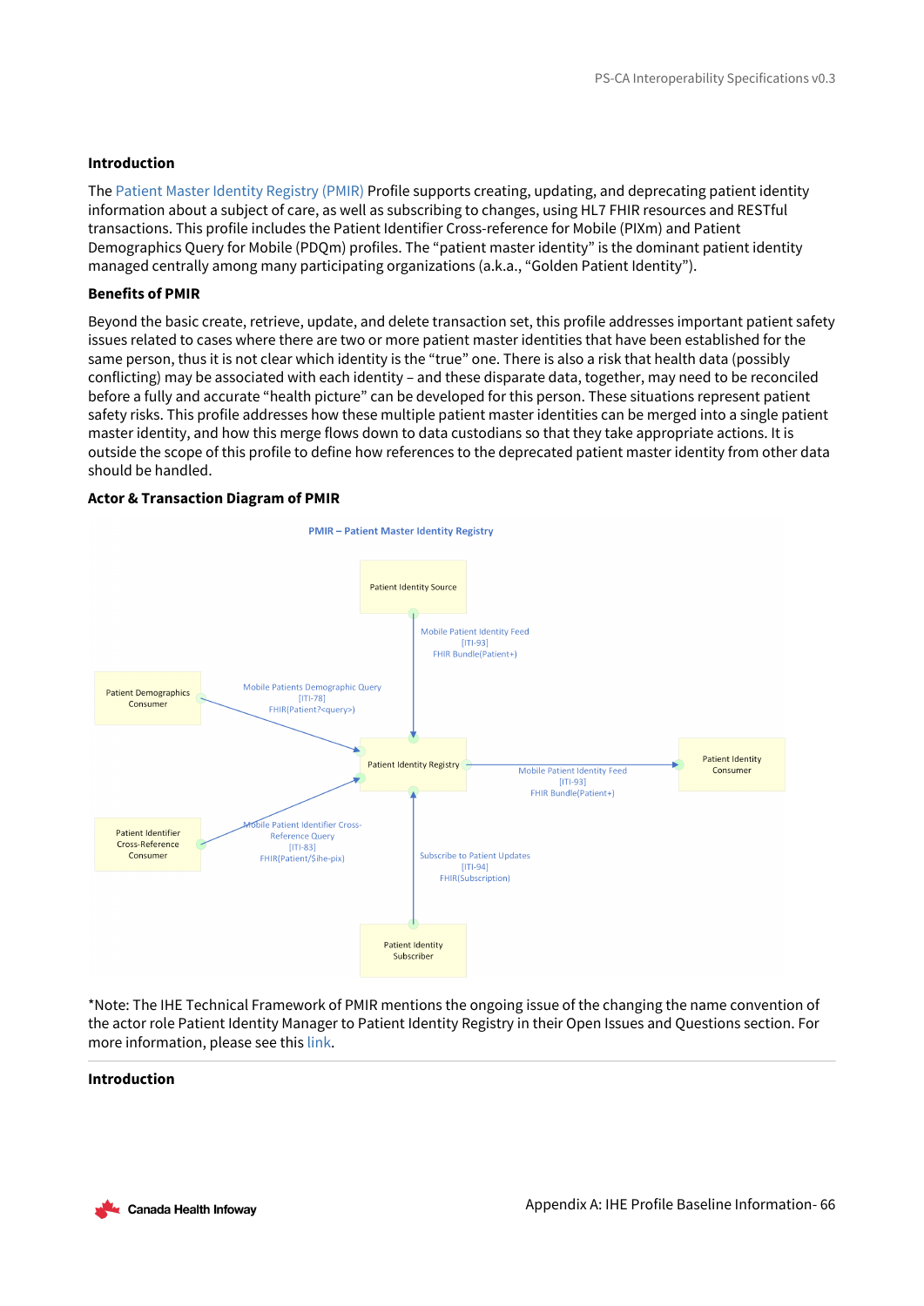**Introduction**

The Patient Master Identity Registry (PMIR) Profile supports creating, updating, and deprecating patient identity information about a subject of care, as well as subscribing to changes, using HL7 FHIR resources and RESTful transactions. This profile includes the Patient Identifier Cross-reference for Mobile (PIXm) and Patient Demographics Query for Mobile (PDQm) profiles. The "patient master identity" is the dominant patient identity managed centrally among many participating organizations (a.k.a., "Golden Patient Identity").

**Benefits of PMIR**

Beyond the basic create, retrieve, update, and delete transaction set, this profile addresses important patient safety issues related to cases where there are two or more patient master identities that have been established for the same person, thus it is not clear which identity is the "true" one. There is also a risk that health data (possibly conflicting) may be associated with each identity – and these disparate data, together, may need to be reconciled before a fully and accurate "health picture" can be developed for this person. These situations represent patient safety risks. This profile addresses how these multiple patient master identities can be merged into a single patient master identity, and how this merge flows down to data custodians so that they take appropriate actions. It is outside the scope of this profile to define how references to the deprecated patient master identity from other data should be handled.

**Actor & Transaction Diagram of PMIR**

PMIR – Patient Master Identity Registry

- Patient Identity Source → Patient Identity Registry: Mobile Patient Identity Feed [ITI-93] FHIR Bundle(Patient+)
- Patient Demographics Consumer → Patient Identity Registry: Mobile Patients Demographic Query [ITI-78] FHIR(Patient?<query>)
- Patient Identifier Cross-Reference Consumer → Patient Identity Registry: Mobile Patient Identifier Cross-Reference Query [ITI-83] FHIR(Patient/$ihe-pix)
- Patient Identity Registry → Patient Identity Consumer: Mobile Patient Identity Feed [ITI-93] FHIR Bundle(Patient+)
- Patient Identity Subscriber → Patient Identity Registry: Subscribe to Patient Updates [ITI-94] FHIR(Subscription)

*Note: The IHE Technical Framework of PMIR mentions the ongoing issue of the changing the name convention of the actor role Patient Identity Manager to Patient Identity Registry in their Open Issues and Questions section. For more information, please see this link.

**Introduction**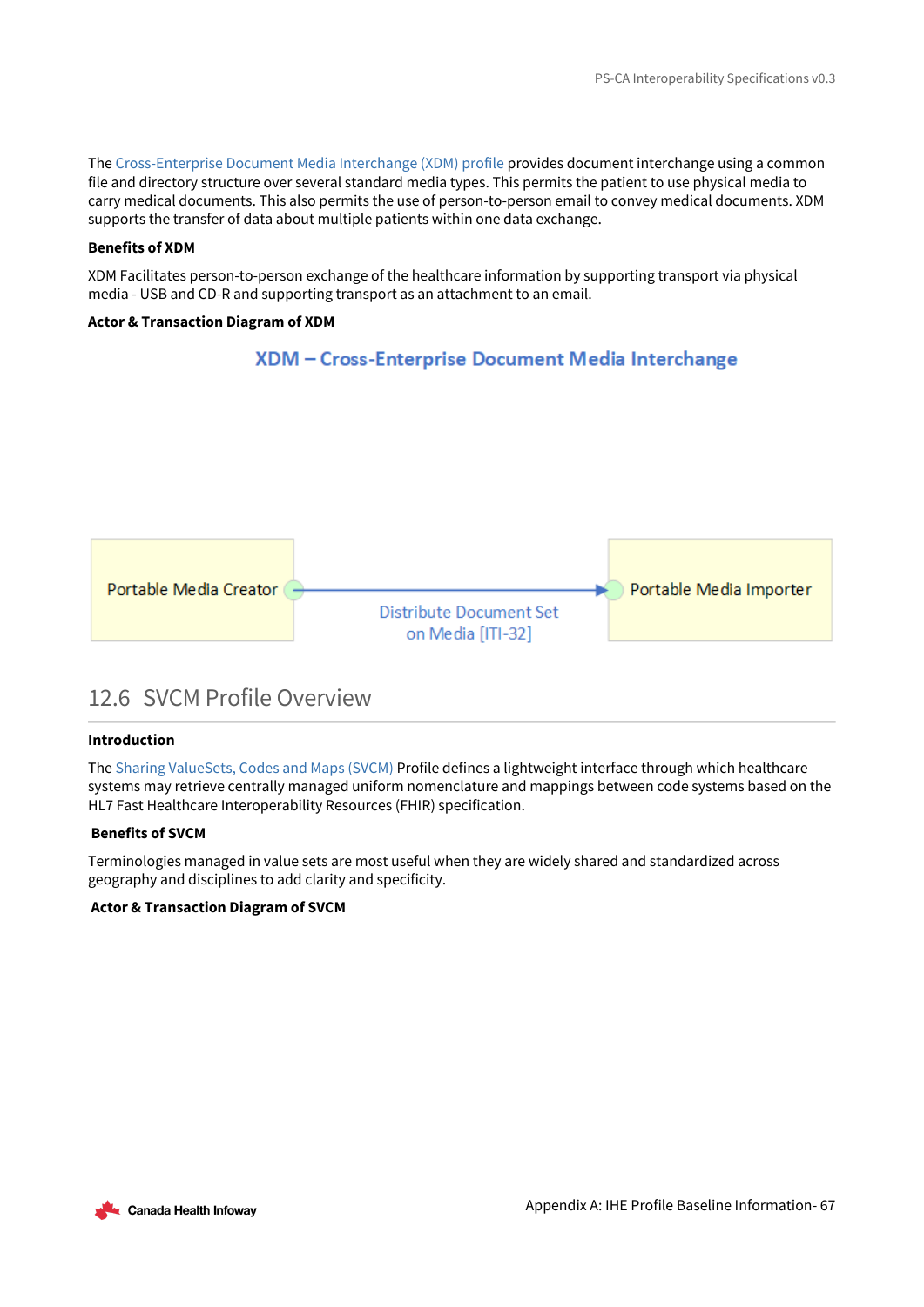The Cross-Enterprise Document Media Interchange (XDM) profile provides document interchange using a common file and directory structure over several standard media types. This permits the patient to use physical media to carry medical documents. This also permits the use of person-to-person email to convey medical documents. XDM supports the transfer of data about multiple patients within one data exchange.

**Benefits of XDM**

XDM Facilitates person-to-person exchange of the healthcare information by supporting transport via physical media - USB and CD-R and supporting transport as an attachment to an email.

**Actor & Transaction Diagram of XDM**

XDM – Cross-Enterprise Document Media Interchange

Portable Media Creator → Distribute Document Set on Media [ITI-32] → Portable Media Importer

## 12.6 SVCM Profile Overview

**Introduction**

The Sharing ValueSets, Codes and Maps (SVCM) Profile defines a lightweight interface through which healthcare systems may retrieve centrally managed uniform nomenclature and mappings between code systems based on the HL7 Fast Healthcare Interoperability Resources (FHIR) specification.

**Benefits of SVCM**

Terminologies managed in value sets are most useful when they are widely shared and standardized across geography and disciplines to add clarity and specificity.

**Actor & Transaction Diagram of SVCM**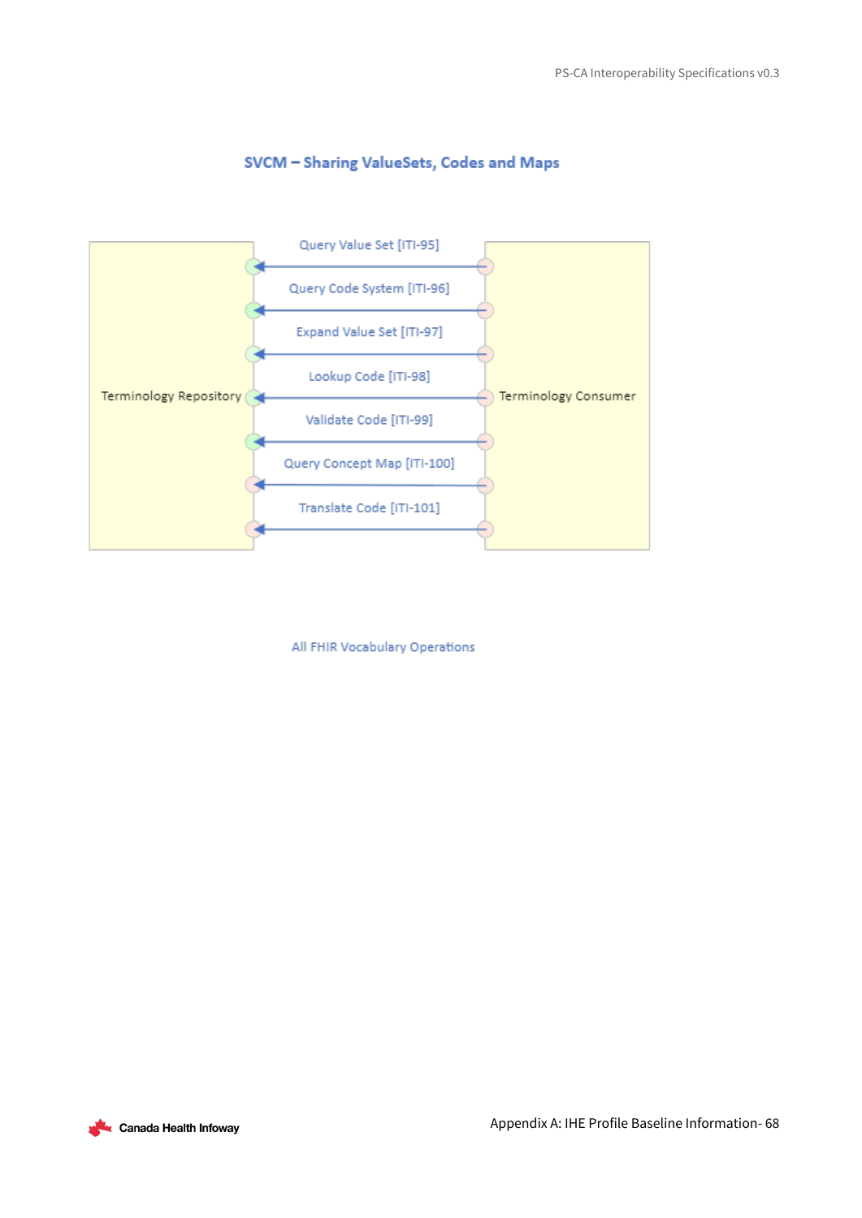**SVCM – Sharing ValueSets, Codes and Maps**

Terminology Repository

Terminology Consumer

Query Value Set [ITI-95]

Query Code System [ITI-96]

Expand Value Set [ITI-97]

Lookup Code [ITI-98]

Validate Code [ITI-99]

Query Concept Map [ITI-100]

Translate Code [ITI-101]

All FHIR Vocabulary Operations